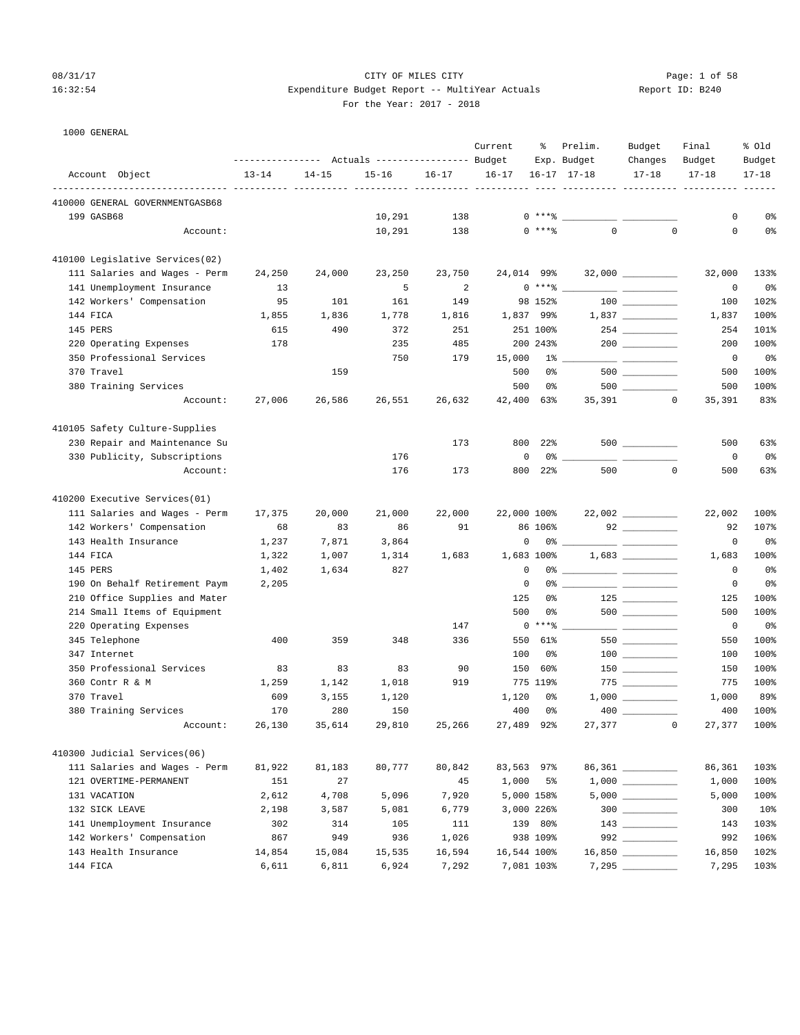CITY OF MILES CITY
Expenditure Budget Report -- MultiYear Actuals
For the Year: 2017 - 2018

08/31/17 16:32:54 — Report ID: B240

1000 GENERAL

| Account Object | Actuals 13-14 | Actuals 14-15 | Actuals 15-16 | Actuals 16-17 | Current Budget 16-17 | % Exp. 16-17 | Prelim. Budget 17-18 | Budget Changes 17-18 | Final Budget 17-18 | % Old Budget 17-18 |
|---|---|---|---|---|---|---|---|---|---|---|
| **410000 GENERAL GOVERNMENTGASB68** | | | | | | | | | | |
| 199 GASB68 | | | 10,291 | 138 | 0 | ***% | | | 0 | 0% |
| Account: | | | 10,291 | 138 | 0 | ***% | 0 | 0 | 0 | 0% |
| **410100 Legislative Services(02)** | | | | | | | | | | |
| 111 Salaries and Wages - Perm | 24,250 | 24,000 | 23,250 | 23,750 | 24,014 | 99% | 32,000 | | 32,000 | 133% |
| 141 Unemployment Insurance | 13 | | 5 | 2 | 0 | ***% | | | 0 | 0% |
| 142 Workers' Compensation | 95 | 101 | 161 | 149 | 98 | 152% | 100 | | 100 | 102% |
| 144 FICA | 1,855 | 1,836 | 1,778 | 1,816 | 1,837 | 99% | 1,837 | | 1,837 | 100% |
| 145 PERS | 615 | 490 | 372 | 251 | 251 | 100% | 254 | | 254 | 101% |
| 220 Operating Expenses | 178 | | 235 | 485 | 200 | 243% | 200 | | 200 | 100% |
| 350 Professional Services | | | 750 | 179 | 15,000 | 1% | | | 0 | 0% |
| 370 Travel | | 159 | | | 500 | 0% | 500 | | 500 | 100% |
| 380 Training Services | | | | | 500 | 0% | 500 | | 500 | 100% |
| Account: | 27,006 | 26,586 | 26,551 | 26,632 | 42,400 | 63% | 35,391 | 0 | 35,391 | 83% |
| **410105 Safety Culture-Supplies** | | | | | | | | | | |
| 230 Repair and Maintenance Su | | | | 173 | 800 | 22% | 500 | | 500 | 63% |
| 330 Publicity, Subscriptions | | | 176 | | 0 | 0% | | | 0 | 0% |
| Account: | | | 176 | 173 | 800 | 22% | 500 | 0 | 500 | 63% |
| **410200 Executive Services(01)** | | | | | | | | | | |
| 111 Salaries and Wages - Perm | 17,375 | 20,000 | 21,000 | 22,000 | 22,000 | 100% | 22,002 | | 22,002 | 100% |
| 142 Workers' Compensation | 68 | 83 | 86 | 91 | 86 | 106% | 92 | | 92 | 107% |
| 143 Health Insurance | 1,237 | 7,871 | 3,864 | | 0 | 0% | | | 0 | 0% |
| 144 FICA | 1,322 | 1,007 | 1,314 | 1,683 | 1,683 | 100% | 1,683 | | 1,683 | 100% |
| 145 PERS | 1,402 | 1,634 | 827 | | 0 | 0% | | | 0 | 0% |
| 190 On Behalf Retirement Paym | 2,205 | | | | 0 | 0% | | | 0 | 0% |
| 210 Office Supplies and Mater | | | | | 125 | 0% | 125 | | 125 | 100% |
| 214 Small Items of Equipment | | | | | 500 | 0% | 500 | | 500 | 100% |
| 220 Operating Expenses | | | | 147 | 0 | ***% | | | 0 | 0% |
| 345 Telephone | 400 | 359 | 348 | 336 | 550 | 61% | 550 | | 550 | 100% |
| 347 Internet | | | | | 100 | 0% | 100 | | 100 | 100% |
| 350 Professional Services | 83 | 83 | 83 | 90 | 150 | 60% | 150 | | 150 | 100% |
| 360 Contr R & M | 1,259 | 1,142 | 1,018 | 919 | 775 | 119% | 775 | | 775 | 100% |
| 370 Travel | 609 | 3,155 | 1,120 | | 1,120 | 0% | 1,000 | | 1,000 | 89% |
| 380 Training Services | 170 | 280 | 150 | | 400 | 0% | 400 | | 400 | 100% |
| Account: | 26,130 | 35,614 | 29,810 | 25,266 | 27,489 | 92% | 27,377 | 0 | 27,377 | 100% |
| **410300 Judicial Services(06)** | | | | | | | | | | |
| 111 Salaries and Wages - Perm | 81,922 | 81,183 | 80,777 | 80,842 | 83,563 | 97% | 86,361 | | 86,361 | 103% |
| 121 OVERTIME-PERMANENT | 151 | 27 | | 45 | 1,000 | 5% | 1,000 | | 1,000 | 100% |
| 131 VACATION | 2,612 | 4,708 | 5,096 | 7,920 | 5,000 | 158% | 5,000 | | 5,000 | 100% |
| 132 SICK LEAVE | 2,198 | 3,587 | 5,081 | 6,779 | 3,000 | 226% | 300 | | 300 | 10% |
| 141 Unemployment Insurance | 302 | 314 | 105 | 111 | 139 | 80% | 143 | | 143 | 103% |
| 142 Workers' Compensation | 867 | 949 | 936 | 1,026 | 938 | 109% | 992 | | 992 | 106% |
| 143 Health Insurance | 14,854 | 15,084 | 15,535 | 16,594 | 16,544 | 100% | 16,850 | | 16,850 | 102% |
| 144 FICA | 6,611 | 6,811 | 6,924 | 7,292 | 7,081 | 103% | 7,295 | | 7,295 | 103% |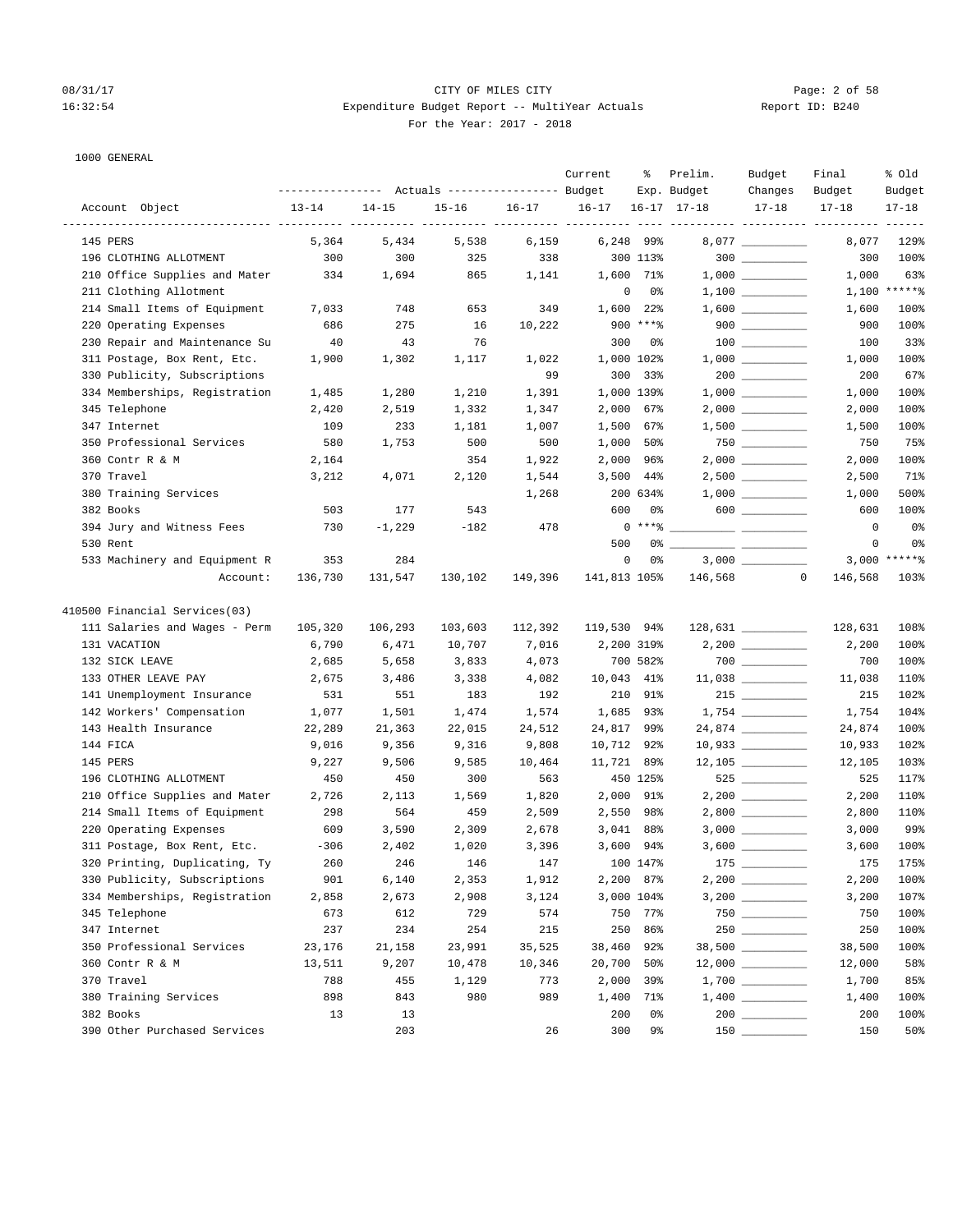08/31/17 CITY OF MILES CITY
16:32:54 Expenditure Budget Report -- MultiYear Actuals Report ID: B240
For the Year: 2017 - 2018

1000 GENERAL

| Account Object | Actuals 13-14 | Actuals 14-15 | Actuals 15-16 | Actuals 16-17 | Current Budget 16-17 | % Exp. 16-17 | Prelim. Budget 17-18 | Budget Changes 17-18 | Final Budget 17-18 | % Old Budget 17-18 |
|---|---|---|---|---|---|---|---|---|---|---|
| 145 PERS | 5,364 | 5,434 | 5,538 | 6,159 | 6,248 | 99% | 8,077 | __________ | 8,077 | 129% |
| 196 CLOTHING ALLOTMENT | 300 | 300 | 325 | 338 | 300 | 113% | 300 | __________ | 300 | 100% |
| 210 Office Supplies and Mater | 334 | 1,694 | 865 | 1,141 | 1,600 | 71% | 1,000 | __________ | 1,000 | 63% |
| 211 Clothing Allotment | | | | | 0 | 0% | 1,100 | __________ | 1,100 | *****% |
| 214 Small Items of Equipment | 7,033 | 748 | 653 | 349 | 1,600 | 22% | 1,600 | __________ | 1,600 | 100% |
| 220 Operating Expenses | 686 | 275 | 16 | 10,222 | 900 | ***% | 900 | __________ | 900 | 100% |
| 230 Repair and Maintenance Su | 40 | 43 | 76 | | 300 | 0% | 100 | __________ | 100 | 33% |
| 311 Postage, Box Rent, Etc. | 1,900 | 1,302 | 1,117 | 1,022 | 1,000 | 102% | 1,000 | __________ | 1,000 | 100% |
| 330 Publicity, Subscriptions | | | | 99 | 300 | 33% | 200 | __________ | 200 | 67% |
| 334 Memberships, Registration | 1,485 | 1,280 | 1,210 | 1,391 | 1,000 | 139% | 1,000 | __________ | 1,000 | 100% |
| 345 Telephone | 2,420 | 2,519 | 1,332 | 1,347 | 2,000 | 67% | 2,000 | __________ | 2,000 | 100% |
| 347 Internet | 109 | 233 | 1,181 | 1,007 | 1,500 | 67% | 1,500 | __________ | 1,500 | 100% |
| 350 Professional Services | 580 | 1,753 | 500 | 500 | 1,000 | 50% | 750 | __________ | 750 | 75% |
| 360 Contr R & M | 2,164 | | 354 | 1,922 | 2,000 | 96% | 2,000 | __________ | 2,000 | 100% |
| 370 Travel | 3,212 | 4,071 | 2,120 | 1,544 | 3,500 | 44% | 2,500 | __________ | 2,500 | 71% |
| 380 Training Services | | | | 1,268 | 200 | 634% | 1,000 | __________ | 1,000 | 500% |
| 382 Books | 503 | 177 | 543 | | 600 | 0% | 600 | __________ | 600 | 100% |
| 394 Jury and Witness Fees | 730 | -1,229 | -182 | 478 | 0 | ***% | __________ | __________ | 0 | 0% |
| 530 Rent | | | | | 500 | 0% | __________ | __________ | 0 | 0% |
| 533 Machinery and Equipment R | 353 | 284 | | | 0 | 0% | 3,000 | __________ | 3,000 | *****% |
| Account: | 136,730 | 131,547 | 130,102 | 149,396 | 141,813 | 105% | 146,568 | 0 | 146,568 | 103% |
| **410500 Financial Services(03)** | | | | | | | | | | |
| 111 Salaries and Wages - Perm | 105,320 | 106,293 | 103,603 | 112,392 | 119,530 | 94% | 128,631 | __________ | 128,631 | 108% |
| 131 VACATION | 6,790 | 6,471 | 10,707 | 7,016 | 2,200 | 319% | 2,200 | __________ | 2,200 | 100% |
| 132 SICK LEAVE | 2,685 | 5,658 | 3,833 | 4,073 | 700 | 582% | 700 | __________ | 700 | 100% |
| 133 OTHER LEAVE PAY | 2,675 | 3,486 | 3,338 | 4,082 | 10,043 | 41% | 11,038 | __________ | 11,038 | 110% |
| 141 Unemployment Insurance | 531 | 551 | 183 | 192 | 210 | 91% | 215 | __________ | 215 | 102% |
| 142 Workers' Compensation | 1,077 | 1,501 | 1,474 | 1,574 | 1,685 | 93% | 1,754 | __________ | 1,754 | 104% |
| 143 Health Insurance | 22,289 | 21,363 | 22,015 | 24,512 | 24,817 | 99% | 24,874 | __________ | 24,874 | 100% |
| 144 FICA | 9,016 | 9,356 | 9,316 | 9,808 | 10,712 | 92% | 10,933 | __________ | 10,933 | 102% |
| 145 PERS | 9,227 | 9,506 | 9,585 | 10,464 | 11,721 | 89% | 12,105 | __________ | 12,105 | 103% |
| 196 CLOTHING ALLOTMENT | 450 | 450 | 300 | 563 | 450 | 125% | 525 | __________ | 525 | 117% |
| 210 Office Supplies and Mater | 2,726 | 2,113 | 1,569 | 1,820 | 2,000 | 91% | 2,200 | __________ | 2,200 | 110% |
| 214 Small Items of Equipment | 298 | 564 | 459 | 2,509 | 2,550 | 98% | 2,800 | __________ | 2,800 | 110% |
| 220 Operating Expenses | 609 | 3,590 | 2,309 | 2,678 | 3,041 | 88% | 3,000 | __________ | 3,000 | 99% |
| 311 Postage, Box Rent, Etc. | -306 | 2,402 | 1,020 | 3,396 | 3,600 | 94% | 3,600 | __________ | 3,600 | 100% |
| 320 Printing, Duplicating, Ty | 260 | 246 | 146 | 147 | 100 | 147% | 175 | __________ | 175 | 175% |
| 330 Publicity, Subscriptions | 901 | 6,140 | 2,353 | 1,912 | 2,200 | 87% | 2,200 | __________ | 2,200 | 100% |
| 334 Memberships, Registration | 2,858 | 2,673 | 2,908 | 3,124 | 3,000 | 104% | 3,200 | __________ | 3,200 | 107% |
| 345 Telephone | 673 | 612 | 729 | 574 | 750 | 77% | 750 | __________ | 750 | 100% |
| 347 Internet | 237 | 234 | 254 | 215 | 250 | 86% | 250 | __________ | 250 | 100% |
| 350 Professional Services | 23,176 | 21,158 | 23,991 | 35,525 | 38,460 | 92% | 38,500 | __________ | 38,500 | 100% |
| 360 Contr R & M | 13,511 | 9,207 | 10,478 | 10,346 | 20,700 | 50% | 12,000 | __________ | 12,000 | 58% |
| 370 Travel | 788 | 455 | 1,129 | 773 | 2,000 | 39% | 1,700 | __________ | 1,700 | 85% |
| 380 Training Services | 898 | 843 | 980 | 989 | 1,400 | 71% | 1,400 | __________ | 1,400 | 100% |
| 382 Books | 13 | 13 | | | 200 | 0% | 200 | __________ | 200 | 100% |
| 390 Other Purchased Services | | 203 | | 26 | 300 | 9% | 150 | __________ | 150 | 50% |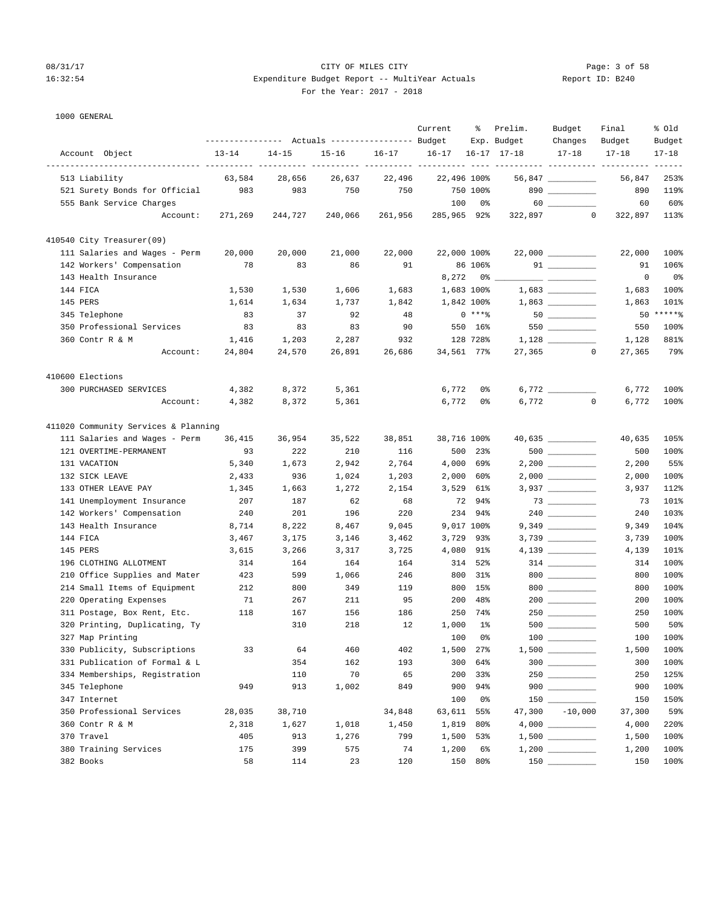08/31/17 CITY OF MILES CITY
16:32:54 Expenditure Budget Report -- MultiYear Actuals Report ID: B240
For the Year: 2017 - 2018

1000 GENERAL

| Account Object | Actuals 13-14 | Actuals 14-15 | Actuals 15-16 | Actuals 16-17 | Current Budget 16-17 | % Exp. 16-17 | Prelim. Budget 17-18 | Budget Changes 17-18 | Final Budget 17-18 | % Old Budget 17-18 |
|---|---|---|---|---|---|---|---|---|---|---|
| 513 Liability | 63,584 | 28,656 | 26,637 | 22,496 | 22,496 | 100% | 56,847 | | 56,847 | 253% |
| 521 Surety Bonds for Official | 983 | 983 | 750 | 750 | 750 | 100% | 890 | | 890 | 119% |
| 555 Bank Service Charges | | | | | 100 | 0% | 60 | | 60 | 60% |
| Account: | 271,269 | 244,727 | 240,066 | 261,956 | 285,965 | 92% | 322,897 | 0 | 322,897 | 113% |
| **410540 City Treasurer(09)** | | | | | | | | | | |
| 111 Salaries and Wages - Perm | 20,000 | 20,000 | 21,000 | 22,000 | 22,000 | 100% | 22,000 | | 22,000 | 100% |
| 142 Workers' Compensation | 78 | 83 | 86 | 91 | 86 | 106% | 91 | | 91 | 106% |
| 143 Health Insurance | | | | | 8,272 | 0% | | | 0 | 0% |
| 144 FICA | 1,530 | 1,530 | 1,606 | 1,683 | 1,683 | 100% | 1,683 | | 1,683 | 100% |
| 145 PERS | 1,614 | 1,634 | 1,737 | 1,842 | 1,842 | 100% | 1,863 | | 1,863 | 101% |
| 345 Telephone | 83 | 37 | 92 | 48 | 0 | ***% | 50 | | 50 | *****% |
| 350 Professional Services | 83 | 83 | 83 | 90 | 550 | 16% | 550 | | 550 | 100% |
| 360 Contr R & M | 1,416 | 1,203 | 2,287 | 932 | 128 | 728% | 1,128 | | 1,128 | 881% |
| Account: | 24,804 | 24,570 | 26,891 | 26,686 | 34,561 | 77% | 27,365 | 0 | 27,365 | 79% |
| **410600 Elections** | | | | | | | | | | |
| 300 PURCHASED SERVICES | 4,382 | 8,372 | 5,361 | | 6,772 | 0% | 6,772 | | 6,772 | 100% |
| Account: | 4,382 | 8,372 | 5,361 | | 6,772 | 0% | 6,772 | 0 | 6,772 | 100% |
| **411020 Community Services & Planning** | | | | | | | | | | |
| 111 Salaries and Wages - Perm | 36,415 | 36,954 | 35,522 | 38,851 | 38,716 | 100% | 40,635 | | 40,635 | 105% |
| 121 OVERTIME-PERMANENT | 93 | 222 | 210 | 116 | 500 | 23% | 500 | | 500 | 100% |
| 131 VACATION | 5,340 | 1,673 | 2,942 | 2,764 | 4,000 | 69% | 2,200 | | 2,200 | 55% |
| 132 SICK LEAVE | 2,433 | 936 | 1,024 | 1,203 | 2,000 | 60% | 2,000 | | 2,000 | 100% |
| 133 OTHER LEAVE PAY | 1,345 | 1,663 | 1,272 | 2,154 | 3,529 | 61% | 3,937 | | 3,937 | 112% |
| 141 Unemployment Insurance | 207 | 187 | 62 | 68 | 72 | 94% | 73 | | 73 | 101% |
| 142 Workers' Compensation | 240 | 201 | 196 | 220 | 234 | 94% | 240 | | 240 | 103% |
| 143 Health Insurance | 8,714 | 8,222 | 8,467 | 9,045 | 9,017 | 100% | 9,349 | | 9,349 | 104% |
| 144 FICA | 3,467 | 3,175 | 3,146 | 3,462 | 3,729 | 93% | 3,739 | | 3,739 | 100% |
| 145 PERS | 3,615 | 3,266 | 3,317 | 3,725 | 4,080 | 91% | 4,139 | | 4,139 | 101% |
| 196 CLOTHING ALLOTMENT | 314 | 164 | 164 | 164 | 314 | 52% | 314 | | 314 | 100% |
| 210 Office Supplies and Mater | 423 | 599 | 1,066 | 246 | 800 | 31% | 800 | | 800 | 100% |
| 214 Small Items of Equipment | 212 | 800 | 349 | 119 | 800 | 15% | 800 | | 800 | 100% |
| 220 Operating Expenses | 71 | 267 | 211 | 95 | 200 | 48% | 200 | | 200 | 100% |
| 311 Postage, Box Rent, Etc. | 118 | 167 | 156 | 186 | 250 | 74% | 250 | | 250 | 100% |
| 320 Printing, Duplicating, Ty | | 310 | 218 | 12 | 1,000 | 1% | 500 | | 500 | 50% |
| 327 Map Printing | | | | | 100 | 0% | 100 | | 100 | 100% |
| 330 Publicity, Subscriptions | 33 | 64 | 460 | 402 | 1,500 | 27% | 1,500 | | 1,500 | 100% |
| 331 Publication of Formal & L | | 354 | 162 | 193 | 300 | 64% | 300 | | 300 | 100% |
| 334 Memberships, Registration | | 110 | 70 | 65 | 200 | 33% | 250 | | 250 | 125% |
| 345 Telephone | 949 | 913 | 1,002 | 849 | 900 | 94% | 900 | | 900 | 100% |
| 347 Internet | | | | | 100 | 0% | 150 | | 150 | 150% |
| 350 Professional Services | 28,035 | 38,710 | | 34,848 | 63,611 | 55% | 47,300 | -10,000 | 37,300 | 59% |
| 360 Contr R & M | 2,318 | 1,627 | 1,018 | 1,450 | 1,819 | 80% | 4,000 | | 4,000 | 220% |
| 370 Travel | 405 | 913 | 1,276 | 799 | 1,500 | 53% | 1,500 | | 1,500 | 100% |
| 380 Training Services | 175 | 399 | 575 | 74 | 1,200 | 6% | 1,200 | | 1,200 | 100% |
| 382 Books | 58 | 114 | 23 | 120 | 150 | 80% | 150 | | 150 | 100% |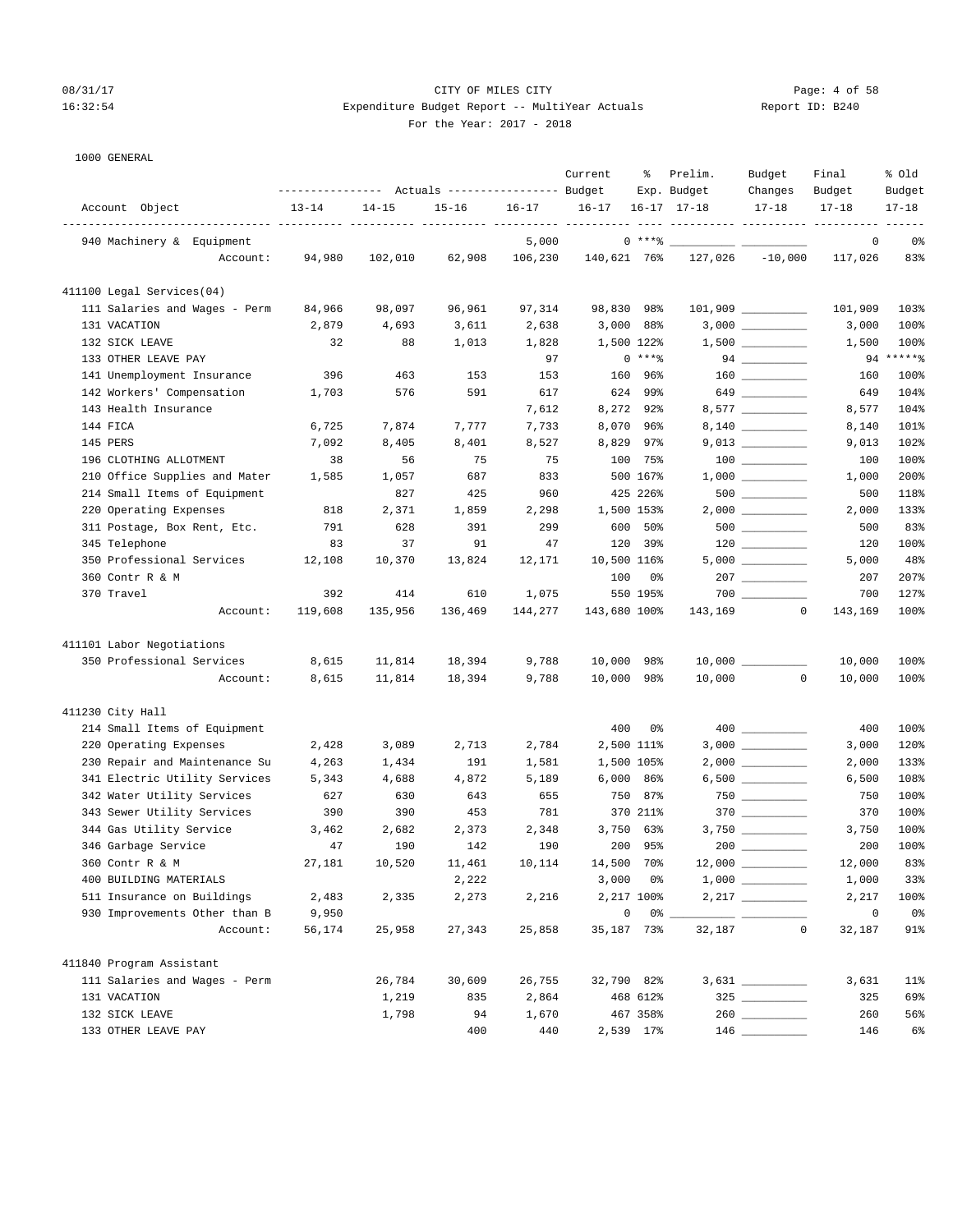CITY OF MILES CITY
Expenditure Budget Report -- MultiYear Actuals
For the Year: 2017 - 2018

08/31/17 16:32:54 — Report ID: B240

1000 GENERAL

| Account Object | Actuals 13-14 | Actuals 14-15 | Actuals 15-16 | Actuals 16-17 | Current Budget 16-17 | % Exp. 16-17 | Prelim. Budget 17-18 | Budget Changes 17-18 | Final Budget 17-18 | % Old Budget 17-18 |
|---|---|---|---|---|---|---|---|---|---|---|
| 940 Machinery & Equipment | | | | 5,000 | 0 | ***% | __________ | __________ | 0 | 0% |
| Account: | 94,980 | 102,010 | 62,908 | 106,230 | 140,621 | 76% | 127,026 | -10,000 | 117,026 | 83% |
| **411100 Legal Services(04)** | | | | | | | | | | |
| 111 Salaries and Wages - Perm | 84,966 | 98,097 | 96,961 | 97,314 | 98,830 | 98% | 101,909 | __________ | 101,909 | 103% |
| 131 VACATION | 2,879 | 4,693 | 3,611 | 2,638 | 3,000 | 88% | 3,000 | __________ | 3,000 | 100% |
| 132 SICK LEAVE | 32 | 88 | 1,013 | 1,828 | 1,500 | 122% | 1,500 | __________ | 1,500 | 100% |
| 133 OTHER LEAVE PAY | | | | 97 | 0 | ***% | 94 | __________ | 94 | *****% |
| 141 Unemployment Insurance | 396 | 463 | 153 | 153 | 160 | 96% | 160 | __________ | 160 | 100% |
| 142 Workers' Compensation | 1,703 | 576 | 591 | 617 | 624 | 99% | 649 | __________ | 649 | 104% |
| 143 Health Insurance | | | | 7,612 | 8,272 | 92% | 8,577 | __________ | 8,577 | 104% |
| 144 FICA | 6,725 | 7,874 | 7,777 | 7,733 | 8,070 | 96% | 8,140 | __________ | 8,140 | 101% |
| 145 PERS | 7,092 | 8,405 | 8,401 | 8,527 | 8,829 | 97% | 9,013 | __________ | 9,013 | 102% |
| 196 CLOTHING ALLOTMENT | 38 | 56 | 75 | 75 | 100 | 75% | 100 | __________ | 100 | 100% |
| 210 Office Supplies and Mater | 1,585 | 1,057 | 687 | 833 | 500 | 167% | 1,000 | __________ | 1,000 | 200% |
| 214 Small Items of Equipment | | 827 | 425 | 960 | 425 | 226% | 500 | __________ | 500 | 118% |
| 220 Operating Expenses | 818 | 2,371 | 1,859 | 2,298 | 1,500 | 153% | 2,000 | __________ | 2,000 | 133% |
| 311 Postage, Box Rent, Etc. | 791 | 628 | 391 | 299 | 600 | 50% | 500 | __________ | 500 | 83% |
| 345 Telephone | 83 | 37 | 91 | 47 | 120 | 39% | 120 | __________ | 120 | 100% |
| 350 Professional Services | 12,108 | 10,370 | 13,824 | 12,171 | 10,500 | 116% | 5,000 | __________ | 5,000 | 48% |
| 360 Contr R & M | | | | | 100 | 0% | 207 | __________ | 207 | 207% |
| 370 Travel | 392 | 414 | 610 | 1,075 | 550 | 195% | 700 | __________ | 700 | 127% |
| Account: | 119,608 | 135,956 | 136,469 | 144,277 | 143,680 | 100% | 143,169 | 0 | 143,169 | 100% |
| **411101 Labor Negotiations** | | | | | | | | | | |
| 350 Professional Services | 8,615 | 11,814 | 18,394 | 9,788 | 10,000 | 98% | 10,000 | __________ | 10,000 | 100% |
| Account: | 8,615 | 11,814 | 18,394 | 9,788 | 10,000 | 98% | 10,000 | 0 | 10,000 | 100% |
| **411230 City Hall** | | | | | | | | | | |
| 214 Small Items of Equipment | | | | | 400 | 0% | 400 | __________ | 400 | 100% |
| 220 Operating Expenses | 2,428 | 3,089 | 2,713 | 2,784 | 2,500 | 111% | 3,000 | __________ | 3,000 | 120% |
| 230 Repair and Maintenance Su | 4,263 | 1,434 | 191 | 1,581 | 1,500 | 105% | 2,000 | __________ | 2,000 | 133% |
| 341 Electric Utility Services | 5,343 | 4,688 | 4,872 | 5,189 | 6,000 | 86% | 6,500 | __________ | 6,500 | 108% |
| 342 Water Utility Services | 627 | 630 | 643 | 655 | 750 | 87% | 750 | __________ | 750 | 100% |
| 343 Sewer Utility Services | 390 | 390 | 453 | 781 | 370 | 211% | 370 | __________ | 370 | 100% |
| 344 Gas Utility Service | 3,462 | 2,682 | 2,373 | 2,348 | 3,750 | 63% | 3,750 | __________ | 3,750 | 100% |
| 346 Garbage Service | 47 | 190 | 142 | 190 | 200 | 95% | 200 | __________ | 200 | 100% |
| 360 Contr R & M | 27,181 | 10,520 | 11,461 | 10,114 | 14,500 | 70% | 12,000 | __________ | 12,000 | 83% |
| 400 BUILDING MATERIALS | | | 2,222 | | 3,000 | 0% | 1,000 | __________ | 1,000 | 33% |
| 511 Insurance on Buildings | 2,483 | 2,335 | 2,273 | 2,216 | 2,217 | 100% | 2,217 | __________ | 2,217 | 100% |
| 930 Improvements Other than B | 9,950 | | | | 0 | 0% | __________ | __________ | 0 | 0% |
| Account: | 56,174 | 25,958 | 27,343 | 25,858 | 35,187 | 73% | 32,187 | 0 | 32,187 | 91% |
| **411840 Program Assistant** | | | | | | | | | | |
| 111 Salaries and Wages - Perm | | 26,784 | 30,609 | 26,755 | 32,790 | 82% | 3,631 | __________ | 3,631 | 11% |
| 131 VACATION | | 1,219 | 835 | 2,864 | 468 | 612% | 325 | __________ | 325 | 69% |
| 132 SICK LEAVE | | 1,798 | 94 | 1,670 | 467 | 358% | 260 | __________ | 260 | 56% |
| 133 OTHER LEAVE PAY | | | 400 | 440 | 2,539 | 17% | 146 | __________ | 146 | 6% |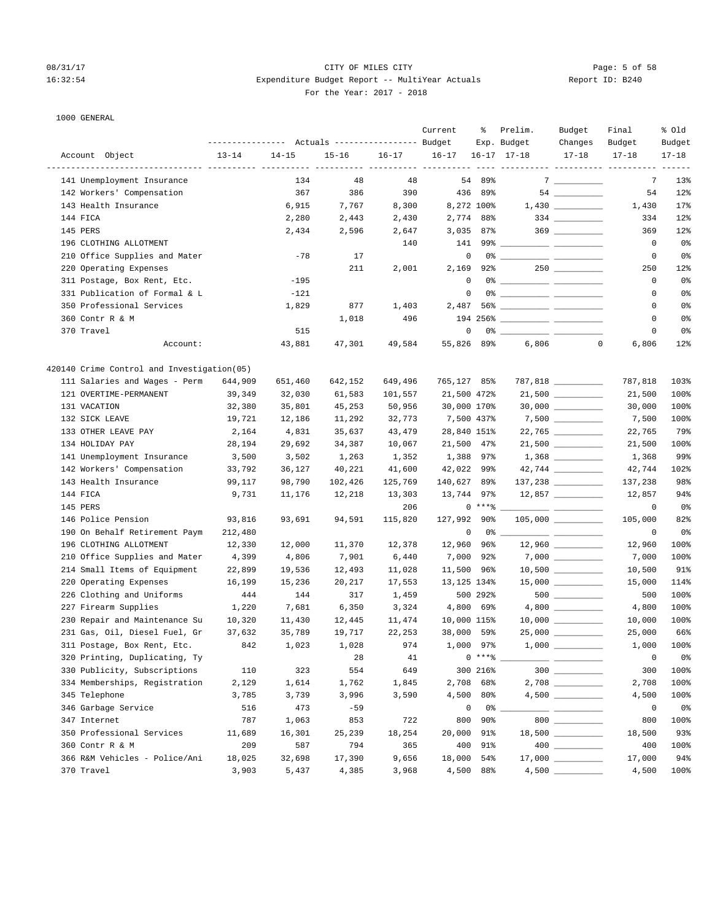CITY OF MILES CITY
Expenditure Budget Report -- MultiYear Actuals
For the Year: 2017 - 2018

1000 GENERAL

| Account Object | Actuals 13-14 | Actuals 14-15 | Actuals 15-16 | Actuals 16-17 | Current Budget 16-17 | % Exp. 16-17 | Prelim. Budget 17-18 | Budget Changes 17-18 | Final Budget 17-18 | % Old Budget 17-18 |
|---|---|---|---|---|---|---|---|---|---|---|
| 141 Unemployment Insurance | | 134 | 48 | 48 | 54 | 89% | 7 | | 7 | 13% |
| 142 Workers' Compensation | | 367 | 386 | 390 | 436 | 89% | 54 | | 54 | 12% |
| 143 Health Insurance | | 6,915 | 7,767 | 8,300 | 8,272 | 100% | 1,430 | | 1,430 | 17% |
| 144 FICA | | 2,280 | 2,443 | 2,430 | 2,774 | 88% | 334 | | 334 | 12% |
| 145 PERS | | 2,434 | 2,596 | 2,647 | 3,035 | 87% | 369 | | 369 | 12% |
| 196 CLOTHING ALLOTMENT | | | | 140 | 141 | 99% | | | 0 | 0% |
| 210 Office Supplies and Mater | | -78 | 17 | | 0 | 0% | | | 0 | 0% |
| 220 Operating Expenses | | | 211 | 2,001 | 2,169 | 92% | 250 | | 250 | 12% |
| 311 Postage, Box Rent, Etc. | | -195 | | | 0 | 0% | | | 0 | 0% |
| 331 Publication of Formal & L | | -121 | | | 0 | 0% | | | 0 | 0% |
| 350 Professional Services | | 1,829 | 877 | 1,403 | 2,487 | 56% | | | 0 | 0% |
| 360 Contr R & M | | | 1,018 | 496 | 194 | 256% | | | 0 | 0% |
| 370 Travel | | 515 | | | 0 | 0% | | | 0 | 0% |
| Account: | | 43,881 | 47,301 | 49,584 | 55,826 | 89% | 6,806 | 0 | 6,806 | 12% |
| **420140 Crime Control and Investigation(05)** | | | | | | | | | | |
| 111 Salaries and Wages - Perm | 644,909 | 651,460 | 642,152 | 649,496 | 765,127 | 85% | 787,818 | | 787,818 | 103% |
| 121 OVERTIME-PERMANENT | 39,349 | 32,030 | 61,583 | 101,557 | 21,500 | 472% | 21,500 | | 21,500 | 100% |
| 131 VACATION | 32,380 | 35,801 | 45,253 | 50,956 | 30,000 | 170% | 30,000 | | 30,000 | 100% |
| 132 SICK LEAVE | 19,721 | 12,186 | 11,292 | 32,773 | 7,500 | 437% | 7,500 | | 7,500 | 100% |
| 133 OTHER LEAVE PAY | 2,164 | 4,831 | 35,637 | 43,479 | 28,840 | 151% | 22,765 | | 22,765 | 79% |
| 134 HOLIDAY PAY | 28,194 | 29,692 | 34,387 | 10,067 | 21,500 | 47% | 21,500 | | 21,500 | 100% |
| 141 Unemployment Insurance | 3,500 | 3,502 | 1,263 | 1,352 | 1,388 | 97% | 1,368 | | 1,368 | 99% |
| 142 Workers' Compensation | 33,792 | 36,127 | 40,221 | 41,600 | 42,022 | 99% | 42,744 | | 42,744 | 102% |
| 143 Health Insurance | 99,117 | 98,790 | 102,426 | 125,769 | 140,627 | 89% | 137,238 | | 137,238 | 98% |
| 144 FICA | 9,731 | 11,176 | 12,218 | 13,303 | 13,744 | 97% | 12,857 | | 12,857 | 94% |
| 145 PERS | | | | 206 | 0 | *** | | | 0 | 0% |
| 146 Police Pension | 93,816 | 93,691 | 94,591 | 115,820 | 127,992 | 90% | 105,000 | | 105,000 | 82% |
| 190 On Behalf Retirement Paym | 212,480 | | | | 0 | 0% | | | 0 | 0% |
| 196 CLOTHING ALLOTMENT | 12,330 | 12,000 | 11,370 | 12,378 | 12,960 | 96% | 12,960 | | 12,960 | 100% |
| 210 Office Supplies and Mater | 4,399 | 4,806 | 7,901 | 6,440 | 7,000 | 92% | 7,000 | | 7,000 | 100% |
| 214 Small Items of Equipment | 22,899 | 19,536 | 12,493 | 11,028 | 11,500 | 96% | 10,500 | | 10,500 | 91% |
| 220 Operating Expenses | 16,199 | 15,236 | 20,217 | 17,553 | 13,125 | 134% | 15,000 | | 15,000 | 114% |
| 226 Clothing and Uniforms | 444 | 144 | 317 | 1,459 | 500 | 292% | 500 | | 500 | 100% |
| 227 Firearm Supplies | 1,220 | 7,681 | 6,350 | 3,324 | 4,800 | 69% | 4,800 | | 4,800 | 100% |
| 230 Repair and Maintenance Su | 10,320 | 11,430 | 12,445 | 11,474 | 10,000 | 115% | 10,000 | | 10,000 | 100% |
| 231 Gas, Oil, Diesel Fuel, Gr | 37,632 | 35,789 | 19,717 | 22,253 | 38,000 | 59% | 25,000 | | 25,000 | 66% |
| 311 Postage, Box Rent, Etc. | 842 | 1,023 | 1,028 | 974 | 1,000 | 97% | 1,000 | | 1,000 | 100% |
| 320 Printing, Duplicating, Ty | | | 28 | 41 | 0 | *** | | | 0 | 0% |
| 330 Publicity, Subscriptions | 110 | 323 | 554 | 649 | 300 | 216% | 300 | | 300 | 100% |
| 334 Memberships, Registration | 2,129 | 1,614 | 1,762 | 1,845 | 2,708 | 68% | 2,708 | | 2,708 | 100% |
| 345 Telephone | 3,785 | 3,739 | 3,996 | 3,590 | 4,500 | 80% | 4,500 | | 4,500 | 100% |
| 346 Garbage Service | 516 | 473 | -59 | | 0 | 0% | | | 0 | 0% |
| 347 Internet | 787 | 1,063 | 853 | 722 | 800 | 90% | 800 | | 800 | 100% |
| 350 Professional Services | 11,689 | 16,301 | 25,239 | 18,254 | 20,000 | 91% | 18,500 | | 18,500 | 93% |
| 360 Contr R & M | 209 | 587 | 794 | 365 | 400 | 91% | 400 | | 400 | 100% |
| 366 R&M Vehicles - Police/Ani | 18,025 | 32,698 | 17,390 | 9,656 | 18,000 | 54% | 17,000 | | 17,000 | 94% |
| 370 Travel | 3,903 | 5,437 | 4,385 | 3,968 | 4,500 | 88% | 4,500 | | 4,500 | 100% |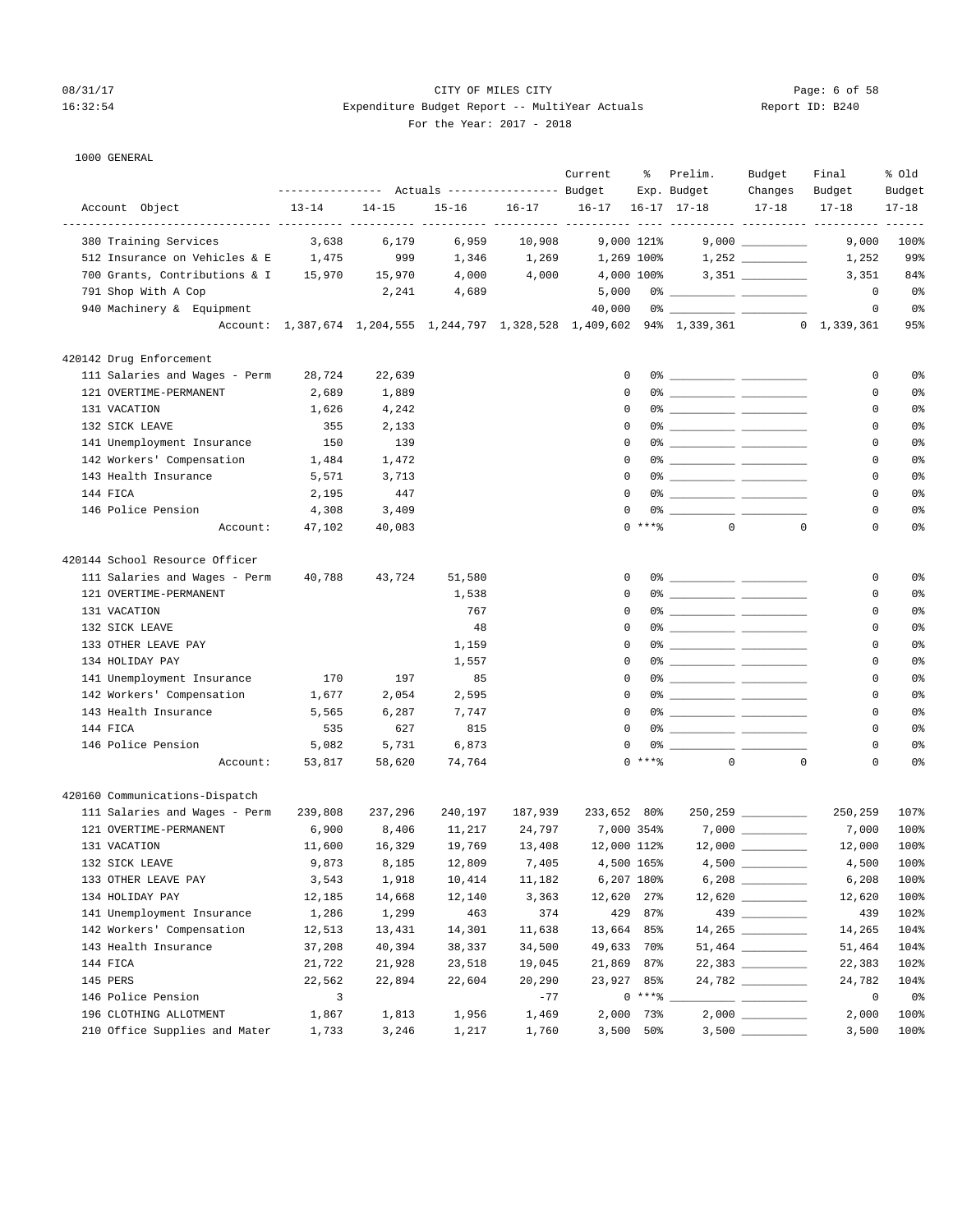CITY OF MILES CITY
Expenditure Budget Report -- MultiYear Actuals
For the Year: 2017 - 2018

1000 GENERAL

| Account Object | 13-14 | 14-15 | 15-16 | 16-17 | Current Budget 16-17 | % Exp. 16-17 | Prelim. Budget 17-18 | Budget Changes 17-18 | Final Budget 17-18 | % Old Budget 17-18 |
|---|---|---|---|---|---|---|---|---|---|---|
| 380 Training Services | 3,638 | 6,179 | 6,959 | 10,908 | 9,000 | 121% | 9,000 | ___________ | 9,000 | 100% |
| 512 Insurance on Vehicles & E | 1,475 | 999 | 1,346 | 1,269 | 1,269 | 100% | 1,252 | ___________ | 1,252 | 99% |
| 700 Grants, Contributions & I | 15,970 | 15,970 | 4,000 | 4,000 | 4,000 | 100% | 3,351 | ___________ | 3,351 | 84% |
| 791 Shop With A Cop | | 2,241 | 4,689 | | 5,000 | 0% | ___________ | ___________ | 0 | 0% |
| 940 Machinery & Equipment | | | | | 40,000 | 0% | ___________ | ___________ | 0 | 0% |
| Account: | 1,387,674 | 1,204,555 | 1,244,797 | 1,328,528 | 1,409,602 | 94% | 1,339,361 | 0 | 1,339,361 | 95% |
| **420142 Drug Enforcement** | | | | | | | | | | |
| 111 Salaries and Wages - Perm | 28,724 | 22,639 | | | 0 | 0% | ___________ | ___________ | 0 | 0% |
| 121 OVERTIME-PERMANENT | 2,689 | 1,889 | | | 0 | 0% | ___________ | ___________ | 0 | 0% |
| 131 VACATION | 1,626 | 4,242 | | | 0 | 0% | ___________ | ___________ | 0 | 0% |
| 132 SICK LEAVE | 355 | 2,133 | | | 0 | 0% | ___________ | ___________ | 0 | 0% |
| 141 Unemployment Insurance | 150 | 139 | | | 0 | 0% | ___________ | ___________ | 0 | 0% |
| 142 Workers' Compensation | 1,484 | 1,472 | | | 0 | 0% | ___________ | ___________ | 0 | 0% |
| 143 Health Insurance | 5,571 | 3,713 | | | 0 | 0% | ___________ | ___________ | 0 | 0% |
| 144 FICA | 2,195 | 447 | | | 0 | 0% | ___________ | ___________ | 0 | 0% |
| 146 Police Pension | 4,308 | 3,409 | | | 0 | 0% | ___________ | ___________ | 0 | 0% |
| Account: | 47,102 | 40,083 | | | 0 | ***% | 0 | 0 | 0 | 0% |
| **420144 School Resource Officer** | | | | | | | | | | |
| 111 Salaries and Wages - Perm | 40,788 | 43,724 | 51,580 | | 0 | 0% | ___________ | ___________ | 0 | 0% |
| 121 OVERTIME-PERMANENT | | | 1,538 | | 0 | 0% | ___________ | ___________ | 0 | 0% |
| 131 VACATION | | | 767 | | 0 | 0% | ___________ | ___________ | 0 | 0% |
| 132 SICK LEAVE | | | 48 | | 0 | 0% | ___________ | ___________ | 0 | 0% |
| 133 OTHER LEAVE PAY | | | 1,159 | | 0 | 0% | ___________ | ___________ | 0 | 0% |
| 134 HOLIDAY PAY | | | 1,557 | | 0 | 0% | ___________ | ___________ | 0 | 0% |
| 141 Unemployment Insurance | 170 | 197 | 85 | | 0 | 0% | ___________ | ___________ | 0 | 0% |
| 142 Workers' Compensation | 1,677 | 2,054 | 2,595 | | 0 | 0% | ___________ | ___________ | 0 | 0% |
| 143 Health Insurance | 5,565 | 6,287 | 7,747 | | 0 | 0% | ___________ | ___________ | 0 | 0% |
| 144 FICA | 535 | 627 | 815 | | 0 | 0% | ___________ | ___________ | 0 | 0% |
| 146 Police Pension | 5,082 | 5,731 | 6,873 | | 0 | 0% | ___________ | ___________ | 0 | 0% |
| Account: | 53,817 | 58,620 | 74,764 | | 0 | ***% | 0 | 0 | 0 | 0% |
| **420160 Communications-Dispatch** | | | | | | | | | | |
| 111 Salaries and Wages - Perm | 239,808 | 237,296 | 240,197 | 187,939 | 233,652 | 80% | 250,259 | ___________ | 250,259 | 107% |
| 121 OVERTIME-PERMANENT | 6,900 | 8,406 | 11,217 | 24,797 | 7,000 | 354% | 7,000 | ___________ | 7,000 | 100% |
| 131 VACATION | 11,600 | 16,329 | 19,769 | 13,408 | 12,000 | 112% | 12,000 | ___________ | 12,000 | 100% |
| 132 SICK LEAVE | 9,873 | 8,185 | 12,809 | 7,405 | 4,500 | 165% | 4,500 | ___________ | 4,500 | 100% |
| 133 OTHER LEAVE PAY | 3,543 | 1,918 | 10,414 | 11,182 | 6,207 | 180% | 6,208 | ___________ | 6,208 | 100% |
| 134 HOLIDAY PAY | 12,185 | 14,668 | 12,140 | 3,363 | 12,620 | 27% | 12,620 | ___________ | 12,620 | 100% |
| 141 Unemployment Insurance | 1,286 | 1,299 | 463 | 374 | 429 | 87% | 439 | ___________ | 439 | 102% |
| 142 Workers' Compensation | 12,513 | 13,431 | 14,301 | 11,638 | 13,664 | 85% | 14,265 | ___________ | 14,265 | 104% |
| 143 Health Insurance | 37,208 | 40,394 | 38,337 | 34,500 | 49,633 | 70% | 51,464 | ___________ | 51,464 | 104% |
| 144 FICA | 21,722 | 21,928 | 23,518 | 19,045 | 21,869 | 87% | 22,383 | ___________ | 22,383 | 102% |
| 145 PERS | 22,562 | 22,894 | 22,604 | 20,290 | 23,927 | 85% | 24,782 | ___________ | 24,782 | 104% |
| 146 Police Pension | 3 | | | -77 | 0 | ***% | ___________ | ___________ | 0 | 0% |
| 196 CLOTHING ALLOTMENT | 1,867 | 1,813 | 1,956 | 1,469 | 2,000 | 73% | 2,000 | ___________ | 2,000 | 100% |
| 210 Office Supplies and Mater | 1,733 | 3,246 | 1,217 | 1,760 | 3,500 | 50% | 3,500 | ___________ | 3,500 | 100% |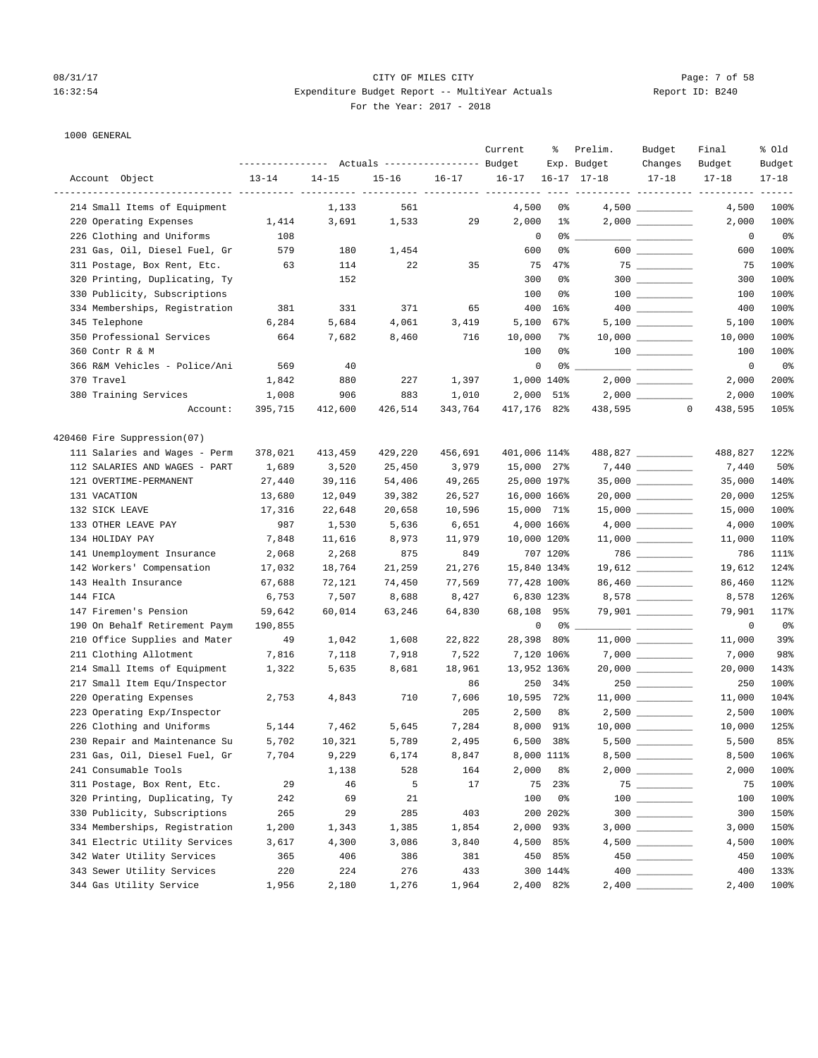08/31/17 CITY OF MILES CITY
16:32:54 Expenditure Budget Report -- MultiYear Actuals Report ID: B240
For the Year: 2017 - 2018

1000 GENERAL

| Account Object | Actuals 13-14 | Actuals 14-15 | Actuals 15-16 | Actuals 16-17 | Current Budget 16-17 | % Exp. 16-17 | Prelim. Budget 17-18 | Budget Changes 17-18 | Final Budget 17-18 | % Old Budget 17-18 |
|---|---|---|---|---|---|---|---|---|---|---|
| 214 Small Items of Equipment | | 1,133 | 561 | | 4,500 | 0% | 4,500 | | 4,500 | 100% |
| 220 Operating Expenses | 1,414 | 3,691 | 1,533 | 29 | 2,000 | 1% | 2,000 | | 2,000 | 100% |
| 226 Clothing and Uniforms | 108 | | | | 0 | 0% | | | 0 | 0% |
| 231 Gas, Oil, Diesel Fuel, Gr | 579 | 180 | 1,454 | | 600 | 0% | 600 | | 600 | 100% |
| 311 Postage, Box Rent, Etc. | 63 | 114 | 22 | 35 | 75 | 47% | 75 | | 75 | 100% |
| 320 Printing, Duplicating, Ty | | 152 | | | 300 | 0% | 300 | | 300 | 100% |
| 330 Publicity, Subscriptions | | | | | 100 | 0% | 100 | | 100 | 100% |
| 334 Memberships, Registration | 381 | 331 | 371 | 65 | 400 | 16% | 400 | | 400 | 100% |
| 345 Telephone | 6,284 | 5,684 | 4,061 | 3,419 | 5,100 | 67% | 5,100 | | 5,100 | 100% |
| 350 Professional Services | 664 | 7,682 | 8,460 | 716 | 10,000 | 7% | 10,000 | | 10,000 | 100% |
| 360 Contr R & M | | | | | 100 | 0% | 100 | | 100 | 100% |
| 366 R&M Vehicles - Police/Ani | 569 | 40 | | | 0 | 0% | | | 0 | 0% |
| 370 Travel | 1,842 | 880 | 227 | 1,397 | 1,000 | 140% | 2,000 | | 2,000 | 200% |
| 380 Training Services | 1,008 | 906 | 883 | 1,010 | 2,000 | 51% | 2,000 | | 2,000 | 100% |
| Account: | 395,715 | 412,600 | 426,514 | 343,764 | 417,176 | 82% | 438,595 | 0 | 438,595 | 105% |
| **420460 Fire Suppression(07)** | | | | | | | | | | |
| 111 Salaries and Wages - Perm | 378,021 | 413,459 | 429,220 | 456,691 | 401,006 | 114% | 488,827 | | 488,827 | 122% |
| 112 SALARIES AND WAGES - PART | 1,689 | 3,520 | 25,450 | 3,979 | 15,000 | 27% | 7,440 | | 7,440 | 50% |
| 121 OVERTIME-PERMANENT | 27,440 | 39,116 | 54,406 | 49,265 | 25,000 | 197% | 35,000 | | 35,000 | 140% |
| 131 VACATION | 13,680 | 12,049 | 39,382 | 26,527 | 16,000 | 166% | 20,000 | | 20,000 | 125% |
| 132 SICK LEAVE | 17,316 | 22,648 | 20,658 | 10,596 | 15,000 | 71% | 15,000 | | 15,000 | 100% |
| 133 OTHER LEAVE PAY | 987 | 1,530 | 5,636 | 6,651 | 4,000 | 166% | 4,000 | | 4,000 | 100% |
| 134 HOLIDAY PAY | 7,848 | 11,616 | 8,973 | 11,979 | 10,000 | 120% | 11,000 | | 11,000 | 110% |
| 141 Unemployment Insurance | 2,068 | 2,268 | 875 | 849 | 707 | 120% | 786 | | 786 | 111% |
| 142 Workers' Compensation | 17,032 | 18,764 | 21,259 | 21,276 | 15,840 | 134% | 19,612 | | 19,612 | 124% |
| 143 Health Insurance | 67,688 | 72,121 | 74,450 | 77,569 | 77,428 | 100% | 86,460 | | 86,460 | 112% |
| 144 FICA | 6,753 | 7,507 | 8,688 | 8,427 | 6,830 | 123% | 8,578 | | 8,578 | 126% |
| 147 Firemen's Pension | 59,642 | 60,014 | 63,246 | 64,830 | 68,108 | 95% | 79,901 | | 79,901 | 117% |
| 190 On Behalf Retirement Paym | 190,855 | | | | 0 | 0% | | | 0 | 0% |
| 210 Office Supplies and Mater | 49 | 1,042 | 1,608 | 22,822 | 28,398 | 80% | 11,000 | | 11,000 | 39% |
| 211 Clothing Allotment | 7,816 | 7,118 | 7,918 | 7,522 | 7,120 | 106% | 7,000 | | 7,000 | 98% |
| 214 Small Items of Equipment | 1,322 | 5,635 | 8,681 | 18,961 | 13,952 | 136% | 20,000 | | 20,000 | 143% |
| 217 Small Item Equ/Inspector | | | | 86 | 250 | 34% | 250 | | 250 | 100% |
| 220 Operating Expenses | 2,753 | 4,843 | 710 | 7,606 | 10,595 | 72% | 11,000 | | 11,000 | 104% |
| 223 Operating Exp/Inspector | | | | 205 | 2,500 | 8% | 2,500 | | 2,500 | 100% |
| 226 Clothing and Uniforms | 5,144 | 7,462 | 5,645 | 7,284 | 8,000 | 91% | 10,000 | | 10,000 | 125% |
| 230 Repair and Maintenance Su | 5,702 | 10,321 | 5,789 | 2,495 | 6,500 | 38% | 5,500 | | 5,500 | 85% |
| 231 Gas, Oil, Diesel Fuel, Gr | 7,704 | 9,229 | 6,174 | 8,847 | 8,000 | 111% | 8,500 | | 8,500 | 106% |
| 241 Consumable Tools | | 1,138 | 528 | 164 | 2,000 | 8% | 2,000 | | 2,000 | 100% |
| 311 Postage, Box Rent, Etc. | 29 | 46 | 5 | 17 | 75 | 23% | 75 | | 75 | 100% |
| 320 Printing, Duplicating, Ty | 242 | 69 | 21 | | 100 | 0% | 100 | | 100 | 100% |
| 330 Publicity, Subscriptions | 265 | 29 | 285 | 403 | 200 | 202% | 300 | | 300 | 150% |
| 334 Memberships, Registration | 1,200 | 1,343 | 1,385 | 1,854 | 2,000 | 93% | 3,000 | | 3,000 | 150% |
| 341 Electric Utility Services | 3,617 | 4,300 | 3,086 | 3,840 | 4,500 | 85% | 4,500 | | 4,500 | 100% |
| 342 Water Utility Services | 365 | 406 | 386 | 381 | 450 | 85% | 450 | | 450 | 100% |
| 343 Sewer Utility Services | 220 | 224 | 276 | 433 | 300 | 144% | 400 | | 400 | 133% |
| 344 Gas Utility Service | 1,956 | 2,180 | 1,276 | 1,964 | 2,400 | 82% | 2,400 | | 2,400 | 100% |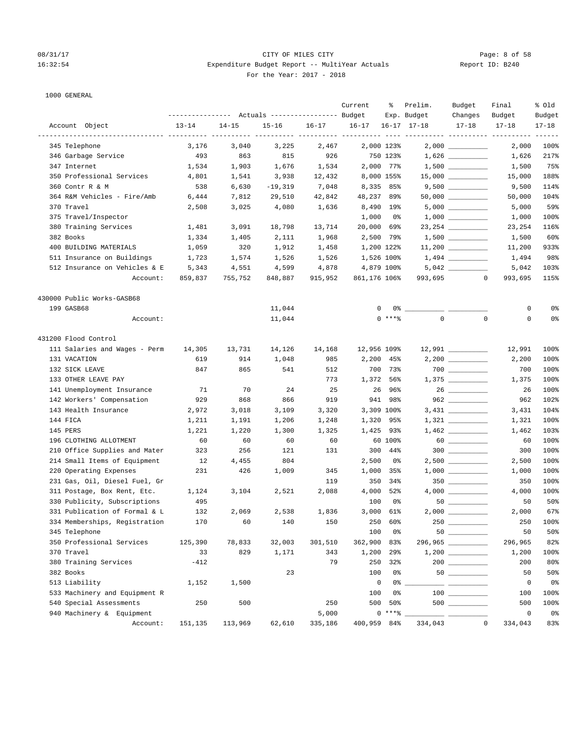CITY OF MILES CITY
Expenditure Budget Report -- MultiYear Actuals
For the Year: 2017 - 2018

1000 GENERAL

| Account Object | Actuals 13-14 | Actuals 14-15 | Actuals 15-16 | Actuals 16-17 | Current Budget 16-17 | % Exp. 16-17 | Prelim. Budget 17-18 | Budget Changes 17-18 | Final Budget 17-18 | % Old Budget 17-18 |
|---|---|---|---|---|---|---|---|---|---|---|
| 345 Telephone | 3,176 | 3,040 | 3,225 | 2,467 | 2,000 | 123% | 2,000 | | 2,000 | 100% |
| 346 Garbage Service | 493 | 863 | 815 | 926 | 750 | 123% | 1,626 | | 1,626 | 217% |
| 347 Internet | 1,534 | 1,903 | 1,676 | 1,534 | 2,000 | 77% | 1,500 | | 1,500 | 75% |
| 350 Professional Services | 4,801 | 1,541 | 3,938 | 12,432 | 8,000 | 155% | 15,000 | | 15,000 | 188% |
| 360 Contr R & M | 538 | 6,630 | -19,319 | 7,048 | 8,335 | 85% | 9,500 | | 9,500 | 114% |
| 364 R&M Vehicles - Fire/Amb | 6,444 | 7,812 | 29,510 | 42,842 | 48,237 | 89% | 50,000 | | 50,000 | 104% |
| 370 Travel | 2,508 | 3,025 | 4,080 | 1,636 | 8,490 | 19% | 5,000 | | 5,000 | 59% |
| 375 Travel/Inspector | | | | | 1,000 | 0% | 1,000 | | 1,000 | 100% |
| 380 Training Services | 1,481 | 3,091 | 18,798 | 13,714 | 20,000 | 69% | 23,254 | | 23,254 | 116% |
| 382 Books | 1,334 | 1,405 | 2,111 | 1,968 | 2,500 | 79% | 1,500 | | 1,500 | 60% |
| 400 BUILDING MATERIALS | 1,059 | 320 | 1,912 | 1,458 | 1,200 | 122% | 11,200 | | 11,200 | 933% |
| 511 Insurance on Buildings | 1,723 | 1,574 | 1,526 | 1,526 | 1,526 | 100% | 1,494 | | 1,494 | 98% |
| 512 Insurance on Vehicles & E | 5,343 | 4,551 | 4,599 | 4,878 | 4,879 | 100% | 5,042 | | 5,042 | 103% |
| Account: | 859,837 | 755,752 | 848,887 | 915,952 | 861,176 | 106% | 993,695 | 0 | 993,695 | 115% |
| **430000 Public Works-GASB68** | | | | | | | | | | |
| 199 GASB68 | | | 11,044 | | 0 | 0% | | | 0 | 0% |
| Account: | | | 11,044 | | 0 | ***% | 0 | 0 | 0 | 0% |
| **431200 Flood Control** | | | | | | | | | | |
| 111 Salaries and Wages - Perm | 14,305 | 13,731 | 14,126 | 14,168 | 12,956 | 109% | 12,991 | | 12,991 | 100% |
| 131 VACATION | 619 | 914 | 1,048 | 985 | 2,200 | 45% | 2,200 | | 2,200 | 100% |
| 132 SICK LEAVE | 847 | 865 | 541 | 512 | 700 | 73% | 700 | | 700 | 100% |
| 133 OTHER LEAVE PAY | | | | 773 | 1,372 | 56% | 1,375 | | 1,375 | 100% |
| 141 Unemployment Insurance | 71 | 70 | 24 | 25 | 26 | 96% | 26 | | 26 | 100% |
| 142 Workers' Compensation | 929 | 868 | 866 | 919 | 941 | 98% | 962 | | 962 | 102% |
| 143 Health Insurance | 2,972 | 3,018 | 3,109 | 3,320 | 3,309 | 100% | 3,431 | | 3,431 | 104% |
| 144 FICA | 1,211 | 1,191 | 1,206 | 1,248 | 1,320 | 95% | 1,321 | | 1,321 | 100% |
| 145 PERS | 1,221 | 1,220 | 1,300 | 1,325 | 1,425 | 93% | 1,462 | | 1,462 | 103% |
| 196 CLOTHING ALLOTMENT | 60 | 60 | 60 | 60 | 60 | 100% | 60 | | 60 | 100% |
| 210 Office Supplies and Mater | 323 | 256 | 121 | 131 | 300 | 44% | 300 | | 300 | 100% |
| 214 Small Items of Equipment | 12 | 4,455 | 804 | | 2,500 | 0% | 2,500 | | 2,500 | 100% |
| 220 Operating Expenses | 231 | 426 | 1,009 | 345 | 1,000 | 35% | 1,000 | | 1,000 | 100% |
| 231 Gas, Oil, Diesel Fuel, Gr | | | | 119 | 350 | 34% | 350 | | 350 | 100% |
| 311 Postage, Box Rent, Etc. | 1,124 | 3,104 | 2,521 | 2,088 | 4,000 | 52% | 4,000 | | 4,000 | 100% |
| 330 Publicity, Subscriptions | 495 | | | | 100 | 0% | 50 | | 50 | 50% |
| 331 Publication of Formal & L | 132 | 2,069 | 2,538 | 1,836 | 3,000 | 61% | 2,000 | | 2,000 | 67% |
| 334 Memberships, Registration | 170 | 60 | 140 | 150 | 250 | 60% | 250 | | 250 | 100% |
| 345 Telephone | | | | | 100 | 0% | 50 | | 50 | 50% |
| 350 Professional Services | 125,390 | 78,833 | 32,003 | 301,510 | 362,900 | 83% | 296,965 | | 296,965 | 82% |
| 370 Travel | 33 | 829 | 1,171 | 343 | 1,200 | 29% | 1,200 | | 1,200 | 100% |
| 380 Training Services | -412 | | | 79 | 250 | 32% | 200 | | 200 | 80% |
| 382 Books | | | 23 | | 100 | 0% | 50 | | 50 | 50% |
| 513 Liability | 1,152 | 1,500 | | | 0 | 0% | | | 0 | 0% |
| 533 Machinery and Equipment R | | | | | 100 | 0% | 100 | | 100 | 100% |
| 540 Special Assessments | 250 | 500 | | 250 | 500 | 50% | 500 | | 500 | 100% |
| 940 Machinery & Equipment | | | | 5,000 | 0 | ***% | | | 0 | 0% |
| Account: | 151,135 | 113,969 | 62,610 | 335,186 | 400,959 | 84% | 334,043 | 0 | 334,043 | 83% |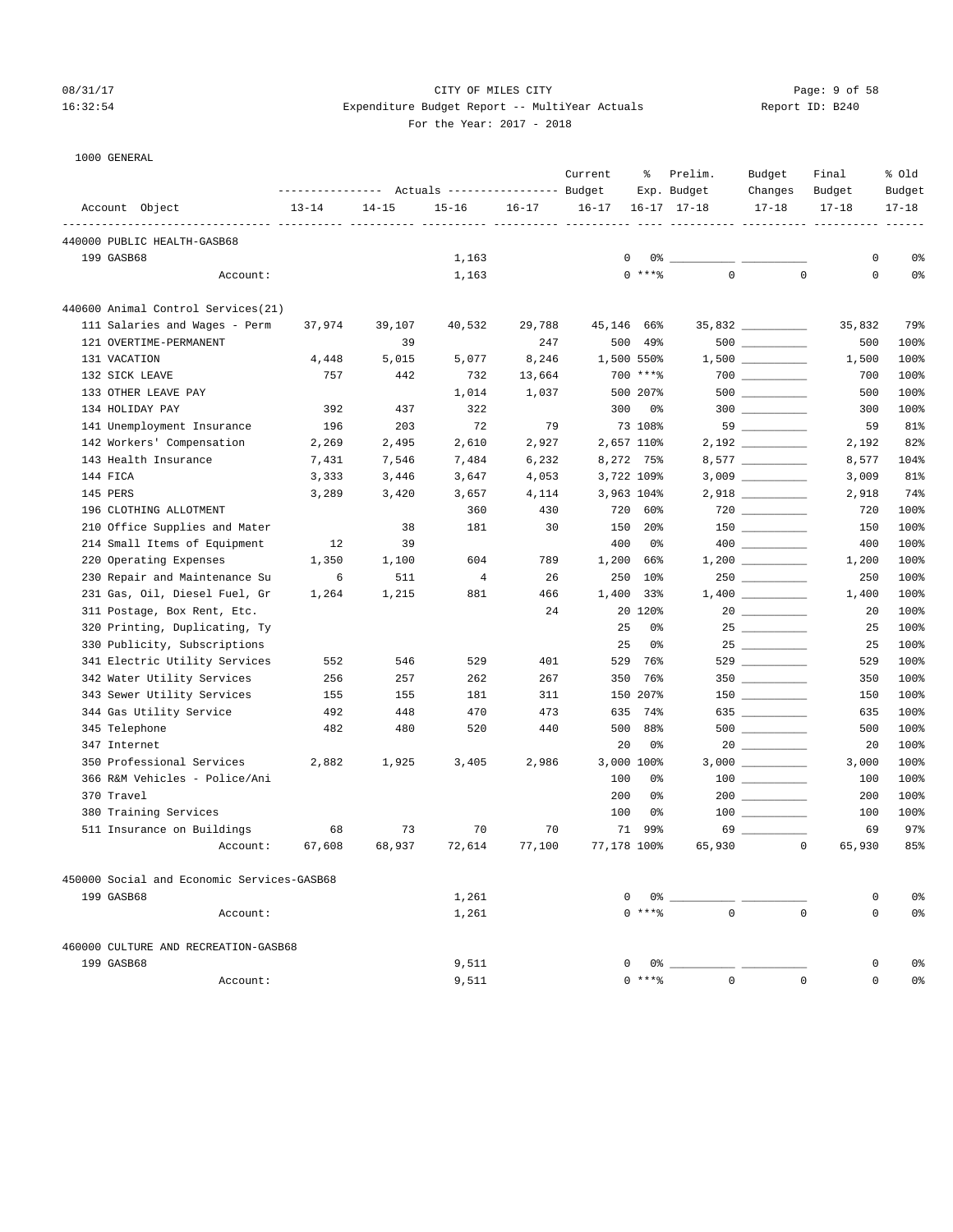CITY OF MILES CITY
Expenditure Budget Report -- MultiYear Actuals
For the Year: 2017 - 2018

08/31/17
16:32:54

Report ID: B240

1000 GENERAL

| Account Object | Actuals 13-14 | Actuals 14-15 | Actuals 15-16 | Actuals 16-17 | Current Budget 16-17 | % Exp. 16-17 | Prelim. Budget 17-18 | Budget Changes 17-18 | Final Budget 17-18 | % Old Budget 17-18 |
|---|---|---|---|---|---|---|---|---|---|---|
| **440000 PUBLIC HEALTH-GASB68** | | | | | | | | | | |
| 199 GASB68 | | | 1,163 | | 0 | 0% | | | 0 | 0% |
| Account: | | | 1,163 | | 0 | ***% | 0 | 0 | 0 | 0% |
| **440600 Animal Control Services(21)** | | | | | | | | | | |
| 111 Salaries and Wages - Perm | 37,974 | 39,107 | 40,532 | 29,788 | 45,146 | 66% | 35,832 | | 35,832 | 79% |
| 121 OVERTIME-PERMANENT | | 39 | | 247 | 500 | 49% | 500 | | 500 | 100% |
| 131 VACATION | 4,448 | 5,015 | 5,077 | 8,246 | 1,500 | 550% | 1,500 | | 1,500 | 100% |
| 132 SICK LEAVE | 757 | 442 | 732 | 13,664 | 700 | ***% | 700 | | 700 | 100% |
| 133 OTHER LEAVE PAY | | | 1,014 | 1,037 | 500 | 207% | 500 | | 500 | 100% |
| 134 HOLIDAY PAY | 392 | 437 | 322 | | 300 | 0% | 300 | | 300 | 100% |
| 141 Unemployment Insurance | 196 | 203 | 72 | 79 | 73 | 108% | 59 | | 59 | 81% |
| 142 Workers' Compensation | 2,269 | 2,495 | 2,610 | 2,927 | 2,657 | 110% | 2,192 | | 2,192 | 82% |
| 143 Health Insurance | 7,431 | 7,546 | 7,484 | 6,232 | 8,272 | 75% | 8,577 | | 8,577 | 104% |
| 144 FICA | 3,333 | 3,446 | 3,647 | 4,053 | 3,722 | 109% | 3,009 | | 3,009 | 81% |
| 145 PERS | 3,289 | 3,420 | 3,657 | 4,114 | 3,963 | 104% | 2,918 | | 2,918 | 74% |
| 196 CLOTHING ALLOTMENT | | | 360 | 430 | 720 | 60% | 720 | | 720 | 100% |
| 210 Office Supplies and Mater | | 38 | 181 | 30 | 150 | 20% | 150 | | 150 | 100% |
| 214 Small Items of Equipment | 12 | 39 | | | 400 | 0% | 400 | | 400 | 100% |
| 220 Operating Expenses | 1,350 | 1,100 | 604 | 789 | 1,200 | 66% | 1,200 | | 1,200 | 100% |
| 230 Repair and Maintenance Su | 6 | 511 | 4 | 26 | 250 | 10% | 250 | | 250 | 100% |
| 231 Gas, Oil, Diesel Fuel, Gr | 1,264 | 1,215 | 881 | 466 | 1,400 | 33% | 1,400 | | 1,400 | 100% |
| 311 Postage, Box Rent, Etc. | | | | 24 | 20 | 120% | 20 | | 20 | 100% |
| 320 Printing, Duplicating, Ty | | | | | 25 | 0% | 25 | | 25 | 100% |
| 330 Publicity, Subscriptions | | | | | 25 | 0% | 25 | | 25 | 100% |
| 341 Electric Utility Services | 552 | 546 | 529 | 401 | 529 | 76% | 529 | | 529 | 100% |
| 342 Water Utility Services | 256 | 257 | 262 | 267 | 350 | 76% | 350 | | 350 | 100% |
| 343 Sewer Utility Services | 155 | 155 | 181 | 311 | 150 | 207% | 150 | | 150 | 100% |
| 344 Gas Utility Service | 492 | 448 | 470 | 473 | 635 | 74% | 635 | | 635 | 100% |
| 345 Telephone | 482 | 480 | 520 | 440 | 500 | 88% | 500 | | 500 | 100% |
| 347 Internet | | | | | 20 | 0% | 20 | | 20 | 100% |
| 350 Professional Services | 2,882 | 1,925 | 3,405 | 2,986 | 3,000 | 100% | 3,000 | | 3,000 | 100% |
| 366 R&M Vehicles - Police/Ani | | | | | 100 | 0% | 100 | | 100 | 100% |
| 370 Travel | | | | | 200 | 0% | 200 | | 200 | 100% |
| 380 Training Services | | | | | 100 | 0% | 100 | | 100 | 100% |
| 511 Insurance on Buildings | 68 | 73 | 70 | 70 | 71 | 99% | 69 | | 69 | 97% |
| Account: | 67,608 | 68,937 | 72,614 | 77,100 | 77,178 | 100% | 65,930 | 0 | 65,930 | 85% |
| **450000 Social and Economic Services-GASB68** | | | | | | | | | | |
| 199 GASB68 | | | 1,261 | | 0 | 0% | | | 0 | 0% |
| Account: | | | 1,261 | | 0 | ***% | 0 | 0 | 0 | 0% |
| **460000 CULTURE AND RECREATION-GASB68** | | | | | | | | | | |
| 199 GASB68 | | | 9,511 | | 0 | 0% | | | 0 | 0% |
| Account: | | | 9,511 | | 0 | ***% | 0 | 0 | 0 | 0% |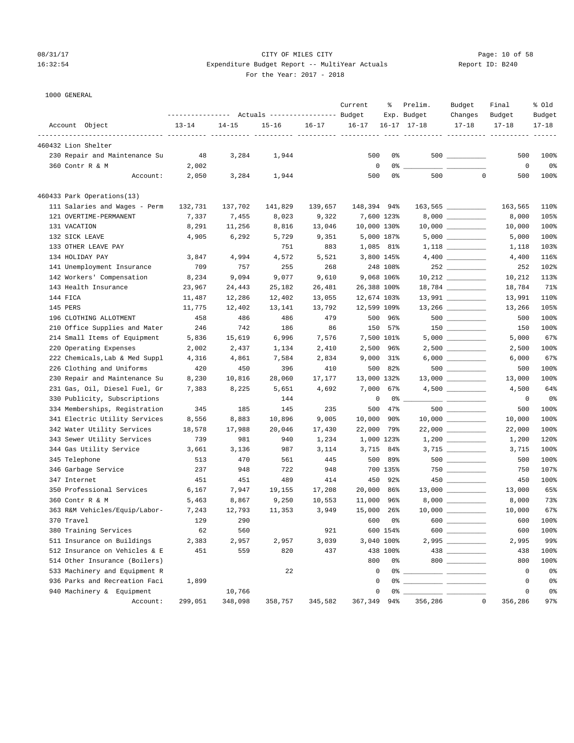CITY OF MILES CITY

Expenditure Budget Report -- MultiYear Actuals

For the Year: 2017 - 2018

1000 GENERAL

| Account Object | Actuals 13-14 | Actuals 14-15 | Actuals 15-16 | Actuals 16-17 | Current Budget 16-17 | % Exp. 16-17 | Prelim. Budget 17-18 | Budget Changes 17-18 | Final Budget 17-18 | % Old Budget 17-18 |
|---|---|---|---|---|---|---|---|---|---|---|
| **460432 Lion Shelter** | | | | | | | | | | |
| 230 Repair and Maintenance Su | 48 | 3,284 | 1,944 | | 500 | 0% | 500 | | 500 | 100% |
| 360 Contr R & M | 2,002 | | | | 0 | 0% | | | 0 | 0% |
| Account: | 2,050 | 3,284 | 1,944 | | 500 | 0% | 500 | 0 | 500 | 100% |
| **460433 Park Operations(13)** | | | | | | | | | | |
| 111 Salaries and Wages - Perm | 132,731 | 137,702 | 141,829 | 139,657 | 148,394 | 94% | 163,565 | | 163,565 | 110% |
| 121 OVERTIME-PERMANENT | 7,337 | 7,455 | 8,023 | 9,322 | 7,600 | 123% | 8,000 | | 8,000 | 105% |
| 131 VACATION | 8,291 | 11,256 | 8,816 | 13,046 | 10,000 | 130% | 10,000 | | 10,000 | 100% |
| 132 SICK LEAVE | 4,905 | 6,292 | 5,729 | 9,351 | 5,000 | 187% | 5,000 | | 5,000 | 100% |
| 133 OTHER LEAVE PAY | | | 751 | 883 | 1,085 | 81% | 1,118 | | 1,118 | 103% |
| 134 HOLIDAY PAY | 3,847 | 4,994 | 4,572 | 5,521 | 3,800 | 145% | 4,400 | | 4,400 | 116% |
| 141 Unemployment Insurance | 709 | 757 | 255 | 268 | 248 | 108% | 252 | | 252 | 102% |
| 142 Workers' Compensation | 8,234 | 9,094 | 9,077 | 9,610 | 9,068 | 106% | 10,212 | | 10,212 | 113% |
| 143 Health Insurance | 23,967 | 24,443 | 25,182 | 26,481 | 26,388 | 100% | 18,784 | | 18,784 | 71% |
| 144 FICA | 11,487 | 12,286 | 12,402 | 13,055 | 12,674 | 103% | 13,991 | | 13,991 | 110% |
| 145 PERS | 11,775 | 12,402 | 13,141 | 13,792 | 12,599 | 109% | 13,266 | | 13,266 | 105% |
| 196 CLOTHING ALLOTMENT | 458 | 486 | 486 | 479 | 500 | 96% | 500 | | 500 | 100% |
| 210 Office Supplies and Mater | 246 | 742 | 186 | 86 | 150 | 57% | 150 | | 150 | 100% |
| 214 Small Items of Equipment | 5,836 | 15,619 | 6,996 | 7,576 | 7,500 | 101% | 5,000 | | 5,000 | 67% |
| 220 Operating Expenses | 2,002 | 2,437 | 1,134 | 2,410 | 2,500 | 96% | 2,500 | | 2,500 | 100% |
| 222 Chemicals,Lab & Med Suppl | 4,316 | 4,861 | 7,584 | 2,834 | 9,000 | 31% | 6,000 | | 6,000 | 67% |
| 226 Clothing and Uniforms | 420 | 450 | 396 | 410 | 500 | 82% | 500 | | 500 | 100% |
| 230 Repair and Maintenance Su | 8,230 | 10,816 | 28,060 | 17,177 | 13,000 | 132% | 13,000 | | 13,000 | 100% |
| 231 Gas, Oil, Diesel Fuel, Gr | 7,383 | 8,225 | 5,651 | 4,692 | 7,000 | 67% | 4,500 | | 4,500 | 64% |
| 330 Publicity, Subscriptions | | | 144 | | 0 | 0% | | | 0 | 0% |
| 334 Memberships, Registration | 345 | 185 | 145 | 235 | 500 | 47% | 500 | | 500 | 100% |
| 341 Electric Utility Services | 8,556 | 8,883 | 10,896 | 9,005 | 10,000 | 90% | 10,000 | | 10,000 | 100% |
| 342 Water Utility Services | 18,578 | 17,988 | 20,046 | 17,430 | 22,000 | 79% | 22,000 | | 22,000 | 100% |
| 343 Sewer Utility Services | 739 | 981 | 940 | 1,234 | 1,000 | 123% | 1,200 | | 1,200 | 120% |
| 344 Gas Utility Service | 3,661 | 3,136 | 987 | 3,114 | 3,715 | 84% | 3,715 | | 3,715 | 100% |
| 345 Telephone | 513 | 470 | 561 | 445 | 500 | 89% | 500 | | 500 | 100% |
| 346 Garbage Service | 237 | 948 | 722 | 948 | 700 | 135% | 750 | | 750 | 107% |
| 347 Internet | 451 | 451 | 489 | 414 | 450 | 92% | 450 | | 450 | 100% |
| 350 Professional Services | 6,167 | 7,947 | 19,155 | 17,208 | 20,000 | 86% | 13,000 | | 13,000 | 65% |
| 360 Contr R & M | 5,463 | 8,867 | 9,250 | 10,553 | 11,000 | 96% | 8,000 | | 8,000 | 73% |
| 363 R&M Vehicles/Equip/Labor- | 7,243 | 12,793 | 11,353 | 3,949 | 15,000 | 26% | 10,000 | | 10,000 | 67% |
| 370 Travel | 129 | 290 | | | 600 | 0% | 600 | | 600 | 100% |
| 380 Training Services | 62 | 560 | | 921 | 600 | 154% | 600 | | 600 | 100% |
| 511 Insurance on Buildings | 2,383 | 2,957 | 2,957 | 3,039 | 3,040 | 100% | 2,995 | | 2,995 | 99% |
| 512 Insurance on Vehicles & E | 451 | 559 | 820 | 437 | 438 | 100% | 438 | | 438 | 100% |
| 514 Other Insurance (Boilers) | | | | | 800 | 0% | 800 | | 800 | 100% |
| 533 Machinery and Equipment R | | | 22 | | 0 | 0% | | | 0 | 0% |
| 936 Parks and Recreation Faci | 1,899 | | | | 0 | 0% | | | 0 | 0% |
| 940 Machinery & Equipment | | 10,766 | | | 0 | 0% | | | 0 | 0% |
| Account: | 299,051 | 348,098 | 358,757 | 345,582 | 367,349 | 94% | 356,286 | 0 | 356,286 | 97% |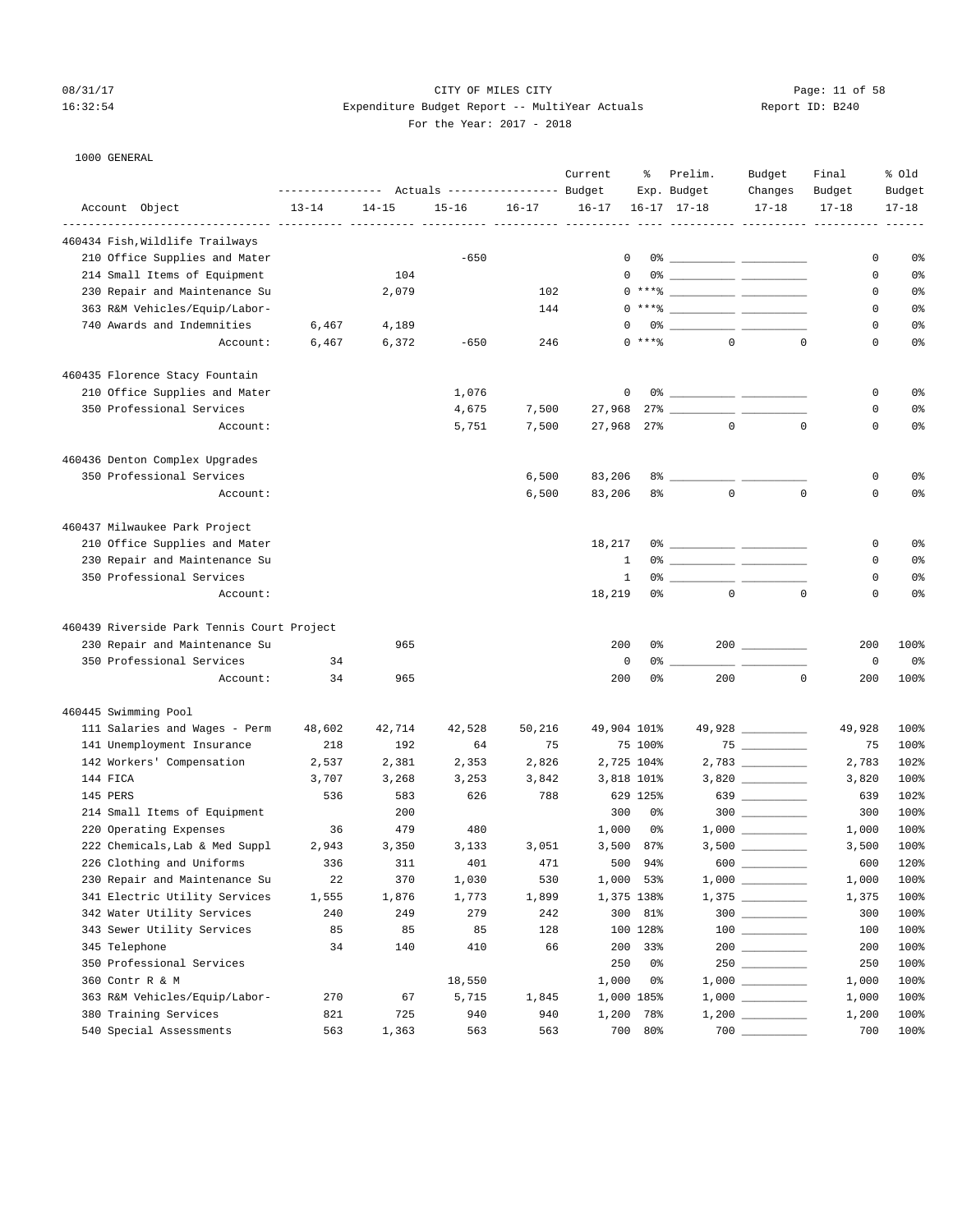CITY OF MILES CITY
Expenditure Budget Report -- MultiYear Actuals
For the Year: 2017 - 2018

08/31/17 16:32:54 — Report ID: B240

1000 GENERAL

| Account Object | Actuals 13-14 | Actuals 14-15 | Actuals 15-16 | Actuals 16-17 | Current Budget 16-17 | % Exp. 16-17 | Prelim. Budget 17-18 | Budget Changes 17-18 | Final Budget 17-18 | % Old Budget 17-18 |
|---|---|---|---|---|---|---|---|---|---|---|
| **460434 Fish,Wildlife Trailways** | | | | | | | | | | |
| 210 Office Supplies and Mater | | | -650 | | 0 | 0% | | | 0 | 0% |
| 214 Small Items of Equipment | | 104 | | | 0 | 0% | | | 0 | 0% |
| 230 Repair and Maintenance Su | | 2,079 | | 102 | 0 | ***% | | | 0 | 0% |
| 363 R&M Vehicles/Equip/Labor- | | | | 144 | 0 | ***% | | | 0 | 0% |
| 740 Awards and Indemnities | 6,467 | 4,189 | | | 0 | 0% | | | 0 | 0% |
| Account: | 6,467 | 6,372 | -650 | 246 | 0 | ***% | 0 | 0 | 0 | 0% |
| **460435 Florence Stacy Fountain** | | | | | | | | | | |
| 210 Office Supplies and Mater | | | 1,076 | | 0 | 0% | | | 0 | 0% |
| 350 Professional Services | | | 4,675 | 7,500 | 27,968 | 27% | | | 0 | 0% |
| Account: | | | 5,751 | 7,500 | 27,968 | 27% | 0 | 0 | 0 | 0% |
| **460436 Denton Complex Upgrades** | | | | | | | | | | |
| 350 Professional Services | | | | 6,500 | 83,206 | 8% | | | 0 | 0% |
| Account: | | | | 6,500 | 83,206 | 8% | 0 | 0 | 0 | 0% |
| **460437 Milwaukee Park Project** | | | | | | | | | | |
| 210 Office Supplies and Mater | | | | | 18,217 | 0% | | | 0 | 0% |
| 230 Repair and Maintenance Su | | | | | 1 | 0% | | | 0 | 0% |
| 350 Professional Services | | | | | 1 | 0% | | | 0 | 0% |
| Account: | | | | | 18,219 | 0% | 0 | 0 | 0 | 0% |
| **460439 Riverside Park Tennis Court Project** | | | | | | | | | | |
| 230 Repair and Maintenance Su | | 965 | | | 200 | 0% | 200 | | 200 | 100% |
| 350 Professional Services | 34 | | | | 0 | 0% | | | 0 | 0% |
| Account: | 34 | 965 | | | 200 | 0% | 200 | 0 | 200 | 100% |
| **460445 Swimming Pool** | | | | | | | | | | |
| 111 Salaries and Wages - Perm | 48,602 | 42,714 | 42,528 | 50,216 | 49,904 | 101% | 49,928 | | 49,928 | 100% |
| 141 Unemployment Insurance | 218 | 192 | 64 | 75 | 75 | 100% | 75 | | 75 | 100% |
| 142 Workers' Compensation | 2,537 | 2,381 | 2,353 | 2,826 | 2,725 | 104% | 2,783 | | 2,783 | 102% |
| 144 FICA | 3,707 | 3,268 | 3,253 | 3,842 | 3,818 | 101% | 3,820 | | 3,820 | 100% |
| 145 PERS | 536 | 583 | 626 | 788 | 629 | 125% | 639 | | 639 | 102% |
| 214 Small Items of Equipment | | 200 | | | 300 | 0% | 300 | | 300 | 100% |
| 220 Operating Expenses | 36 | 479 | 480 | | 1,000 | 0% | 1,000 | | 1,000 | 100% |
| 222 Chemicals,Lab & Med Suppl | 2,943 | 3,350 | 3,133 | 3,051 | 3,500 | 87% | 3,500 | | 3,500 | 100% |
| 226 Clothing and Uniforms | 336 | 311 | 401 | 471 | 500 | 94% | 600 | | 600 | 120% |
| 230 Repair and Maintenance Su | 22 | 370 | 1,030 | 530 | 1,000 | 53% | 1,000 | | 1,000 | 100% |
| 341 Electric Utility Services | 1,555 | 1,876 | 1,773 | 1,899 | 1,375 | 138% | 1,375 | | 1,375 | 100% |
| 342 Water Utility Services | 240 | 249 | 279 | 242 | 300 | 81% | 300 | | 300 | 100% |
| 343 Sewer Utility Services | 85 | 85 | 85 | 128 | 100 | 128% | 100 | | 100 | 100% |
| 345 Telephone | 34 | 140 | 410 | 66 | 200 | 33% | 200 | | 200 | 100% |
| 350 Professional Services | | | | | 250 | 0% | 250 | | 250 | 100% |
| 360 Contr R & M | | | 18,550 | | 1,000 | 0% | 1,000 | | 1,000 | 100% |
| 363 R&M Vehicles/Equip/Labor- | 270 | 67 | 5,715 | 1,845 | 1,000 | 185% | 1,000 | | 1,000 | 100% |
| 380 Training Services | 821 | 725 | 940 | 940 | 1,200 | 78% | 1,200 | | 1,200 | 100% |
| 540 Special Assessments | 563 | 1,363 | 563 | 563 | 700 | 80% | 700 | | 700 | 100% |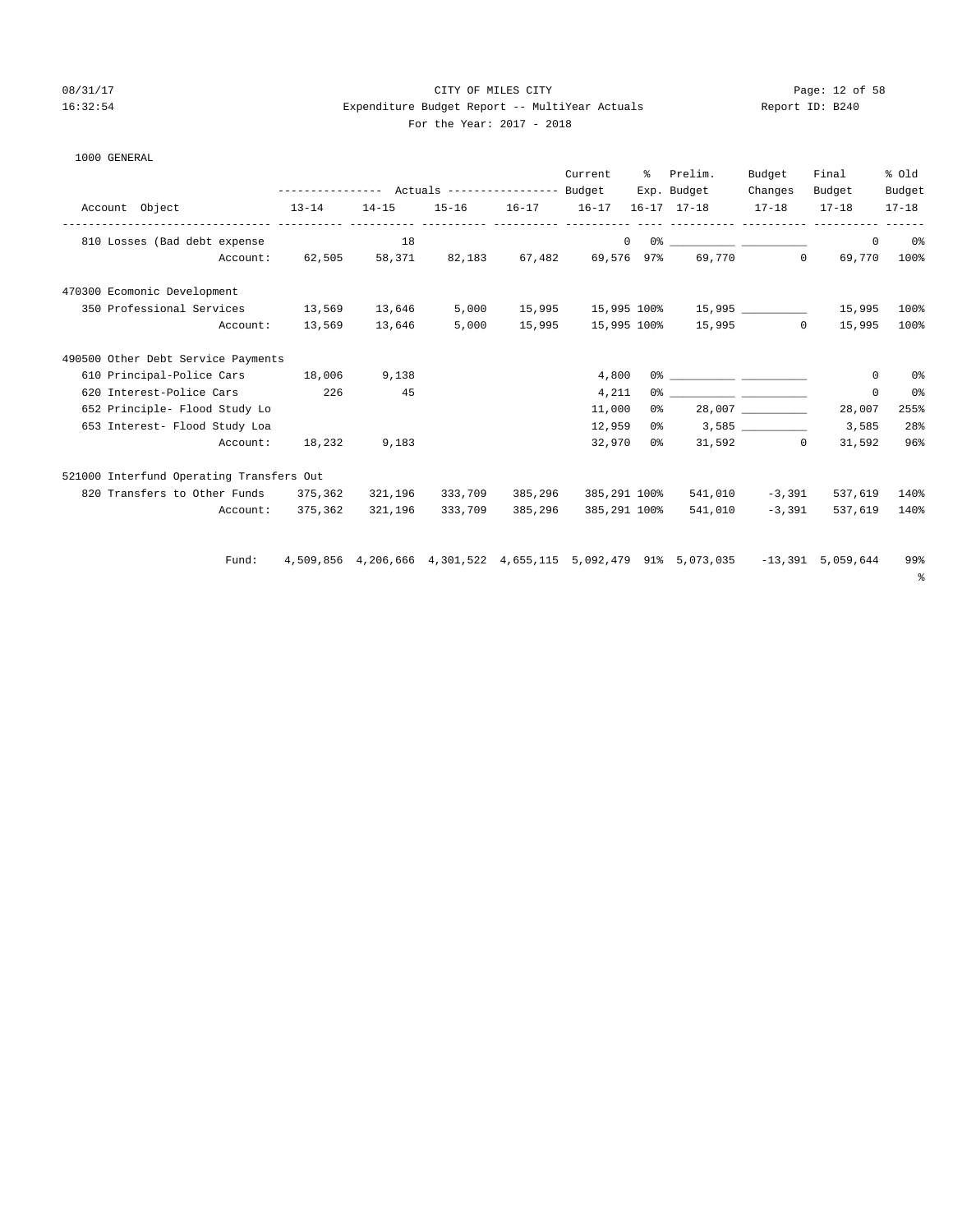CITY OF MILES CITY

Expenditure Budget Report -- MultiYear Actuals

For the Year: 2017 - 2018

Report ID: B240

08/31/17 16:32:54

1000 GENERAL

| Account Object | Actuals 13-14 | Actuals 14-15 | Actuals 15-16 | Actuals 16-17 | Current Budget 16-17 | % Exp. 16-17 | Prelim. Budget 17-18 | Budget Changes 17-18 | Final Budget 17-18 | % Old Budget 17-18 |
|---|---|---|---|---|---|---|---|---|---|---|
| 810 Losses (Bad debt expense | | 18 | | | 0 | 0% | __________ | __________ | 0 | 0% |
| Account: | 62,505 | 58,371 | 82,183 | 67,482 | 69,576 | 97% | 69,770 | 0 | 69,770 | 100% |
| **470300 Ecomonic Development** | | | | | | | | | | |
| 350 Professional Services | 13,569 | 13,646 | 5,000 | 15,995 | 15,995 | 100% | 15,995 | __________ | 15,995 | 100% |
| Account: | 13,569 | 13,646 | 5,000 | 15,995 | 15,995 | 100% | 15,995 | 0 | 15,995 | 100% |
| **490500 Other Debt Service Payments** | | | | | | | | | | |
| 610 Principal-Police Cars | 18,006 | 9,138 | | | 4,800 | 0% | __________ | __________ | 0 | 0% |
| 620 Interest-Police Cars | 226 | 45 | | | 4,211 | 0% | __________ | __________ | 0 | 0% |
| 652 Principle- Flood Study Lo | | | | | 11,000 | 0% | 28,007 | __________ | 28,007 | 255% |
| 653 Interest- Flood Study Loa | | | | | 12,959 | 0% | 3,585 | __________ | 3,585 | 28% |
| Account: | 18,232 | 9,183 | | | 32,970 | 0% | 31,592 | 0 | 31,592 | 96% |
| **521000 Interfund Operating Transfers Out** | | | | | | | | | | |
| 820 Transfers to Other Funds | 375,362 | 321,196 | 333,709 | 385,296 | 385,291 | 100% | 541,010 | -3,391 | 537,619 | 140% |
| Account: | 375,362 | 321,196 | 333,709 | 385,296 | 385,291 | 100% | 541,010 | -3,391 | 537,619 | 140% |
| Fund: | 4,509,856 | 4,206,666 | 4,301,522 | 4,655,115 | 5,092,479 | 91% | 5,073,035 | -13,391 | 5,059,644 | 99% |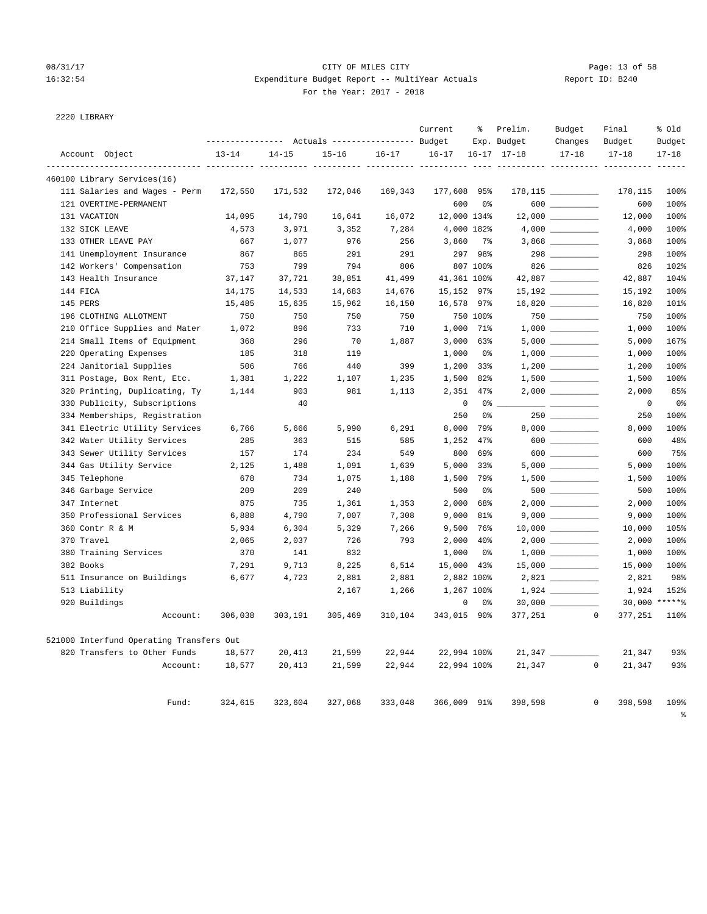CITY OF MILES CITY
Expenditure Budget Report -- MultiYear Actuals
For the Year: 2017 - 2018

08/31/17 16:32:54 Report ID: B240

2220 LIBRARY

| Account Object | Actuals 13-14 | Actuals 14-15 | Actuals 15-16 | Actuals 16-17 | Current Budget 16-17 | % Exp. 16-17 | Prelim. Budget 17-18 | Budget Changes 17-18 | Final Budget 17-18 | % Old Budget 17-18 |
|---|---|---|---|---|---|---|---|---|---|---|
| 460100 Library Services(16) | | | | | | | | | | |
| 111 Salaries and Wages - Perm | 172,550 | 171,532 | 172,046 | 169,343 | 177,608 | 95% | 178,115 | __________ | 178,115 | 100% |
| 121 OVERTIME-PERMANENT | | | | | 600 | 0% | 600 | __________ | 600 | 100% |
| 131 VACATION | 14,095 | 14,790 | 16,641 | 16,072 | 12,000 | 134% | 12,000 | __________ | 12,000 | 100% |
| 132 SICK LEAVE | 4,573 | 3,971 | 3,352 | 7,284 | 4,000 | 182% | 4,000 | __________ | 4,000 | 100% |
| 133 OTHER LEAVE PAY | 667 | 1,077 | 976 | 256 | 3,860 | 7% | 3,868 | __________ | 3,868 | 100% |
| 141 Unemployment Insurance | 867 | 865 | 291 | 291 | 297 | 98% | 298 | __________ | 298 | 100% |
| 142 Workers' Compensation | 753 | 799 | 794 | 806 | 807 | 100% | 826 | __________ | 826 | 102% |
| 143 Health Insurance | 37,147 | 37,721 | 38,851 | 41,499 | 41,361 | 100% | 42,887 | __________ | 42,887 | 104% |
| 144 FICA | 14,175 | 14,533 | 14,683 | 14,676 | 15,152 | 97% | 15,192 | __________ | 15,192 | 100% |
| 145 PERS | 15,485 | 15,635 | 15,962 | 16,150 | 16,578 | 97% | 16,820 | __________ | 16,820 | 101% |
| 196 CLOTHING ALLOTMENT | 750 | 750 | 750 | 750 | 750 | 100% | 750 | __________ | 750 | 100% |
| 210 Office Supplies and Mater | 1,072 | 896 | 733 | 710 | 1,000 | 71% | 1,000 | __________ | 1,000 | 100% |
| 214 Small Items of Equipment | 368 | 296 | 70 | 1,887 | 3,000 | 63% | 5,000 | __________ | 5,000 | 167% |
| 220 Operating Expenses | 185 | 318 | 119 | | 1,000 | 0% | 1,000 | __________ | 1,000 | 100% |
| 224 Janitorial Supplies | 506 | 766 | 440 | 399 | 1,200 | 33% | 1,200 | __________ | 1,200 | 100% |
| 311 Postage, Box Rent, Etc. | 1,381 | 1,222 | 1,107 | 1,235 | 1,500 | 82% | 1,500 | __________ | 1,500 | 100% |
| 320 Printing, Duplicating, Ty | 1,144 | 903 | 981 | 1,113 | 2,351 | 47% | 2,000 | __________ | 2,000 | 85% |
| 330 Publicity, Subscriptions | | 40 | | | 0 | 0% | __________ | __________ | 0 | 0% |
| 334 Memberships, Registration | | | | | 250 | 0% | 250 | __________ | 250 | 100% |
| 341 Electric Utility Services | 6,766 | 5,666 | 5,990 | 6,291 | 8,000 | 79% | 8,000 | __________ | 8,000 | 100% |
| 342 Water Utility Services | 285 | 363 | 515 | 585 | 1,252 | 47% | 600 | __________ | 600 | 48% |
| 343 Sewer Utility Services | 157 | 174 | 234 | 549 | 800 | 69% | 600 | __________ | 600 | 75% |
| 344 Gas Utility Service | 2,125 | 1,488 | 1,091 | 1,639 | 5,000 | 33% | 5,000 | __________ | 5,000 | 100% |
| 345 Telephone | 678 | 734 | 1,075 | 1,188 | 1,500 | 79% | 1,500 | __________ | 1,500 | 100% |
| 346 Garbage Service | 209 | 209 | 240 | | 500 | 0% | 500 | __________ | 500 | 100% |
| 347 Internet | 875 | 735 | 1,361 | 1,353 | 2,000 | 68% | 2,000 | __________ | 2,000 | 100% |
| 350 Professional Services | 6,888 | 4,790 | 7,007 | 7,308 | 9,000 | 81% | 9,000 | __________ | 9,000 | 100% |
| 360 Contr R & M | 5,934 | 6,304 | 5,329 | 7,266 | 9,500 | 76% | 10,000 | __________ | 10,000 | 105% |
| 370 Travel | 2,065 | 2,037 | 726 | 793 | 2,000 | 40% | 2,000 | __________ | 2,000 | 100% |
| 380 Training Services | 370 | 141 | 832 | | 1,000 | 0% | 1,000 | __________ | 1,000 | 100% |
| 382 Books | 7,291 | 9,713 | 8,225 | 6,514 | 15,000 | 43% | 15,000 | __________ | 15,000 | 100% |
| 511 Insurance on Buildings | 6,677 | 4,723 | 2,881 | 2,881 | 2,882 | 100% | 2,821 | __________ | 2,821 | 98% |
| 513 Liability | | | 2,167 | 1,266 | 1,267 | 100% | 1,924 | __________ | 1,924 | 152% |
| 920 Buildings | | | | | 0 | 0% | 30,000 | __________ | 30,000 | *****% |
| Account: | 306,038 | 303,191 | 305,469 | 310,104 | 343,015 | 90% | 377,251 | 0 | 377,251 | 110% |
| 521000 Interfund Operating Transfers Out | | | | | | | | | | |
| 820 Transfers to Other Funds | 18,577 | 20,413 | 21,599 | 22,944 | 22,994 | 100% | 21,347 | __________ | 21,347 | 93% |
| Account: | 18,577 | 20,413 | 21,599 | 22,944 | 22,994 | 100% | 21,347 | 0 | 21,347 | 93% |
| Fund: | 324,615 | 323,604 | 327,068 | 333,048 | 366,009 | 91% | 398,598 | 0 | 398,598 | 109% % |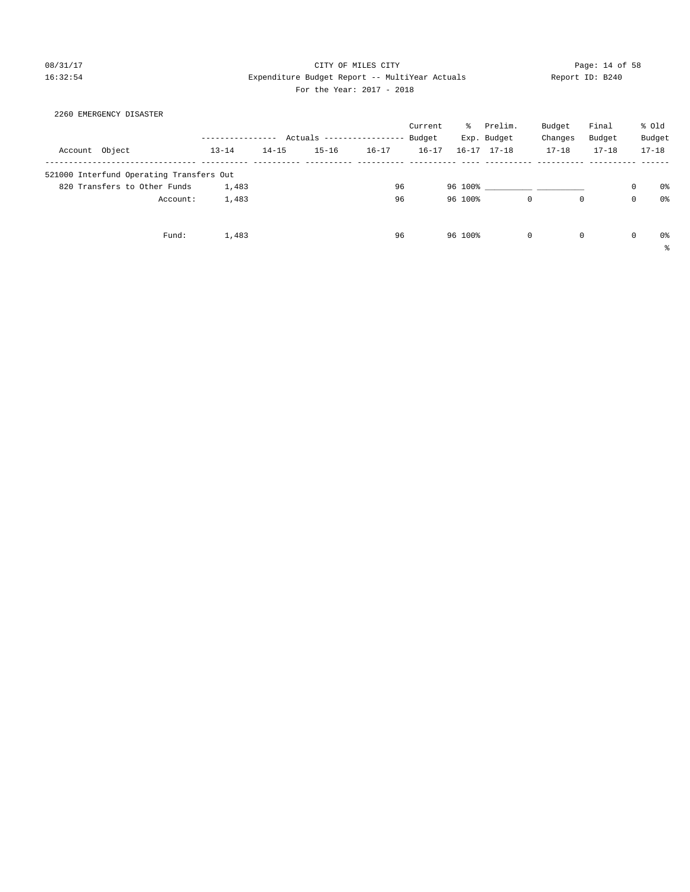CITY OF MILES CITY

Expenditure Budget Report -- MultiYear Actuals

For the Year: 2017 - 2018

08/31/17 16:32:54 — Report ID: B240

2260 EMERGENCY DISASTER

| Account Object | Actuals 13-14 | Actuals 14-15 | Actuals 15-16 | Actuals 16-17 | Current Budget 16-17 | % Exp. 16-17 | Prelim. Budget 17-18 | Budget Changes 17-18 | Final Budget 17-18 | % Old Budget 17-18 |
|---|---|---|---|---|---|---|---|---|---|---|
| 521000 Interfund Operating Transfers Out | | | | | | | | | | |
| 820 Transfers to Other Funds | 1,483 | | | 96 | 96 | 100% | __________ | __________ | 0 | 0% |
| Account: | 1,483 | | | 96 | 96 | 100% | 0 | 0 | 0 | 0% |
| Fund: | 1,483 | | | 96 | 96 | 100% | 0 | 0 | 0 | 0% |

%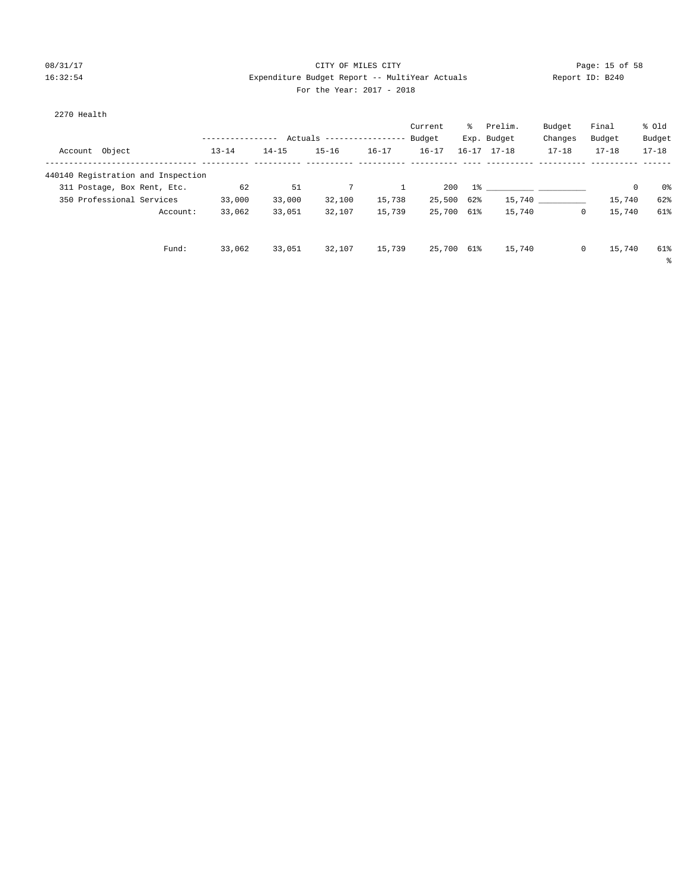CITY OF MILES CITY
Expenditure Budget Report -- MultiYear Actuals
For the Year: 2017 - 2018

08/31/17
16:32:54

Report ID: B240

2270 Health

| Account Object | Actuals 13-14 | Actuals 14-15 | Actuals 15-16 | Actuals 16-17 | Current Budget 16-17 | % Exp. 16-17 | Prelim. Budget 17-18 | Budget Changes 17-18 | Final Budget 17-18 | % Old Budget 17-18 |
|---|---|---|---|---|---|---|---|---|---|---|
| 440140 Registration and Inspection | | | | | | | | | | |
| 311 Postage, Box Rent, Etc. | 62 | 51 | 7 | 1 | 200 | 1% | __________ | __________ | 0 | 0% |
| 350 Professional Services | 33,000 | 33,000 | 32,100 | 15,738 | 25,500 | 62% | 15,740 | __________ | 15,740 | 62% |
| Account: | 33,062 | 33,051 | 32,107 | 15,739 | 25,700 | 61% | 15,740 | 0 | 15,740 | 61% |
| Fund: | 33,062 | 33,051 | 32,107 | 15,739 | 25,700 | 61% | 15,740 | 0 | 15,740 | 61% |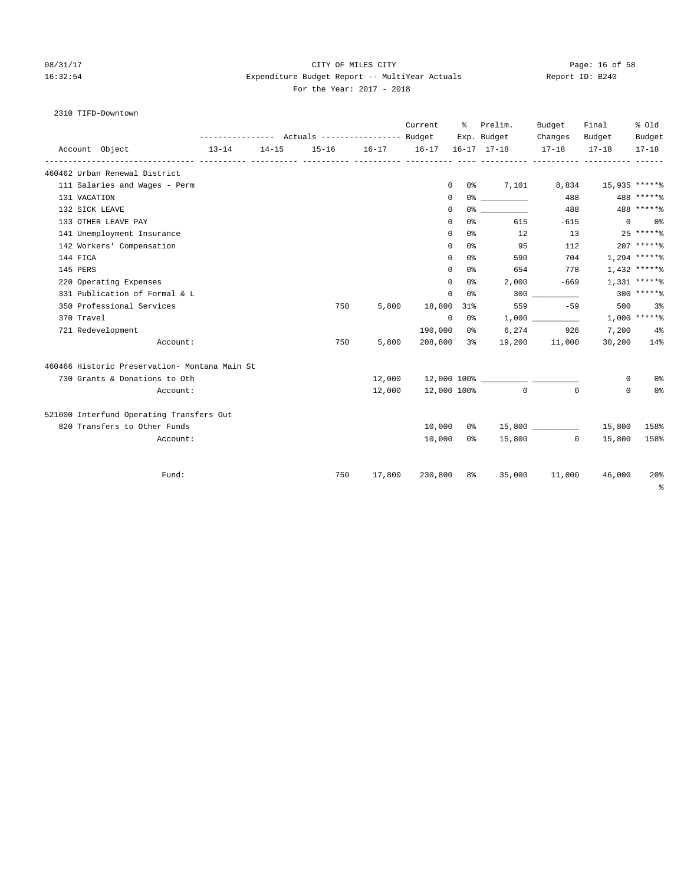CITY OF MILES CITY

Expenditure Budget Report -- MultiYear Actuals

For the Year: 2017 - 2018

08/31/17 16:32:54 Report ID: B240

2310 TIFD-Downtown

| Account Object | Actuals 13-14 | Actuals 14-15 | Actuals 15-16 | Actuals 16-17 | Current Budget 16-17 | % Exp. 16-17 | Prelim. Budget 17-18 | Budget Changes 17-18 | Final Budget 17-18 | % Old Budget 17-18 |
|---|---|---|---|---|---|---|---|---|---|---|
| 460462 Urban Renewal District | | | | | | | | | | |
| 111 Salaries and Wages - Perm | | | | | 0 | 0% | 7,101 | 8,834 | 15,935 | *****% |
| 131 VACATION | | | | | 0 | 0% | __________ | 488 | 488 | *****% |
| 132 SICK LEAVE | | | | | 0 | 0% | __________ | 488 | 488 | *****% |
| 133 OTHER LEAVE PAY | | | | | 0 | 0% | 615 | -615 | 0 | 0% |
| 141 Unemployment Insurance | | | | | 0 | 0% | 12 | 13 | 25 | *****% |
| 142 Workers' Compensation | | | | | 0 | 0% | 95 | 112 | 207 | *****% |
| 144 FICA | | | | | 0 | 0% | 590 | 704 | 1,294 | *****% |
| 145 PERS | | | | | 0 | 0% | 654 | 778 | 1,432 | *****% |
| 220 Operating Expenses | | | | | 0 | 0% | 2,000 | -669 | 1,331 | *****% |
| 331 Publication of Formal & L | | | | | 0 | 0% | 300 | __________ | 300 | *****% |
| 350 Professional Services | | | 750 | 5,800 | 18,800 | 31% | 559 | -59 | 500 | 3% |
| 370 Travel | | | | | 0 | 0% | 1,000 | __________ | 1,000 | *****% |
| 721 Redevelopment | | | | | 190,000 | 0% | 6,274 | 926 | 7,200 | 4% |
| Account: | | | 750 | 5,800 | 208,800 | 3% | 19,200 | 11,000 | 30,200 | 14% |
| 460466 Historic Preservation- Montana Main St | | | | | | | | | | |
| 730 Grants & Donations to Oth | | | | 12,000 | 12,000 | 100% | __________ | __________ | 0 | 0% |
| Account: | | | | 12,000 | 12,000 | 100% | 0 | 0 | 0 | 0% |
| 521000 Interfund Operating Transfers Out | | | | | | | | | | |
| 820 Transfers to Other Funds | | | | | 10,000 | 0% | 15,800 | __________ | 15,800 | 158% |
| Account: | | | | | 10,000 | 0% | 15,800 | 0 | 15,800 | 158% |
| Fund: | | | 750 | 17,800 | 230,800 | 8% | 35,000 | 11,000 | 46,000 | 20% |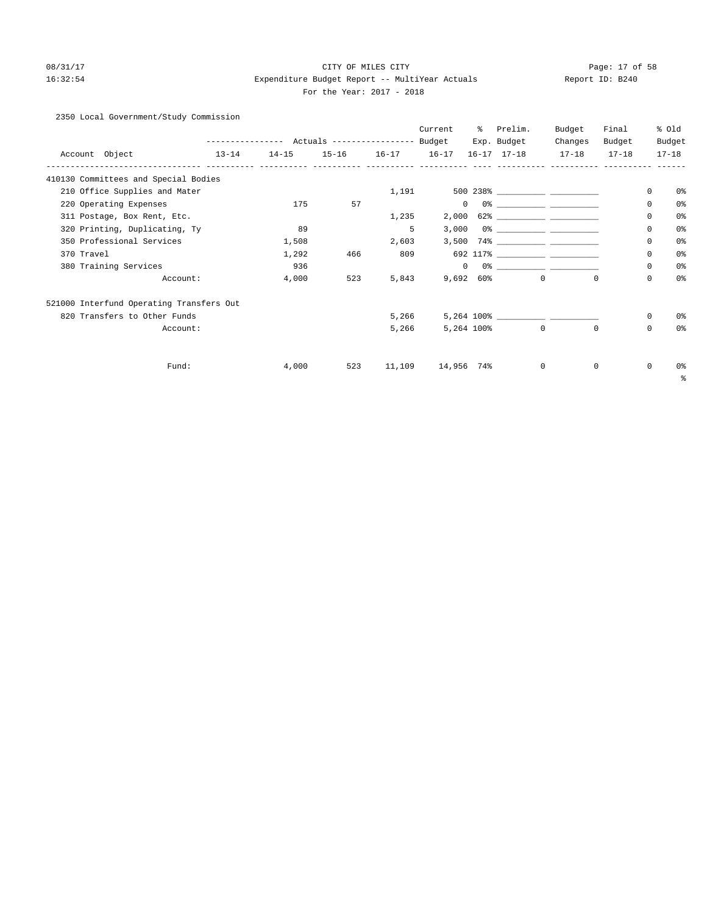CITY OF MILES CITY
Expenditure Budget Report -- MultiYear Actuals
For the Year: 2017 - 2018

08/31/17
16:32:54

Report ID: B240

2350 Local Government/Study Commission

| Account Object | Actuals 13-14 | Actuals 14-15 | Actuals 15-16 | Actuals 16-17 | Current Budget 16-17 | % Exp. 16-17 | Prelim. Budget 17-18 | Budget Changes 17-18 | Final Budget 17-18 | % Old Budget 17-18 |
|---|---|---|---|---|---|---|---|---|---|---|
| 410130 Committees and Special Bodies | | | | | | | | | | |
| 210 Office Supplies and Mater | | | | 1,191 | 500 | 238% | __________ | __________ | 0 | 0% |
| 220 Operating Expenses | | 175 | 57 | | 0 | 0% | __________ | __________ | 0 | 0% |
| 311 Postage, Box Rent, Etc. | | | | 1,235 | 2,000 | 62% | __________ | __________ | 0 | 0% |
| 320 Printing, Duplicating, Ty | | 89 | | 5 | 3,000 | 0% | __________ | __________ | 0 | 0% |
| 350 Professional Services | | 1,508 | | 2,603 | 3,500 | 74% | __________ | __________ | 0 | 0% |
| 370 Travel | | 1,292 | 466 | 809 | 692 | 117% | __________ | __________ | 0 | 0% |
| 380 Training Services | | 936 | | | 0 | 0% | __________ | __________ | 0 | 0% |
| Account: | | 4,000 | 523 | 5,843 | 9,692 | 60% | 0 | 0 | 0 | 0% |
| 521000 Interfund Operating Transfers Out | | | | | | | | | | |
| 820 Transfers to Other Funds | | | | 5,266 | 5,264 | 100% | __________ | __________ | 0 | 0% |
| Account: | | | | 5,266 | 5,264 | 100% | 0 | 0 | 0 | 0% |
| Fund: | | 4,000 | 523 | 11,109 | 14,956 | 74% | 0 | 0 | 0 | 0% |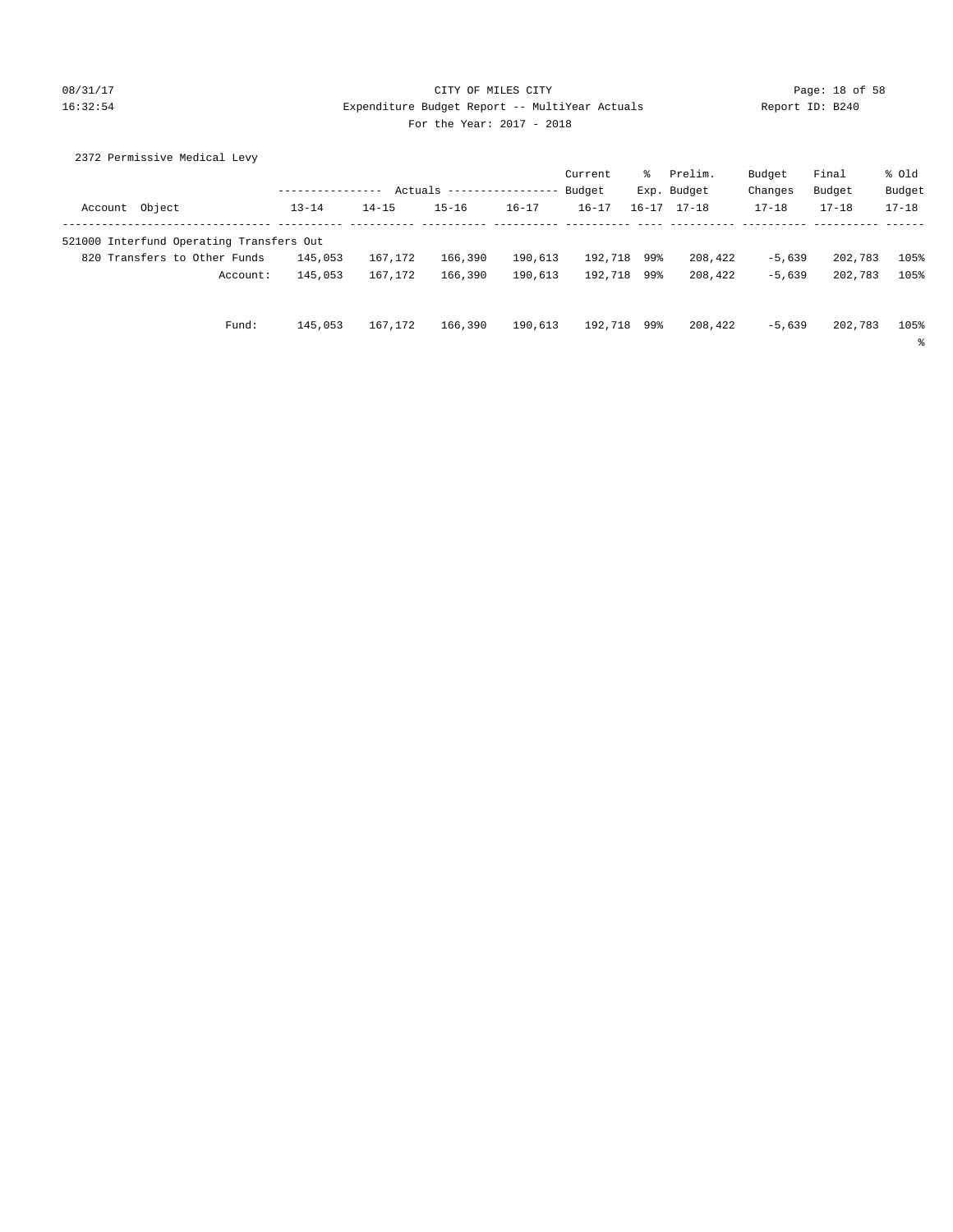CITY OF MILES CITY
Expenditure Budget Report -- MultiYear Actuals
For the Year: 2017 - 2018

08/31/17
16:32:54

Report ID: B240

2372 Permissive Medical Levy

| Account Object | Actuals 13-14 | Actuals 14-15 | Actuals 15-16 | Actuals 16-17 | Current Budget 16-17 | % Exp. 16-17 | Prelim. Budget 17-18 | Budget Changes 17-18 | Final Budget 17-18 | % Old Budget 17-18 |
|---|---|---|---|---|---|---|---|---|---|---|
| 521000 Interfund Operating Transfers Out | | | | | | | | | | |
| 820 Transfers to Other Funds | 145,053 | 167,172 | 166,390 | 190,613 | 192,718 | 99% | 208,422 | -5,639 | 202,783 | 105% |
| Account: | 145,053 | 167,172 | 166,390 | 190,613 | 192,718 | 99% | 208,422 | -5,639 | 202,783 | 105% |
| Fund: | 145,053 | 167,172 | 166,390 | 190,613 | 192,718 | 99% | 208,422 | -5,639 | 202,783 | 105% |

%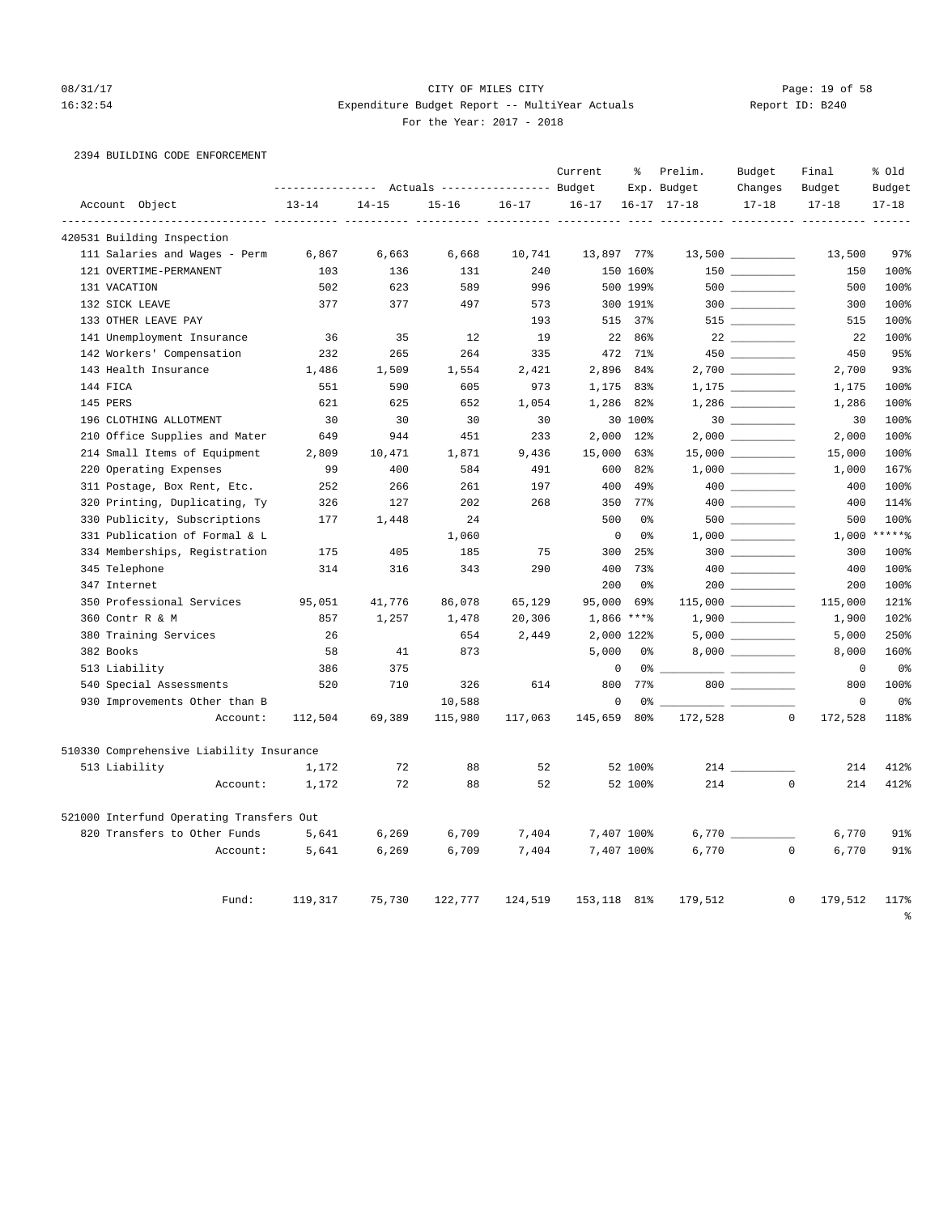CITY OF MILES CITY
Expenditure Budget Report -- MultiYear Actuals
For the Year: 2017 - 2018

08/31/17 16:32:54 Report ID: B240

2394 BUILDING CODE ENFORCEMENT

| Account Object | Actuals 13-14 | Actuals 14-15 | Actuals 15-16 | Actuals 16-17 | Current Budget 16-17 | % Exp. 16-17 | Prelim. Budget 17-18 | Budget Changes 17-18 | Final Budget 17-18 | % Old Budget 17-18 |
|---|---|---|---|---|---|---|---|---|---|---|
| **420531 Building Inspection** | | | | | | | | | | |
| 111 Salaries and Wages - Perm | 6,867 | 6,663 | 6,668 | 10,741 | 13,897 | 77% | 13,500 | __________ | 13,500 | 97% |
| 121 OVERTIME-PERMANENT | 103 | 136 | 131 | 240 | 150 | 160% | 150 | __________ | 150 | 100% |
| 131 VACATION | 502 | 623 | 589 | 996 | 500 | 199% | 500 | __________ | 500 | 100% |
| 132 SICK LEAVE | 377 | 377 | 497 | 573 | 300 | 191% | 300 | __________ | 300 | 100% |
| 133 OTHER LEAVE PAY | | | | 193 | 515 | 37% | 515 | __________ | 515 | 100% |
| 141 Unemployment Insurance | 36 | 35 | 12 | 19 | 22 | 86% | 22 | __________ | 22 | 100% |
| 142 Workers' Compensation | 232 | 265 | 264 | 335 | 472 | 71% | 450 | __________ | 450 | 95% |
| 143 Health Insurance | 1,486 | 1,509 | 1,554 | 2,421 | 2,896 | 84% | 2,700 | __________ | 2,700 | 93% |
| 144 FICA | 551 | 590 | 605 | 973 | 1,175 | 83% | 1,175 | __________ | 1,175 | 100% |
| 145 PERS | 621 | 625 | 652 | 1,054 | 1,286 | 82% | 1,286 | __________ | 1,286 | 100% |
| 196 CLOTHING ALLOTMENT | 30 | 30 | 30 | 30 | 30 | 100% | 30 | __________ | 30 | 100% |
| 210 Office Supplies and Mater | 649 | 944 | 451 | 233 | 2,000 | 12% | 2,000 | __________ | 2,000 | 100% |
| 214 Small Items of Equipment | 2,809 | 10,471 | 1,871 | 9,436 | 15,000 | 63% | 15,000 | __________ | 15,000 | 100% |
| 220 Operating Expenses | 99 | 400 | 584 | 491 | 600 | 82% | 1,000 | __________ | 1,000 | 167% |
| 311 Postage, Box Rent, Etc. | 252 | 266 | 261 | 197 | 400 | 49% | 400 | __________ | 400 | 100% |
| 320 Printing, Duplicating, Ty | 326 | 127 | 202 | 268 | 350 | 77% | 400 | __________ | 400 | 114% |
| 330 Publicity, Subscriptions | 177 | 1,448 | 24 | | 500 | 0% | 500 | __________ | 500 | 100% |
| 331 Publication of Formal & L | | | 1,060 | | 0 | 0% | 1,000 | __________ | 1,000 | *****% |
| 334 Memberships, Registration | 175 | 405 | 185 | 75 | 300 | 25% | 300 | __________ | 300 | 100% |
| 345 Telephone | 314 | 316 | 343 | 290 | 400 | 73% | 400 | __________ | 400 | 100% |
| 347 Internet | | | | | 200 | 0% | 200 | __________ | 200 | 100% |
| 350 Professional Services | 95,051 | 41,776 | 86,078 | 65,129 | 95,000 | 69% | 115,000 | __________ | 115,000 | 121% |
| 360 Contr R & M | 857 | 1,257 | 1,478 | 20,306 | 1,866 | ***% | 1,900 | __________ | 1,900 | 102% |
| 380 Training Services | 26 | | 654 | 2,449 | 2,000 | 122% | 5,000 | __________ | 5,000 | 250% |
| 382 Books | 58 | 41 | 873 | | 5,000 | 0% | 8,000 | __________ | 8,000 | 160% |
| 513 Liability | 386 | 375 | | | 0 | 0% | __________ | __________ | 0 | 0% |
| 540 Special Assessments | 520 | 710 | 326 | 614 | 800 | 77% | 800 | __________ | 800 | 100% |
| 930 Improvements Other than B | | | 10,588 | | 0 | 0% | __________ | __________ | 0 | 0% |
| Account: | 112,504 | 69,389 | 115,980 | 117,063 | 145,659 | 80% | 172,528 | 0 | 172,528 | 118% |
| **510330 Comprehensive Liability Insurance** | | | | | | | | | | |
| 513 Liability | 1,172 | 72 | 88 | 52 | 52 | 100% | 214 | __________ | 214 | 412% |
| Account: | 1,172 | 72 | 88 | 52 | 52 | 100% | 214 | 0 | 214 | 412% |
| **521000 Interfund Operating Transfers Out** | | | | | | | | | | |
| 820 Transfers to Other Funds | 5,641 | 6,269 | 6,709 | 7,404 | 7,407 | 100% | 6,770 | __________ | 6,770 | 91% |
| Account: | 5,641 | 6,269 | 6,709 | 7,404 | 7,407 | 100% | 6,770 | 0 | 6,770 | 91% |
| Fund: | 119,317 | 75,730 | 122,777 | 124,519 | 153,118 | 81% | 179,512 | 0 | 179,512 | 117% |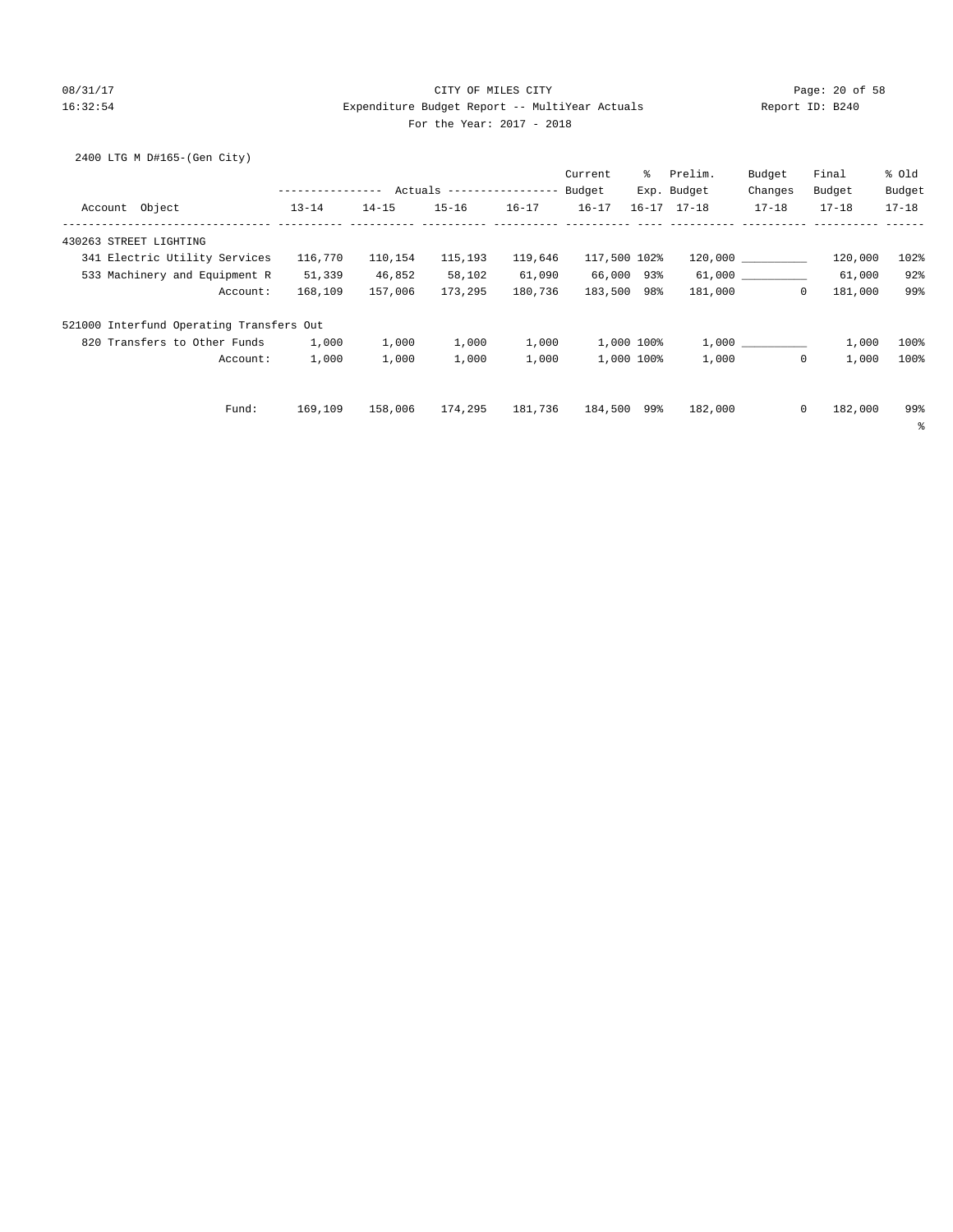CITY OF MILES CITY

Expenditure Budget Report -- MultiYear Actuals

For the Year: 2017 - 2018

Report ID: B240

2400 LTG M D#165-(Gen City)

| Account Object | Actuals 13-14 | Actuals 14-15 | Actuals 15-16 | Actuals 16-17 | Current Budget 16-17 | % Exp. 16-17 | Prelim. Budget 17-18 | Budget Changes 17-18 | Final Budget 17-18 | % Old Budget 17-18 |
|---|---|---|---|---|---|---|---|---|---|---|
| 430263 STREET LIGHTING | | | | | | | | | | |
| 341 Electric Utility Services | 116,770 | 110,154 | 115,193 | 119,646 | 117,500 | 102% | 120,000 | __________ | 120,000 | 102% |
| 533 Machinery and Equipment R | 51,339 | 46,852 | 58,102 | 61,090 | 66,000 | 93% | 61,000 | __________ | 61,000 | 92% |
| Account: | 168,109 | 157,006 | 173,295 | 180,736 | 183,500 | 98% | 181,000 | 0 | 181,000 | 99% |
| 521000 Interfund Operating Transfers Out | | | | | | | | | | |
| 820 Transfers to Other Funds | 1,000 | 1,000 | 1,000 | 1,000 | 1,000 | 100% | 1,000 | __________ | 1,000 | 100% |
| Account: | 1,000 | 1,000 | 1,000 | 1,000 | 1,000 | 100% | 1,000 | 0 | 1,000 | 100% |
| Fund: | 169,109 | 158,006 | 174,295 | 181,736 | 184,500 | 99% | 182,000 | 0 | 182,000 | 99% |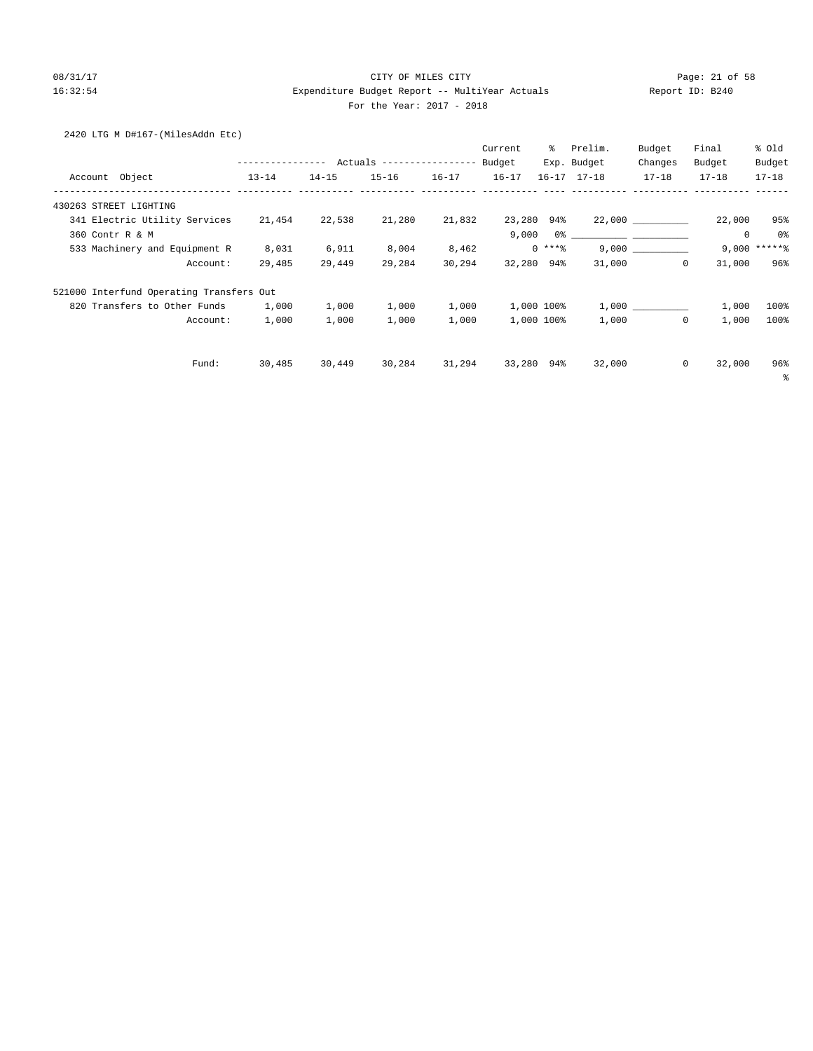CITY OF MILES CITY
Expenditure Budget Report -- MultiYear Actuals
For the Year: 2017 - 2018

08/31/17
16:32:54

Report ID: B240

2420 LTG M D#167-(MilesAddn Etc)

| Account Object | Actuals 13-14 | Actuals 14-15 | Actuals 15-16 | Actuals 16-17 | Current Budget 16-17 | % Exp. 16-17 | Prelim. Budget 17-18 | Budget Changes 17-18 | Final Budget 17-18 | % Old Budget 17-18 |
|---|---|---|---|---|---|---|---|---|---|---|
| 430263 STREET LIGHTING | | | | | | | | | | |
| 341 Electric Utility Services | 21,454 | 22,538 | 21,280 | 21,832 | 23,280 | 94% | 22,000 | __________ | 22,000 | 95% |
| 360 Contr R & M | | | | | 9,000 | 0% | __________ | __________ | 0 | 0% |
| 533 Machinery and Equipment R | 8,031 | 6,911 | 8,004 | 8,462 | 0 | ***% | 9,000 | __________ | 9,000 | *****% |
| Account: | 29,485 | 29,449 | 29,284 | 30,294 | 32,280 | 94% | 31,000 | 0 | 31,000 | 96% |
| 521000 Interfund Operating Transfers Out | | | | | | | | | | |
| 820 Transfers to Other Funds | 1,000 | 1,000 | 1,000 | 1,000 | 1,000 | 100% | 1,000 | __________ | 1,000 | 100% |
| Account: | 1,000 | 1,000 | 1,000 | 1,000 | 1,000 | 100% | 1,000 | 0 | 1,000 | 100% |
| Fund: | 30,485 | 30,449 | 30,284 | 31,294 | 33,280 | 94% | 32,000 | 0 | 32,000 | 96% |

%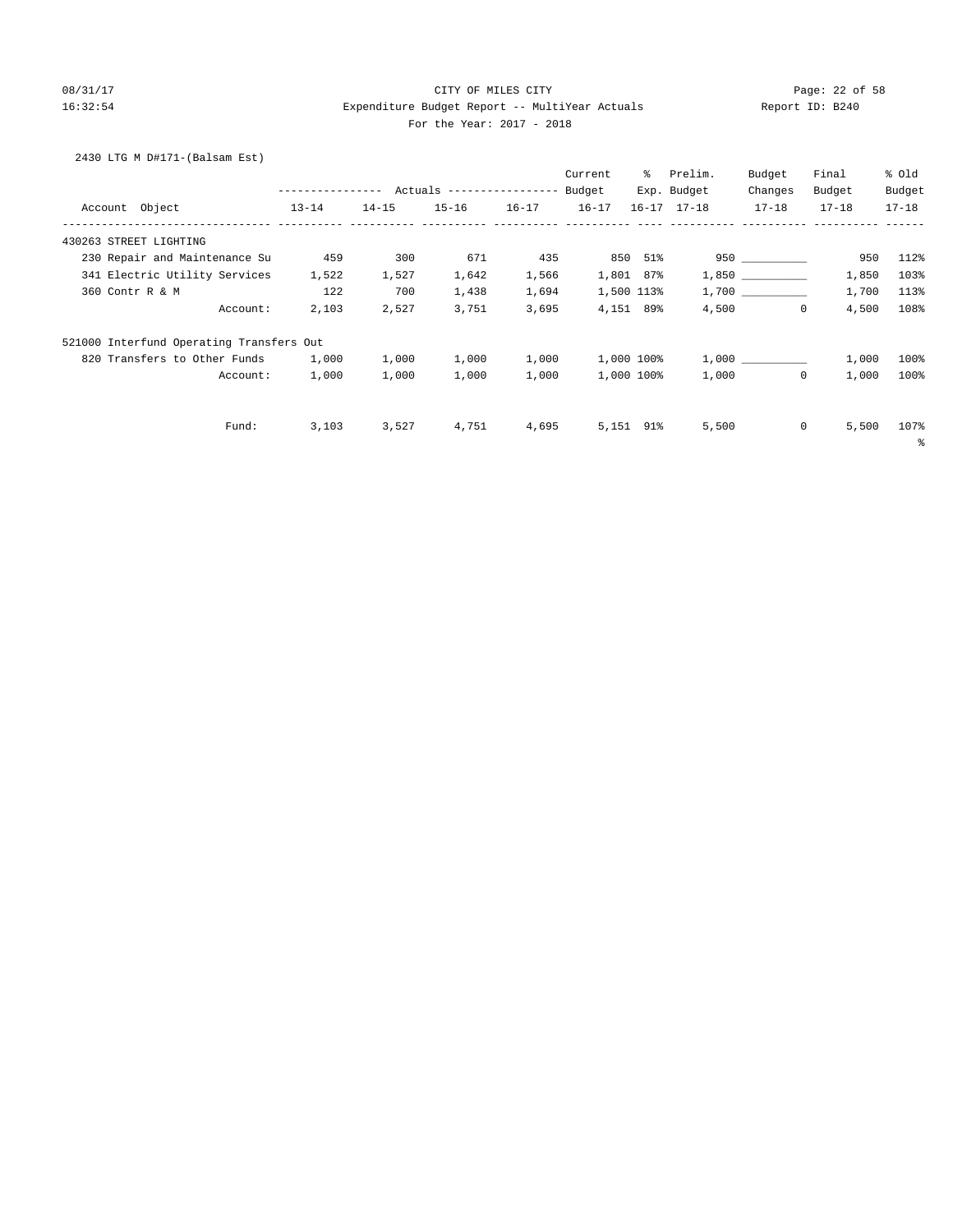CITY OF MILES CITY

Expenditure Budget Report -- MultiYear Actuals

For the Year: 2017 - 2018

2430 LTG M D#171-(Balsam Est)

| Account Object | Actuals 13-14 | Actuals 14-15 | Actuals 15-16 | Actuals 16-17 | Current Budget 16-17 | % Exp. 16-17 | Prelim. Budget 17-18 | Budget Changes 17-18 | Final Budget 17-18 | % Old Budget 17-18 |
|---|---|---|---|---|---|---|---|---|---|---|
| **430263 STREET LIGHTING** | | | | | | | | | | |
| 230 Repair and Maintenance Su | 459 | 300 | 671 | 435 | 850 | 51% | 950 | __________ | 950 | 112% |
| 341 Electric Utility Services | 1,522 | 1,527 | 1,642 | 1,566 | 1,801 | 87% | 1,850 | __________ | 1,850 | 103% |
| 360 Contr R & M | 122 | 700 | 1,438 | 1,694 | 1,500 | 113% | 1,700 | __________ | 1,700 | 113% |
| Account: | 2,103 | 2,527 | 3,751 | 3,695 | 4,151 | 89% | 4,500 | 0 | 4,500 | 108% |
| **521000 Interfund Operating Transfers Out** | | | | | | | | | | |
| 820 Transfers to Other Funds | 1,000 | 1,000 | 1,000 | 1,000 | 1,000 | 100% | 1,000 | __________ | 1,000 | 100% |
| Account: | 1,000 | 1,000 | 1,000 | 1,000 | 1,000 | 100% | 1,000 | 0 | 1,000 | 100% |
| Fund: | 3,103 | 3,527 | 4,751 | 4,695 | 5,151 | 91% | 5,500 | 0 | 5,500 | 107% |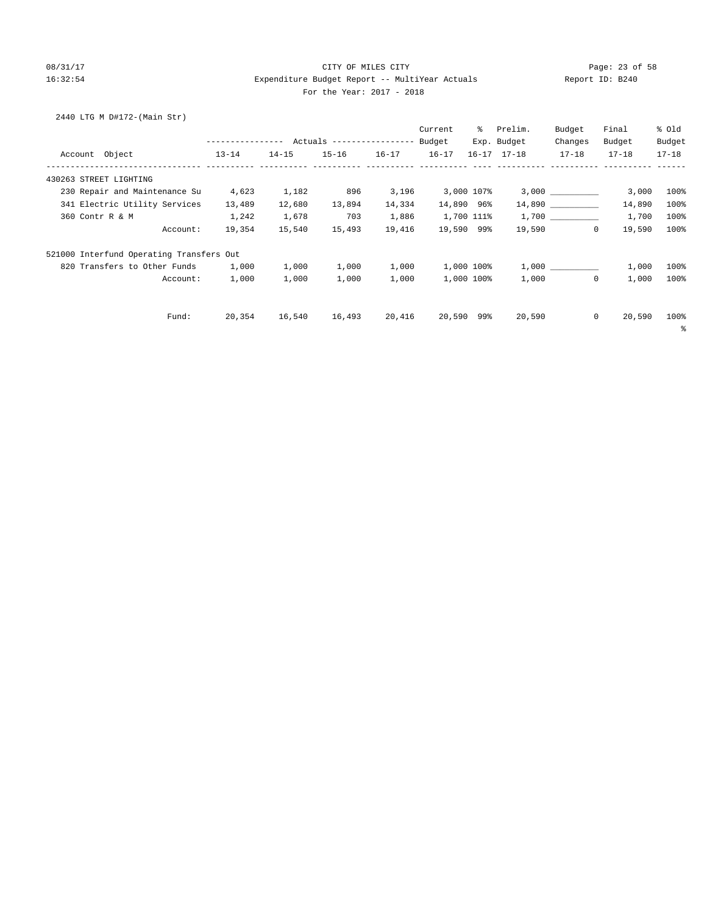CITY OF MILES CITY

Expenditure Budget Report -- MultiYear Actuals

For the Year: 2017 - 2018

2440 LTG M D#172-(Main Str)

| Account Object | Actuals 13-14 | Actuals 14-15 | Actuals 15-16 | Actuals 16-17 | Current Budget 16-17 | % Exp. 16-17 | Prelim. Budget 17-18 | Budget Changes 17-18 | Final Budget 17-18 | % Old Budget 17-18 |
|---|---|---|---|---|---|---|---|---|---|---|
| 430263 STREET LIGHTING | | | | | | | | | | |
| 230 Repair and Maintenance Su | 4,623 | 1,182 | 896 | 3,196 | 3,000 | 107% | 3,000 | __________ | 3,000 | 100% |
| 341 Electric Utility Services | 13,489 | 12,680 | 13,894 | 14,334 | 14,890 | 96% | 14,890 | __________ | 14,890 | 100% |
| 360 Contr R & M | 1,242 | 1,678 | 703 | 1,886 | 1,700 | 111% | 1,700 | __________ | 1,700 | 100% |
| Account: | 19,354 | 15,540 | 15,493 | 19,416 | 19,590 | 99% | 19,590 | 0 | 19,590 | 100% |
| 521000 Interfund Operating Transfers Out | | | | | | | | | | |
| 820 Transfers to Other Funds | 1,000 | 1,000 | 1,000 | 1,000 | 1,000 | 100% | 1,000 | __________ | 1,000 | 100% |
| Account: | 1,000 | 1,000 | 1,000 | 1,000 | 1,000 | 100% | 1,000 | 0 | 1,000 | 100% |
| Fund: | 20,354 | 16,540 | 16,493 | 20,416 | 20,590 | 99% | 20,590 | 0 | 20,590 | 100% |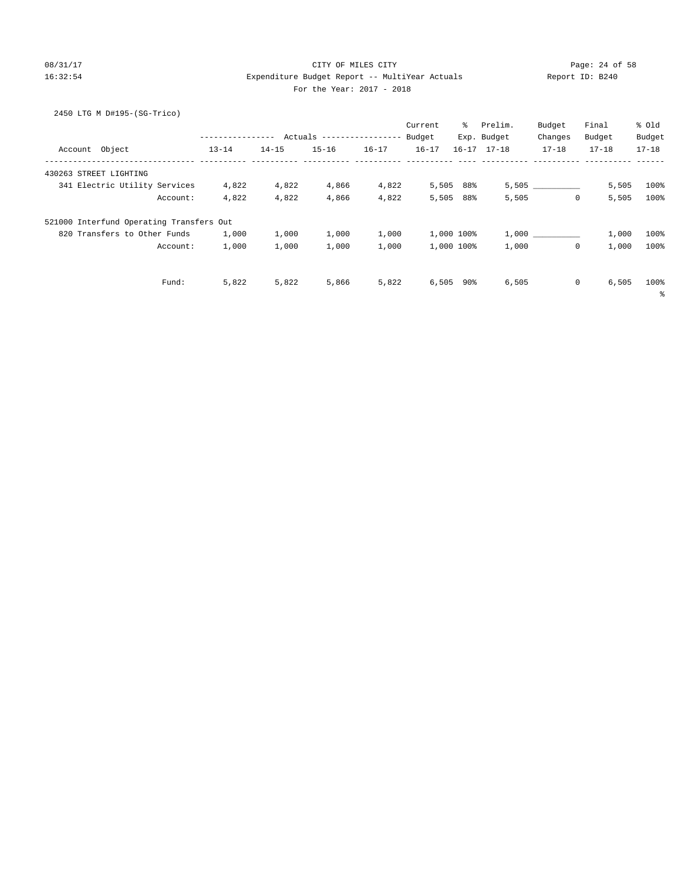CITY OF MILES CITY

Expenditure Budget Report -- MultiYear Actuals

For the Year: 2017 - 2018

2450 LTG M D#195-(SG-Trico)

| Account Object | Actuals 13-14 | Actuals 14-15 | Actuals 15-16 | Actuals 16-17 | Current Budget 16-17 | % Exp. 16-17 | Prelim. Budget 17-18 | Budget Changes 17-18 | Final Budget 17-18 | % Old Budget 17-18 |
|---|---|---|---|---|---|---|---|---|---|---|
| 430263 STREET LIGHTING | | | | | | | | | | |
| 341 Electric Utility Services | 4,822 | 4,822 | 4,866 | 4,822 | 5,505 | 88% | 5,505 | __________ | 5,505 | 100% |
| Account: | 4,822 | 4,822 | 4,866 | 4,822 | 5,505 | 88% | 5,505 | 0 | 5,505 | 100% |
| 521000 Interfund Operating Transfers Out | | | | | | | | | | |
| 820 Transfers to Other Funds | 1,000 | 1,000 | 1,000 | 1,000 | 1,000 | 100% | 1,000 | __________ | 1,000 | 100% |
| Account: | 1,000 | 1,000 | 1,000 | 1,000 | 1,000 | 100% | 1,000 | 0 | 1,000 | 100% |
| Fund: | 5,822 | 5,822 | 5,866 | 5,822 | 6,505 | 90% | 6,505 | 0 | 6,505 | 100% |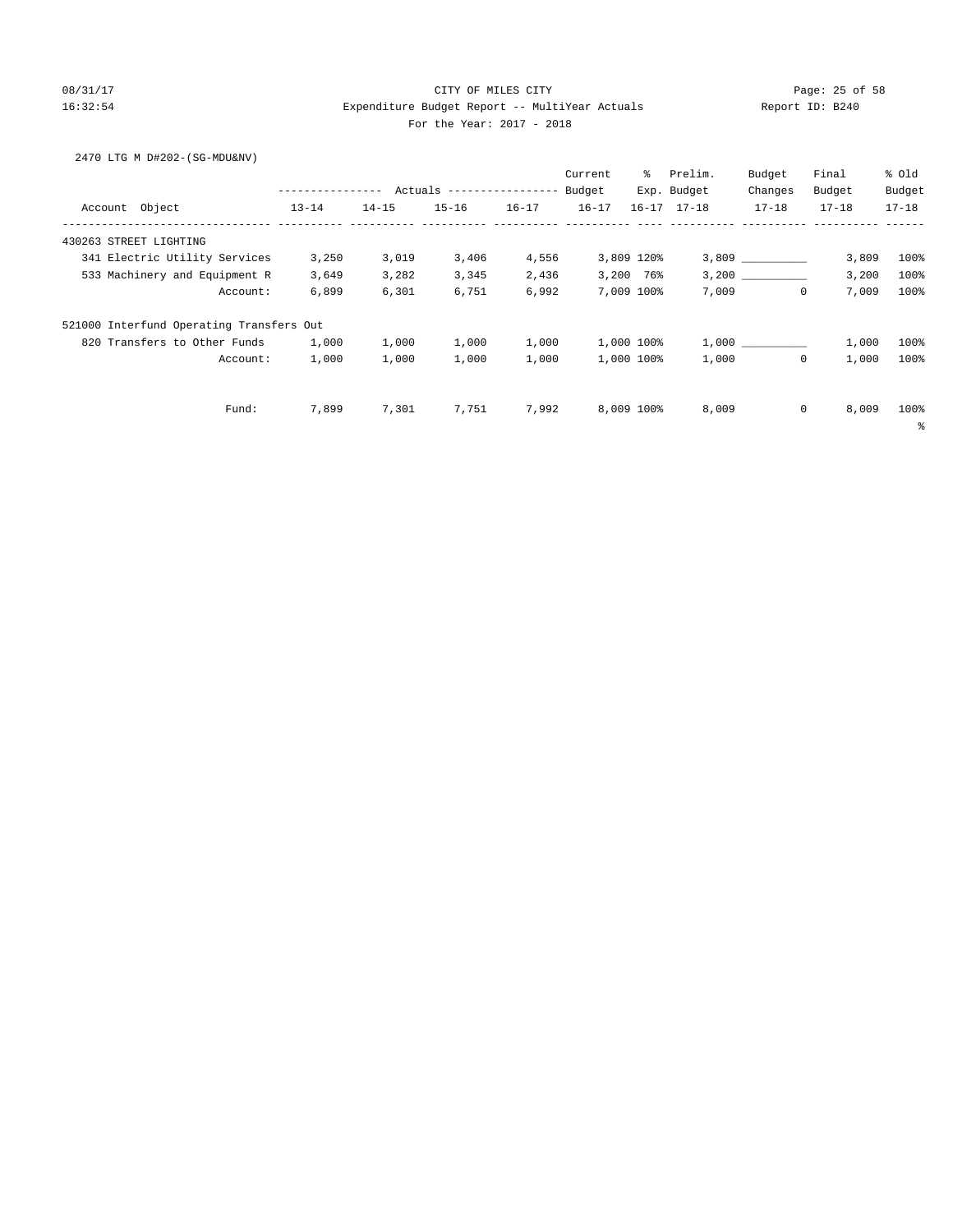2470 LTG M D#202-(SG-MDU&NV)

| Account Object | Actuals 13-14 | Actuals 14-15 | Actuals 15-16 | Actuals 16-17 | Current Budget 16-17 | % Exp. 16-17 | Prelim. Budget 17-18 | Budget Changes 17-18 | Final Budget 17-18 | % Old Budget 17-18 |
|---|---|---|---|---|---|---|---|---|---|---|
| 430263 STREET LIGHTING | | | | | | | | | | |
| 341 Electric Utility Services | 3,250 | 3,019 | 3,406 | 4,556 | 3,809 | 120% | 3,809 | __________ | 3,809 | 100% |
| 533 Machinery and Equipment R | 3,649 | 3,282 | 3,345 | 2,436 | 3,200 | 76% | 3,200 | __________ | 3,200 | 100% |
| Account: | 6,899 | 6,301 | 6,751 | 6,992 | 7,009 | 100% | 7,009 | 0 | 7,009 | 100% |
| 521000 Interfund Operating Transfers Out | | | | | | | | | | |
| 820 Transfers to Other Funds | 1,000 | 1,000 | 1,000 | 1,000 | 1,000 | 100% | 1,000 | __________ | 1,000 | 100% |
| Account: | 1,000 | 1,000 | 1,000 | 1,000 | 1,000 | 100% | 1,000 | 0 | 1,000 | 100% |
| Fund: | 7,899 | 7,301 | 7,751 | 7,992 | 8,009 | 100% | 8,009 | 0 | 8,009 | 100% |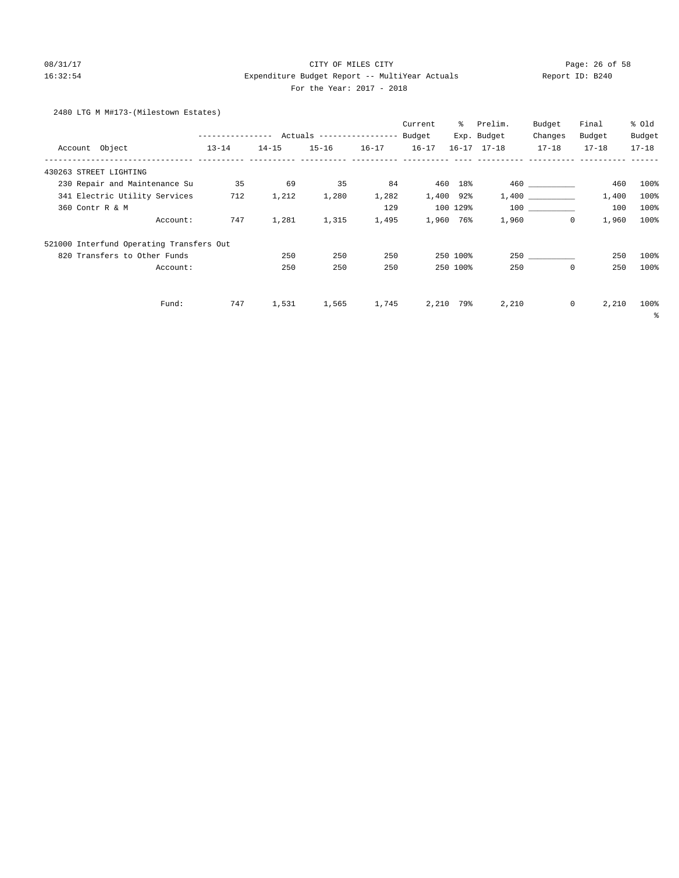CITY OF MILES CITY
Expenditure Budget Report -- MultiYear Actuals
For the Year: 2017 - 2018

08/31/17
16:32:54

Report ID: B240

2480 LTG M M#173-(Milestown Estates)

| Account Object | Actuals 13-14 | Actuals 14-15 | Actuals 15-16 | Actuals 16-17 | Current Budget 16-17 | % Exp. 16-17 | Prelim. Budget 17-18 | Budget Changes 17-18 | Final Budget 17-18 | % Old Budget 17-18 |
|---|---|---|---|---|---|---|---|---|---|---|
| 430263 STREET LIGHTING | | | | | | | | | | |
| 230 Repair and Maintenance Su | 35 | 69 | 35 | 84 | 460 | 18% | 460 | __________ | 460 | 100% |
| 341 Electric Utility Services | 712 | 1,212 | 1,280 | 1,282 | 1,400 | 92% | 1,400 | __________ | 1,400 | 100% |
| 360 Contr R & M | | | | 129 | 100 | 129% | 100 | __________ | 100 | 100% |
| Account: | 747 | 1,281 | 1,315 | 1,495 | 1,960 | 76% | 1,960 | 0 | 1,960 | 100% |
| 521000 Interfund Operating Transfers Out | | | | | | | | | | |
| 820 Transfers to Other Funds | | 250 | 250 | 250 | 250 | 100% | 250 | __________ | 250 | 100% |
| Account: | | 250 | 250 | 250 | 250 | 100% | 250 | 0 | 250 | 100% |
| Fund: | 747 | 1,531 | 1,565 | 1,745 | 2,210 | 79% | 2,210 | 0 | 2,210 | 100% |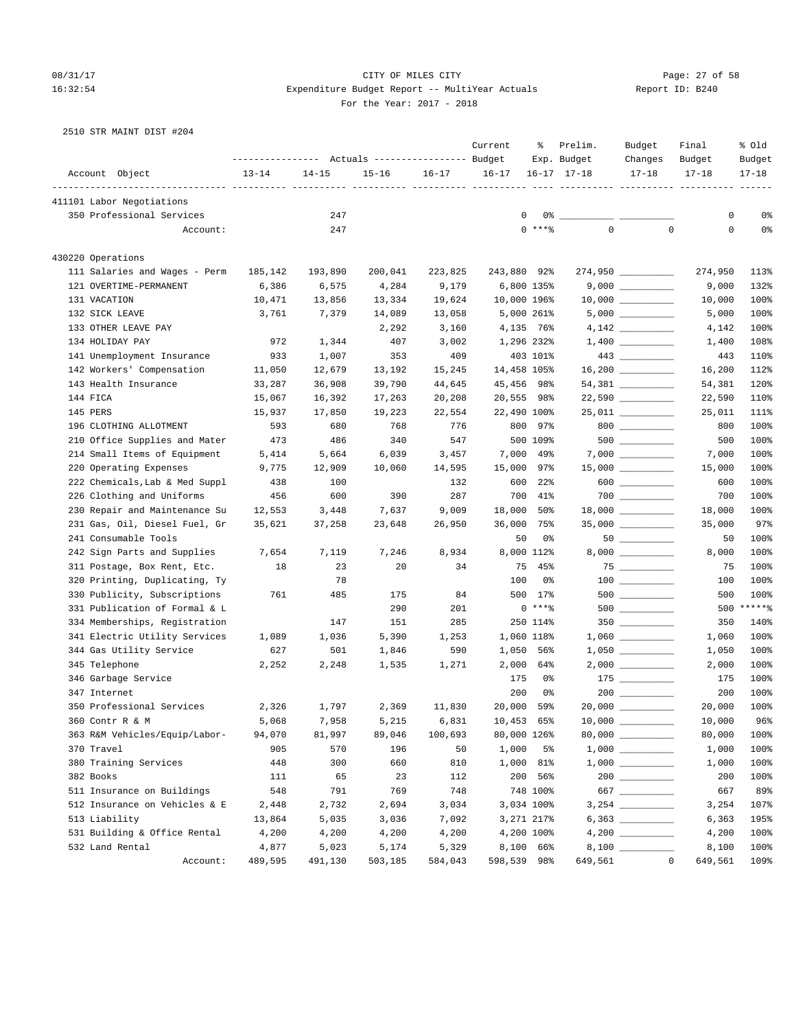08/31/17 CITY OF MILES CITY
16:32:54 Expenditure Budget Report -- MultiYear Actuals Report ID: B240
For the Year: 2017 - 2018

2510 STR MAINT DIST #204

| Account Object | Actuals 13-14 | Actuals 14-15 | Actuals 15-16 | Actuals 16-17 | Current Budget 16-17 | % Exp. 16-17 | Prelim. Budget 17-18 | Budget Changes 17-18 | Final Budget 17-18 | % Old Budget 17-18 |
|---|---|---|---|---|---|---|---|---|---|---|
| **411101 Labor Negotiations** | | | | | | | | | | |
| 350 Professional Services | | 247 | | | 0 | 0% | | | 0 | 0% |
| Account: | | 247 | | | 0 | ***% | 0 | 0 | 0 | 0% |
| **430220 Operations** | | | | | | | | | | |
| 111 Salaries and Wages - Perm | 185,142 | 193,890 | 200,041 | 223,825 | 243,880 | 92% | 274,950 | | 274,950 | 113% |
| 121 OVERTIME-PERMANENT | 6,386 | 6,575 | 4,284 | 9,179 | 6,800 | 135% | 9,000 | | 9,000 | 132% |
| 131 VACATION | 10,471 | 13,856 | 13,334 | 19,624 | 10,000 | 196% | 10,000 | | 10,000 | 100% |
| 132 SICK LEAVE | 3,761 | 7,379 | 14,089 | 13,058 | 5,000 | 261% | 5,000 | | 5,000 | 100% |
| 133 OTHER LEAVE PAY | | | 2,292 | 3,160 | 4,135 | 76% | 4,142 | | 4,142 | 100% |
| 134 HOLIDAY PAY | 972 | 1,344 | 407 | 3,002 | 1,296 | 232% | 1,400 | | 1,400 | 108% |
| 141 Unemployment Insurance | 933 | 1,007 | 353 | 409 | 403 | 101% | 443 | | 443 | 110% |
| 142 Workers' Compensation | 11,050 | 12,679 | 13,192 | 15,245 | 14,458 | 105% | 16,200 | | 16,200 | 112% |
| 143 Health Insurance | 33,287 | 36,908 | 39,790 | 44,645 | 45,456 | 98% | 54,381 | | 54,381 | 120% |
| 144 FICA | 15,067 | 16,392 | 17,263 | 20,208 | 20,555 | 98% | 22,590 | | 22,590 | 110% |
| 145 PERS | 15,937 | 17,850 | 19,223 | 22,554 | 22,490 | 100% | 25,011 | | 25,011 | 111% |
| 196 CLOTHING ALLOTMENT | 593 | 680 | 768 | 776 | 800 | 97% | 800 | | 800 | 100% |
| 210 Office Supplies and Mater | 473 | 486 | 340 | 547 | 500 | 109% | 500 | | 500 | 100% |
| 214 Small Items of Equipment | 5,414 | 5,664 | 6,039 | 3,457 | 7,000 | 49% | 7,000 | | 7,000 | 100% |
| 220 Operating Expenses | 9,775 | 12,909 | 10,060 | 14,595 | 15,000 | 97% | 15,000 | | 15,000 | 100% |
| 222 Chemicals,Lab & Med Suppl | 438 | 100 | | 132 | 600 | 22% | 600 | | 600 | 100% |
| 226 Clothing and Uniforms | 456 | 600 | 390 | 287 | 700 | 41% | 700 | | 700 | 100% |
| 230 Repair and Maintenance Su | 12,553 | 3,448 | 7,637 | 9,009 | 18,000 | 50% | 18,000 | | 18,000 | 100% |
| 231 Gas, Oil, Diesel Fuel, Gr | 35,621 | 37,258 | 23,648 | 26,950 | 36,000 | 75% | 35,000 | | 35,000 | 97% |
| 241 Consumable Tools | | | | | 50 | 0% | 50 | | 50 | 100% |
| 242 Sign Parts and Supplies | 7,654 | 7,119 | 7,246 | 8,934 | 8,000 | 112% | 8,000 | | 8,000 | 100% |
| 311 Postage, Box Rent, Etc. | 18 | 23 | 20 | 34 | 75 | 45% | 75 | | 75 | 100% |
| 320 Printing, Duplicating, Ty | | 78 | | | 100 | 0% | 100 | | 100 | 100% |
| 330 Publicity, Subscriptions | 761 | 485 | 175 | 84 | 500 | 17% | 500 | | 500 | 100% |
| 331 Publication of Formal & L | | | 290 | 201 | 0 | ***% | 500 | | 500 | *****% |
| 334 Memberships, Registration | | 147 | 151 | 285 | 250 | 114% | 350 | | 350 | 140% |
| 341 Electric Utility Services | 1,089 | 1,036 | 5,390 | 1,253 | 1,060 | 118% | 1,060 | | 1,060 | 100% |
| 344 Gas Utility Service | 627 | 501 | 1,846 | 590 | 1,050 | 56% | 1,050 | | 1,050 | 100% |
| 345 Telephone | 2,252 | 2,248 | 1,535 | 1,271 | 2,000 | 64% | 2,000 | | 2,000 | 100% |
| 346 Garbage Service | | | | | 175 | 0% | 175 | | 175 | 100% |
| 347 Internet | | | | | 200 | 0% | 200 | | 200 | 100% |
| 350 Professional Services | 2,326 | 1,797 | 2,369 | 11,830 | 20,000 | 59% | 20,000 | | 20,000 | 100% |
| 360 Contr R & M | 5,068 | 7,958 | 5,215 | 6,831 | 10,453 | 65% | 10,000 | | 10,000 | 96% |
| 363 R&M Vehicles/Equip/Labor- | 94,070 | 81,997 | 89,046 | 100,693 | 80,000 | 126% | 80,000 | | 80,000 | 100% |
| 370 Travel | 905 | 570 | 196 | 50 | 1,000 | 5% | 1,000 | | 1,000 | 100% |
| 380 Training Services | 448 | 300 | 660 | 810 | 1,000 | 81% | 1,000 | | 1,000 | 100% |
| 382 Books | 111 | 65 | 23 | 112 | 200 | 56% | 200 | | 200 | 100% |
| 511 Insurance on Buildings | 548 | 791 | 769 | 748 | 748 | 100% | 667 | | 667 | 89% |
| 512 Insurance on Vehicles & E | 2,448 | 2,732 | 2,694 | 3,034 | 3,034 | 100% | 3,254 | | 3,254 | 107% |
| 513 Liability | 13,864 | 5,035 | 3,036 | 7,092 | 3,271 | 217% | 6,363 | | 6,363 | 195% |
| 531 Building & Office Rental | 4,200 | 4,200 | 4,200 | 4,200 | 4,200 | 100% | 4,200 | | 4,200 | 100% |
| 532 Land Rental | 4,877 | 5,023 | 5,174 | 5,329 | 8,100 | 66% | 8,100 | | 8,100 | 100% |
| Account: | 489,595 | 491,130 | 503,185 | 584,043 | 598,539 | 98% | 649,561 | 0 | 649,561 | 109% |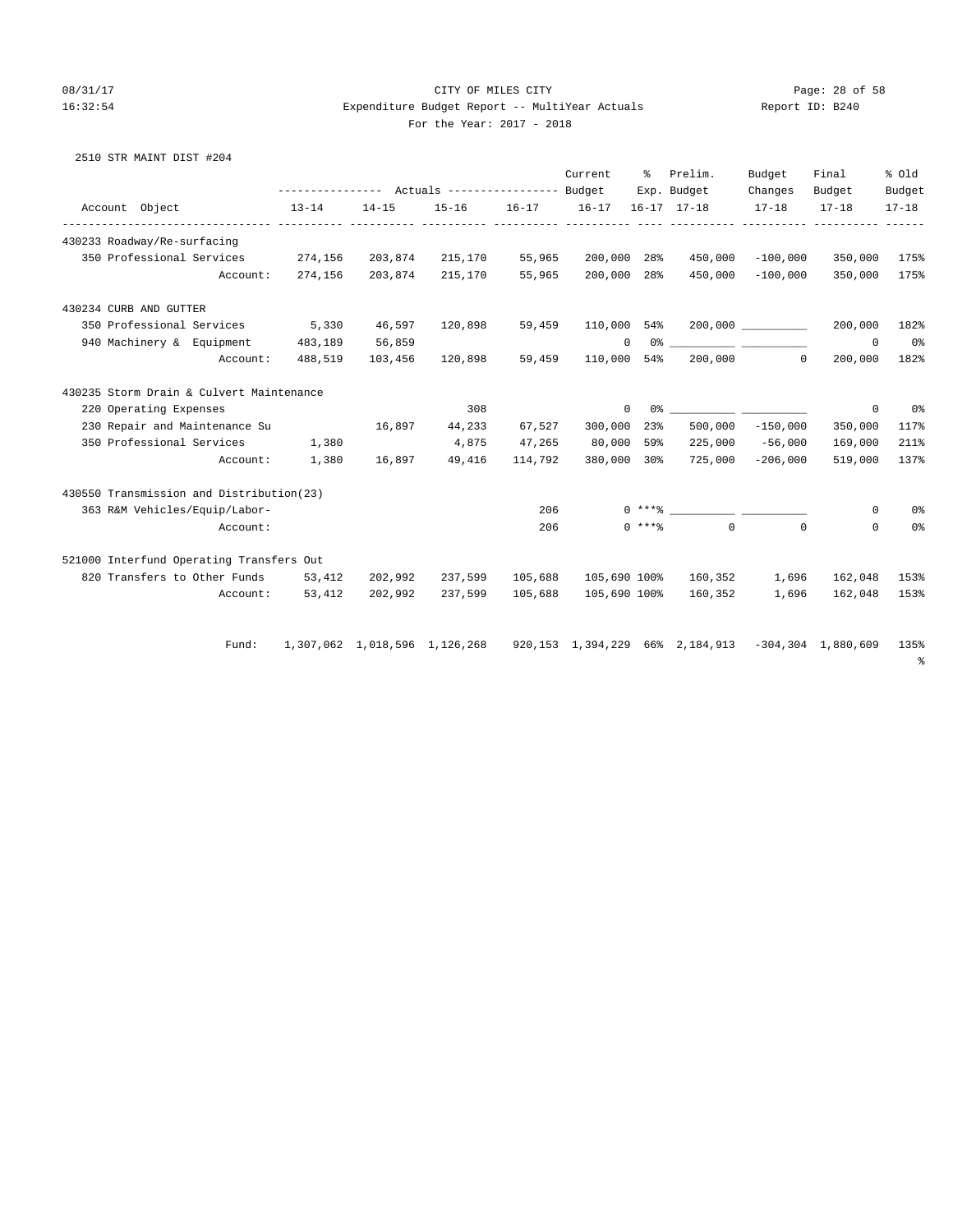CITY OF MILES CITY
Expenditure Budget Report -- MultiYear Actuals
For the Year: 2017 - 2018

2510 STR MAINT DIST #204

| Account Object | Actuals 13-14 | Actuals 14-15 | Actuals 15-16 | Actuals 16-17 | Current Budget 16-17 | % Exp. 16-17 | Prelim. Budget 17-18 | Budget Changes 17-18 | Final Budget 17-18 | % Old Budget 17-18 |
|---|---|---|---|---|---|---|---|---|---|---|
| **430233 Roadway/Re-surfacing** | | | | | | | | | | |
| 350 Professional Services | 274,156 | 203,874 | 215,170 | 55,965 | 200,000 | 28% | 450,000 | -100,000 | 350,000 | 175% |
| Account: | 274,156 | 203,874 | 215,170 | 55,965 | 200,000 | 28% | 450,000 | -100,000 | 350,000 | 175% |
| **430234 CURB AND GUTTER** | | | | | | | | | | |
| 350 Professional Services | 5,330 | 46,597 | 120,898 | 59,459 | 110,000 | 54% | 200,000 | __________ | 200,000 | 182% |
| 940 Machinery & Equipment | 483,189 | 56,859 | | | 0 | 0% | __________ | __________ | 0 | 0% |
| Account: | 488,519 | 103,456 | 120,898 | 59,459 | 110,000 | 54% | 200,000 | 0 | 200,000 | 182% |
| **430235 Storm Drain & Culvert Maintenance** | | | | | | | | | | |
| 220 Operating Expenses | | | 308 | | 0 | 0% | __________ | __________ | 0 | 0% |
| 230 Repair and Maintenance Su | | 16,897 | 44,233 | 67,527 | 300,000 | 23% | 500,000 | -150,000 | 350,000 | 117% |
| 350 Professional Services | 1,380 | | 4,875 | 47,265 | 80,000 | 59% | 225,000 | -56,000 | 169,000 | 211% |
| Account: | 1,380 | 16,897 | 49,416 | 114,792 | 380,000 | 30% | 725,000 | -206,000 | 519,000 | 137% |
| **430550 Transmission and Distribution(23)** | | | | | | | | | | |
| 363 R&M Vehicles/Equip/Labor- | | | | 206 | 0 | ***% | __________ | __________ | 0 | 0% |
| Account: | | | | 206 | 0 | ***% | 0 | 0 | 0 | 0% |
| **521000 Interfund Operating Transfers Out** | | | | | | | | | | |
| 820 Transfers to Other Funds | 53,412 | 202,992 | 237,599 | 105,688 | 105,690 | 100% | 160,352 | 1,696 | 162,048 | 153% |
| Account: | 53,412 | 202,992 | 237,599 | 105,688 | 105,690 | 100% | 160,352 | 1,696 | 162,048 | 153% |
| Fund: | 1,307,062 | 1,018,596 | 1,126,268 | 920,153 | 1,394,229 | 66% | 2,184,913 | -304,304 | 1,880,609 | 135% |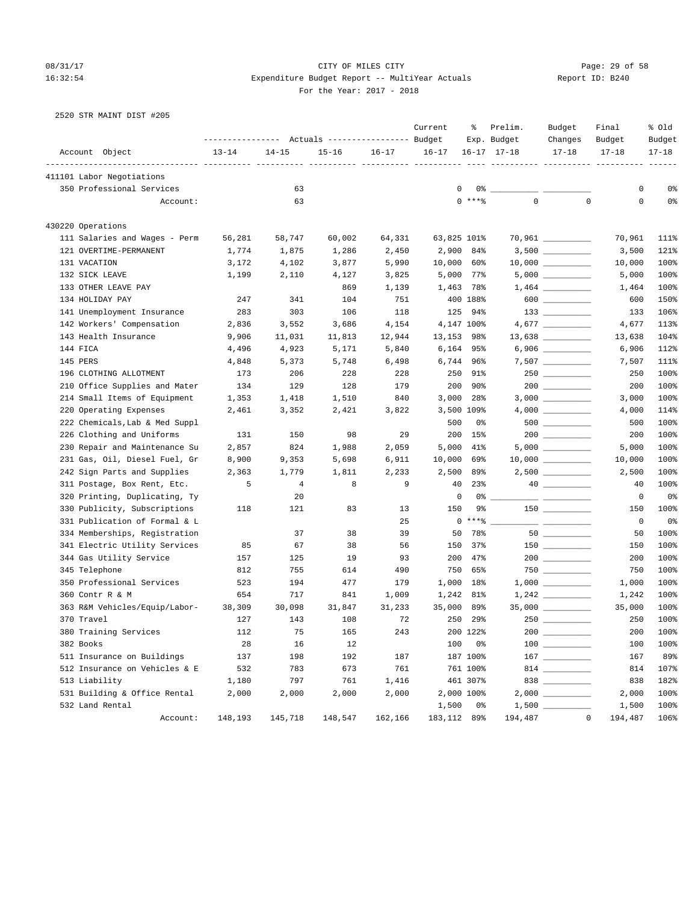08/31/17 CITY OF MILES CITY
16:32:54 Expenditure Budget Report -- MultiYear Actuals Report ID: B240
For the Year: 2017 - 2018

2520 STR MAINT DIST #205

| Account Object | Actuals 13-14 | Actuals 14-15 | Actuals 15-16 | Actuals 16-17 | Current Budget 16-17 | % Exp. 16-17 | Prelim. Budget 17-18 | Budget Changes 17-18 | Final Budget 17-18 | % Old Budget 17-18 |
|---|---|---|---|---|---|---|---|---|---|---|
| 411101 Labor Negotiations | | | | | | | | | | |
| 350 Professional Services | | 63 | | | 0 | 0% | | | 0 | 0% |
| Account: | | 63 | | | 0 | ***% | 0 | 0 | 0 | 0% |
| 430220 Operations | | | | | | | | | | |
| 111 Salaries and Wages - Perm | 56,281 | 58,747 | 60,002 | 64,331 | 63,825 | 101% | 70,961 | | 70,961 | 111% |
| 121 OVERTIME-PERMANENT | 1,774 | 1,875 | 1,286 | 2,450 | 2,900 | 84% | 3,500 | | 3,500 | 121% |
| 131 VACATION | 3,172 | 4,102 | 3,877 | 5,990 | 10,000 | 60% | 10,000 | | 10,000 | 100% |
| 132 SICK LEAVE | 1,199 | 2,110 | 4,127 | 3,825 | 5,000 | 77% | 5,000 | | 5,000 | 100% |
| 133 OTHER LEAVE PAY | | | 869 | 1,139 | 1,463 | 78% | 1,464 | | 1,464 | 100% |
| 134 HOLIDAY PAY | 247 | 341 | 104 | 751 | 400 | 188% | 600 | | 600 | 150% |
| 141 Unemployment Insurance | 283 | 303 | 106 | 118 | 125 | 94% | 133 | | 133 | 106% |
| 142 Workers' Compensation | 2,836 | 3,552 | 3,686 | 4,154 | 4,147 | 100% | 4,677 | | 4,677 | 113% |
| 143 Health Insurance | 9,906 | 11,031 | 11,813 | 12,944 | 13,153 | 98% | 13,638 | | 13,638 | 104% |
| 144 FICA | 4,496 | 4,923 | 5,171 | 5,840 | 6,164 | 95% | 6,906 | | 6,906 | 112% |
| 145 PERS | 4,848 | 5,373 | 5,748 | 6,498 | 6,744 | 96% | 7,507 | | 7,507 | 111% |
| 196 CLOTHING ALLOTMENT | 173 | 206 | 228 | 228 | 250 | 91% | 250 | | 250 | 100% |
| 210 Office Supplies and Mater | 134 | 129 | 128 | 179 | 200 | 90% | 200 | | 200 | 100% |
| 214 Small Items of Equipment | 1,353 | 1,418 | 1,510 | 840 | 3,000 | 28% | 3,000 | | 3,000 | 100% |
| 220 Operating Expenses | 2,461 | 3,352 | 2,421 | 3,822 | 3,500 | 109% | 4,000 | | 4,000 | 114% |
| 222 Chemicals,Lab & Med Suppl | | | | | 500 | 0% | 500 | | 500 | 100% |
| 226 Clothing and Uniforms | 131 | 150 | 98 | 29 | 200 | 15% | 200 | | 200 | 100% |
| 230 Repair and Maintenance Su | 2,857 | 824 | 1,988 | 2,059 | 5,000 | 41% | 5,000 | | 5,000 | 100% |
| 231 Gas, Oil, Diesel Fuel, Gr | 8,900 | 9,353 | 5,698 | 6,911 | 10,000 | 69% | 10,000 | | 10,000 | 100% |
| 242 Sign Parts and Supplies | 2,363 | 1,779 | 1,811 | 2,233 | 2,500 | 89% | 2,500 | | 2,500 | 100% |
| 311 Postage, Box Rent, Etc. | 5 | 4 | 8 | 9 | 40 | 23% | 40 | | 40 | 100% |
| 320 Printing, Duplicating, Ty | | 20 | | | 0 | 0% | | | 0 | 0% |
| 330 Publicity, Subscriptions | 118 | 121 | 83 | 13 | 150 | 9% | 150 | | 150 | 100% |
| 331 Publication of Formal & L | | | | 25 | 0 | ***% | | | 0 | 0% |
| 334 Memberships, Registration | | 37 | 38 | 39 | 50 | 78% | 50 | | 50 | 100% |
| 341 Electric Utility Services | 85 | 67 | 38 | 56 | 150 | 37% | 150 | | 150 | 100% |
| 344 Gas Utility Service | 157 | 125 | 19 | 93 | 200 | 47% | 200 | | 200 | 100% |
| 345 Telephone | 812 | 755 | 614 | 490 | 750 | 65% | 750 | | 750 | 100% |
| 350 Professional Services | 523 | 194 | 477 | 179 | 1,000 | 18% | 1,000 | | 1,000 | 100% |
| 360 Contr R & M | 654 | 717 | 841 | 1,009 | 1,242 | 81% | 1,242 | | 1,242 | 100% |
| 363 R&M Vehicles/Equip/Labor- | 38,309 | 30,098 | 31,847 | 31,233 | 35,000 | 89% | 35,000 | | 35,000 | 100% |
| 370 Travel | 127 | 143 | 108 | 72 | 250 | 29% | 250 | | 250 | 100% |
| 380 Training Services | 112 | 75 | 165 | 243 | 200 | 122% | 200 | | 200 | 100% |
| 382 Books | 28 | 16 | 12 | | 100 | 0% | 100 | | 100 | 100% |
| 511 Insurance on Buildings | 137 | 198 | 192 | 187 | 187 | 100% | 167 | | 167 | 89% |
| 512 Insurance on Vehicles & E | 532 | 783 | 673 | 761 | 761 | 100% | 814 | | 814 | 107% |
| 513 Liability | 1,180 | 797 | 761 | 1,416 | 461 | 307% | 838 | | 838 | 182% |
| 531 Building & Office Rental | 2,000 | 2,000 | 2,000 | 2,000 | 2,000 | 100% | 2,000 | | 2,000 | 100% |
| 532 Land Rental | | | | | 1,500 | 0% | 1,500 | | 1,500 | 100% |
| Account: | 148,193 | 145,718 | 148,547 | 162,166 | 183,112 | 89% | 194,487 | 0 | 194,487 | 106% |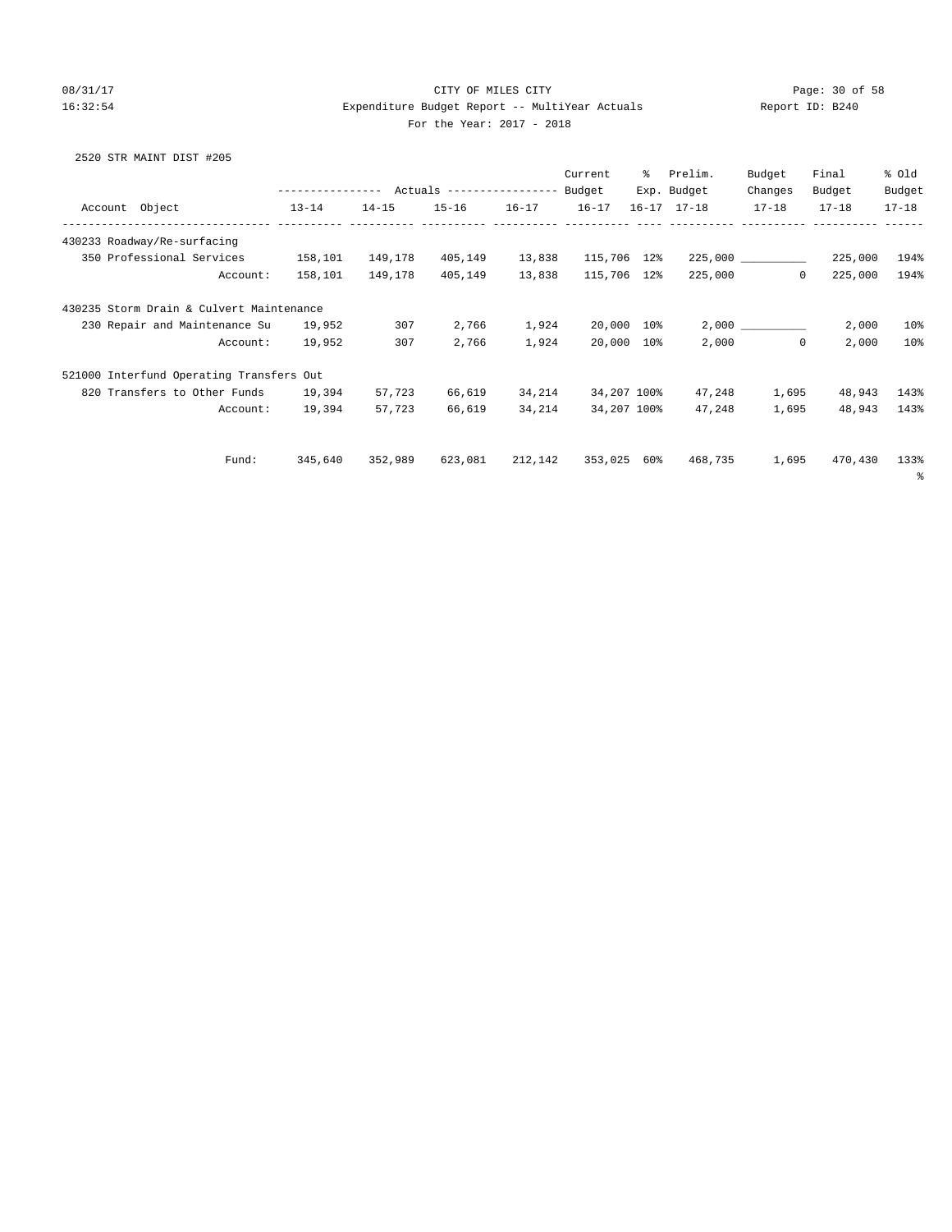CITY OF MILES CITY

Expenditure Budget Report -- MultiYear Actuals

For the Year: 2017 - 2018

2520 STR MAINT DIST #205

| Account Object | Actuals 13-14 | Actuals 14-15 | Actuals 15-16 | Actuals 16-17 | Current Budget 16-17 | % Exp. 16-17 | Prelim. Budget 17-18 | Budget Changes 17-18 | Final Budget 17-18 | % Old Budget 17-18 |
|---|---|---|---|---|---|---|---|---|---|---|
| **430233 Roadway/Re-surfacing** | | | | | | | | | | |
| 350 Professional Services | 158,101 | 149,178 | 405,149 | 13,838 | 115,706 | 12% | 225,000 | __________ | 225,000 | 194% |
| Account: | 158,101 | 149,178 | 405,149 | 13,838 | 115,706 | 12% | 225,000 | 0 | 225,000 | 194% |
| **430235 Storm Drain & Culvert Maintenance** | | | | | | | | | | |
| 230 Repair and Maintenance Su | 19,952 | 307 | 2,766 | 1,924 | 20,000 | 10% | 2,000 | __________ | 2,000 | 10% |
| Account: | 19,952 | 307 | 2,766 | 1,924 | 20,000 | 10% | 2,000 | 0 | 2,000 | 10% |
| **521000 Interfund Operating Transfers Out** | | | | | | | | | | |
| 820 Transfers to Other Funds | 19,394 | 57,723 | 66,619 | 34,214 | 34,207 | 100% | 47,248 | 1,695 | 48,943 | 143% |
| Account: | 19,394 | 57,723 | 66,619 | 34,214 | 34,207 | 100% | 47,248 | 1,695 | 48,943 | 143% |
| Fund: | 345,640 | 352,989 | 623,081 | 212,142 | 353,025 | 60% | 468,735 | 1,695 | 470,430 | 133% |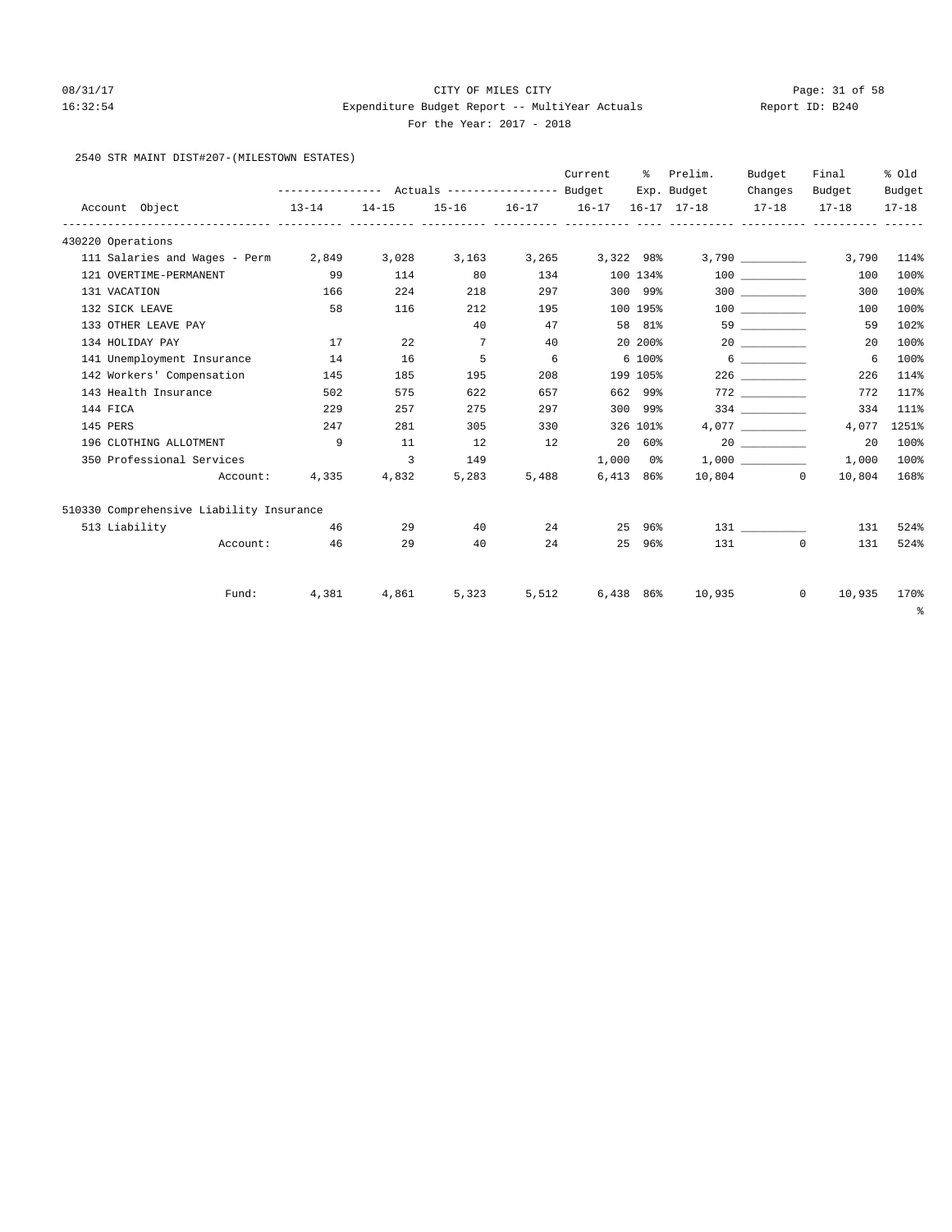CITY OF MILES CITY
Expenditure Budget Report -- MultiYear Actuals
For the Year: 2017 - 2018

2540 STR MAINT DIST#207-(MILESTOWN ESTATES)

| Account Object | Actuals 13-14 | Actuals 14-15 | Actuals 15-16 | Actuals 16-17 | Current Budget 16-17 | % Exp. 16-17 | Prelim. Budget 17-18 | Budget Changes 17-18 | Final Budget 17-18 | % Old Budget 17-18 |
|---|---|---|---|---|---|---|---|---|---|---|
| **430220 Operations** | | | | | | | | | | |
| 111 Salaries and Wages - Perm | 2,849 | 3,028 | 3,163 | 3,265 | 3,322 | 98% | 3,790 | __________ | 3,790 | 114% |
| 121 OVERTIME-PERMANENT | 99 | 114 | 80 | 134 | 100 | 134% | 100 | __________ | 100 | 100% |
| 131 VACATION | 166 | 224 | 218 | 297 | 300 | 99% | 300 | __________ | 300 | 100% |
| 132 SICK LEAVE | 58 | 116 | 212 | 195 | 100 | 195% | 100 | __________ | 100 | 100% |
| 133 OTHER LEAVE PAY | | | 40 | 47 | 58 | 81% | 59 | __________ | 59 | 102% |
| 134 HOLIDAY PAY | 17 | 22 | 7 | 40 | 20 | 200% | 20 | __________ | 20 | 100% |
| 141 Unemployment Insurance | 14 | 16 | 5 | 6 | 6 | 100% | 6 | __________ | 6 | 100% |
| 142 Workers' Compensation | 145 | 185 | 195 | 208 | 199 | 105% | 226 | __________ | 226 | 114% |
| 143 Health Insurance | 502 | 575 | 622 | 657 | 662 | 99% | 772 | __________ | 772 | 117% |
| 144 FICA | 229 | 257 | 275 | 297 | 300 | 99% | 334 | __________ | 334 | 111% |
| 145 PERS | 247 | 281 | 305 | 330 | 326 | 101% | 4,077 | __________ | 4,077 | 1251% |
| 196 CLOTHING ALLOTMENT | 9 | 11 | 12 | 12 | 20 | 60% | 20 | __________ | 20 | 100% |
| 350 Professional Services | | 3 | 149 | | 1,000 | 0% | 1,000 | __________ | 1,000 | 100% |
| Account: | 4,335 | 4,832 | 5,283 | 5,488 | 6,413 | 86% | 10,804 | 0 | 10,804 | 168% |
| **510330 Comprehensive Liability Insurance** | | | | | | | | | | |
| 513 Liability | 46 | 29 | 40 | 24 | 25 | 96% | 131 | __________ | 131 | 524% |
| Account: | 46 | 29 | 40 | 24 | 25 | 96% | 131 | 0 | 131 | 524% |
| Fund: | 4,381 | 4,861 | 5,323 | 5,512 | 6,438 | 86% | 10,935 | 0 | 10,935 | 170% |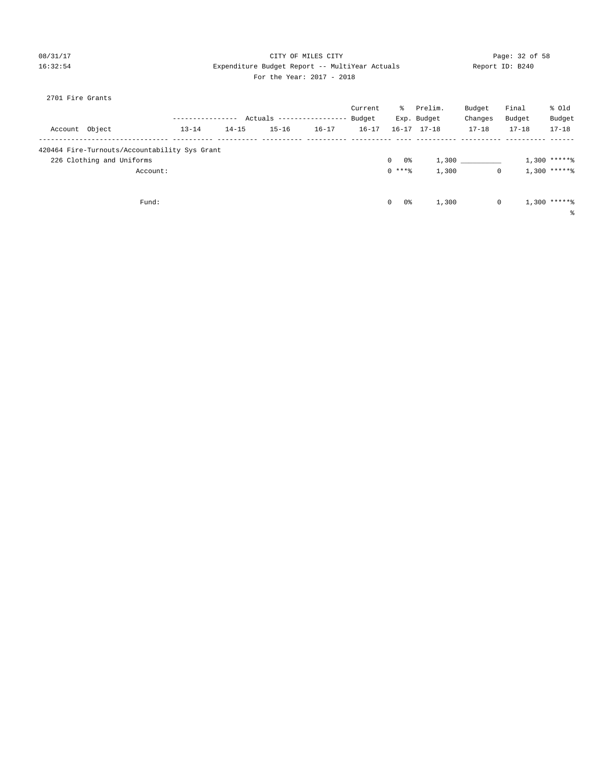CITY OF MILES CITY
Expenditure Budget Report -- MultiYear Actuals
For the Year: 2017 - 2018

08/31/17
16:32:54

Report ID: B240

2701 Fire Grants

| Account Object | Actuals 13-14 | Actuals 14-15 | Actuals 15-16 | Actuals 16-17 | Current Budget 16-17 | % Exp. 16-17 | Prelim. Budget 17-18 | Budget Changes 17-18 | Final Budget 17-18 | % Old Budget 17-18 |
|---|---|---|---|---|---|---|---|---|---|---|
| 420464 Fire-Turnouts/Accountability Sys Grant | | | | | | | | | | |
| 226 Clothing and Uniforms | | | | | 0 | 0% | 1,300 | __________ | 1,300 | *****% |
| Account: | | | | | 0 | ***% | 1,300 | 0 | 1,300 | *****% |
| Fund: | | | | | 0 | 0% | 1,300 | 0 | 1,300 | *****% |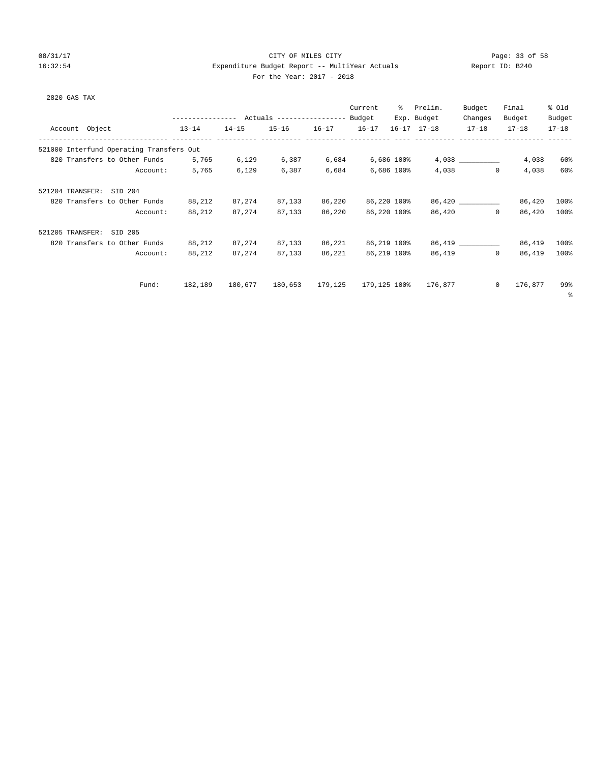CITY OF MILES CITY

Expenditure Budget Report -- MultiYear Actuals

For the Year: 2017 - 2018

2820 GAS TAX

| Account Object | Actuals 13-14 | Actuals 14-15 | Actuals 15-16 | Actuals 16-17 | Current Budget 16-17 | % Exp. 16-17 | Prelim. Budget 17-18 | Budget Changes 17-18 | Final Budget 17-18 | % Old Budget 17-18 |
|---|---|---|---|---|---|---|---|---|---|---|
| **521000 Interfund Operating Transfers Out** | | | | | | | | | | |
| 820 Transfers to Other Funds | 5,765 | 6,129 | 6,387 | 6,684 | 6,686 | 100% | 4,038 | __________ | 4,038 | 60% |
| Account: | 5,765 | 6,129 | 6,387 | 6,684 | 6,686 | 100% | 4,038 | 0 | 4,038 | 60% |
| **521204 TRANSFER: SID 204** | | | | | | | | | | |
| 820 Transfers to Other Funds | 88,212 | 87,274 | 87,133 | 86,220 | 86,220 | 100% | 86,420 | __________ | 86,420 | 100% |
| Account: | 88,212 | 87,274 | 87,133 | 86,220 | 86,220 | 100% | 86,420 | 0 | 86,420 | 100% |
| **521205 TRANSFER: SID 205** | | | | | | | | | | |
| 820 Transfers to Other Funds | 88,212 | 87,274 | 87,133 | 86,221 | 86,219 | 100% | 86,419 | __________ | 86,419 | 100% |
| Account: | 88,212 | 87,274 | 87,133 | 86,221 | 86,219 | 100% | 86,419 | 0 | 86,419 | 100% |
| Fund: | 182,189 | 180,677 | 180,653 | 179,125 | 179,125 | 100% | 176,877 | 0 | 176,877 | 99% |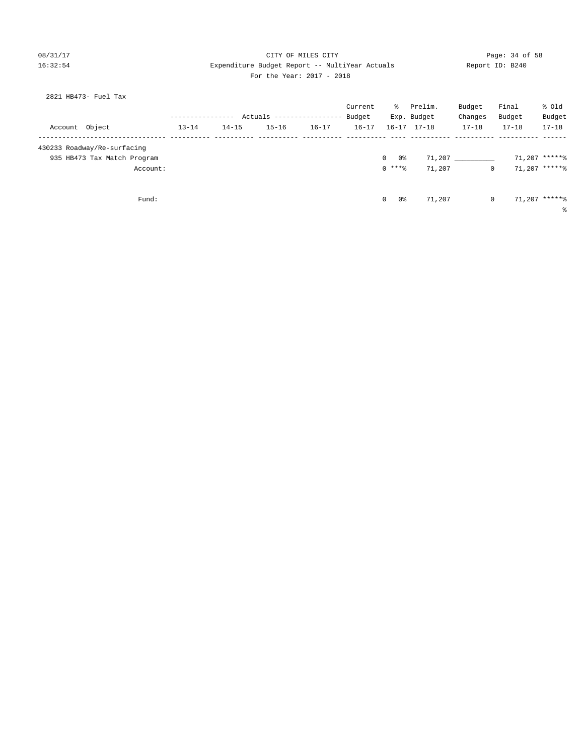CITY OF MILES CITY
Expenditure Budget Report -- MultiYear Actuals
For the Year: 2017 - 2018

08/31/17
16:32:54

Report ID: B240

2821 HB473- Fuel Tax

| Account Object | Actuals 13-14 | Actuals 14-15 | Actuals 15-16 | Actuals 16-17 | Current Budget 16-17 | % Exp. 16-17 | Prelim. Budget 17-18 | Budget Changes 17-18 | Final Budget 17-18 | % Old Budget 17-18 |
|---|---|---|---|---|---|---|---|---|---|---|
| 430233 Roadway/Re-surfacing | | | | | | | | | | |
| 935 HB473 Tax Match Program | | | | | 0 | 0% | 71,207 | __________ | 71,207 | *****% |
| Account: | | | | | 0 | ***% | 71,207 | 0 | 71,207 | *****% |
| Fund: | | | | | 0 | 0% | 71,207 | 0 | 71,207 | *****% |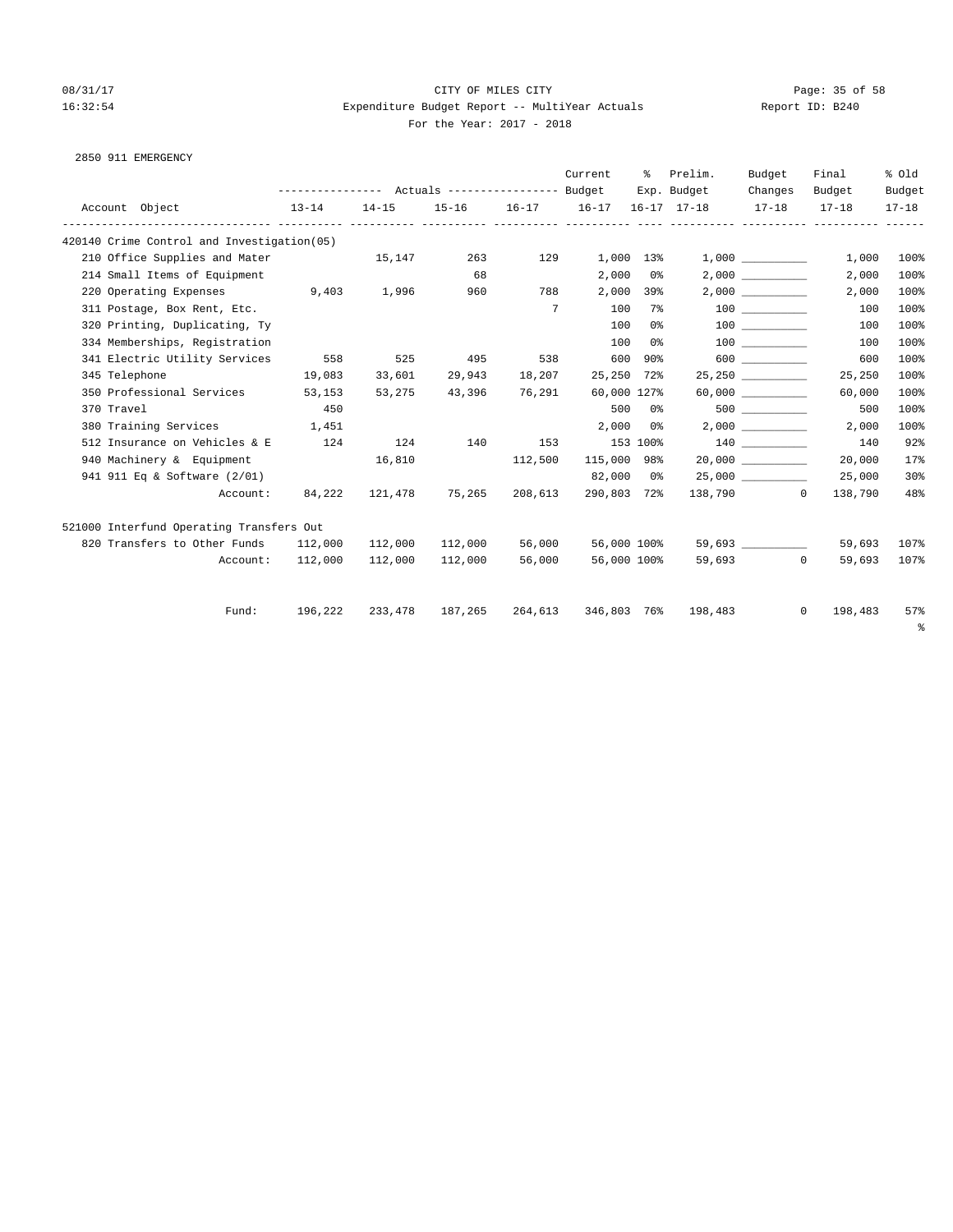CITY OF MILES CITY
Expenditure Budget Report -- MultiYear Actuals
For the Year: 2017 - 2018

08/31/17 16:32:54 Report ID: B240

2850 911 EMERGENCY

| Account Object | Actuals 13-14 | Actuals 14-15 | Actuals 15-16 | Actuals 16-17 | Current Budget 16-17 | % Exp. 16-17 | Prelim. Budget 17-18 | Budget Changes 17-18 | Final Budget 17-18 | % Old Budget 17-18 |
|---|---|---|---|---|---|---|---|---|---|---|
| **420140 Crime Control and Investigation(05)** | | | | | | | | | | |
| 210 Office Supplies and Mater | | 15,147 | 263 | 129 | 1,000 | 13% | 1,000 | __________ | 1,000 | 100% |
| 214 Small Items of Equipment | | | 68 | | 2,000 | 0% | 2,000 | __________ | 2,000 | 100% |
| 220 Operating Expenses | 9,403 | 1,996 | 960 | 788 | 2,000 | 39% | 2,000 | __________ | 2,000 | 100% |
| 311 Postage, Box Rent, Etc. | | | | 7 | 100 | 7% | 100 | __________ | 100 | 100% |
| 320 Printing, Duplicating, Ty | | | | | 100 | 0% | 100 | __________ | 100 | 100% |
| 334 Memberships, Registration | | | | | 100 | 0% | 100 | __________ | 100 | 100% |
| 341 Electric Utility Services | 558 | 525 | 495 | 538 | 600 | 90% | 600 | __________ | 600 | 100% |
| 345 Telephone | 19,083 | 33,601 | 29,943 | 18,207 | 25,250 | 72% | 25,250 | __________ | 25,250 | 100% |
| 350 Professional Services | 53,153 | 53,275 | 43,396 | 76,291 | 60,000 | 127% | 60,000 | __________ | 60,000 | 100% |
| 370 Travel | 450 | | | | 500 | 0% | 500 | __________ | 500 | 100% |
| 380 Training Services | 1,451 | | | | 2,000 | 0% | 2,000 | __________ | 2,000 | 100% |
| 512 Insurance on Vehicles & E | 124 | 124 | 140 | 153 | 153 | 100% | 140 | __________ | 140 | 92% |
| 940 Machinery & Equipment | | 16,810 | | 112,500 | 115,000 | 98% | 20,000 | __________ | 20,000 | 17% |
| 941 911 Eq & Software (2/01) | | | | | 82,000 | 0% | 25,000 | __________ | 25,000 | 30% |
| Account: | 84,222 | 121,478 | 75,265 | 208,613 | 290,803 | 72% | 138,790 | 0 | 138,790 | 48% |
| **521000 Interfund Operating Transfers Out** | | | | | | | | | | |
| 820 Transfers to Other Funds | 112,000 | 112,000 | 112,000 | 56,000 | 56,000 | 100% | 59,693 | __________ | 59,693 | 107% |
| Account: | 112,000 | 112,000 | 112,000 | 56,000 | 56,000 | 100% | 59,693 | 0 | 59,693 | 107% |
| Fund: | 196,222 | 233,478 | 187,265 | 264,613 | 346,803 | 76% | 198,483 | 0 | 198,483 | 57% |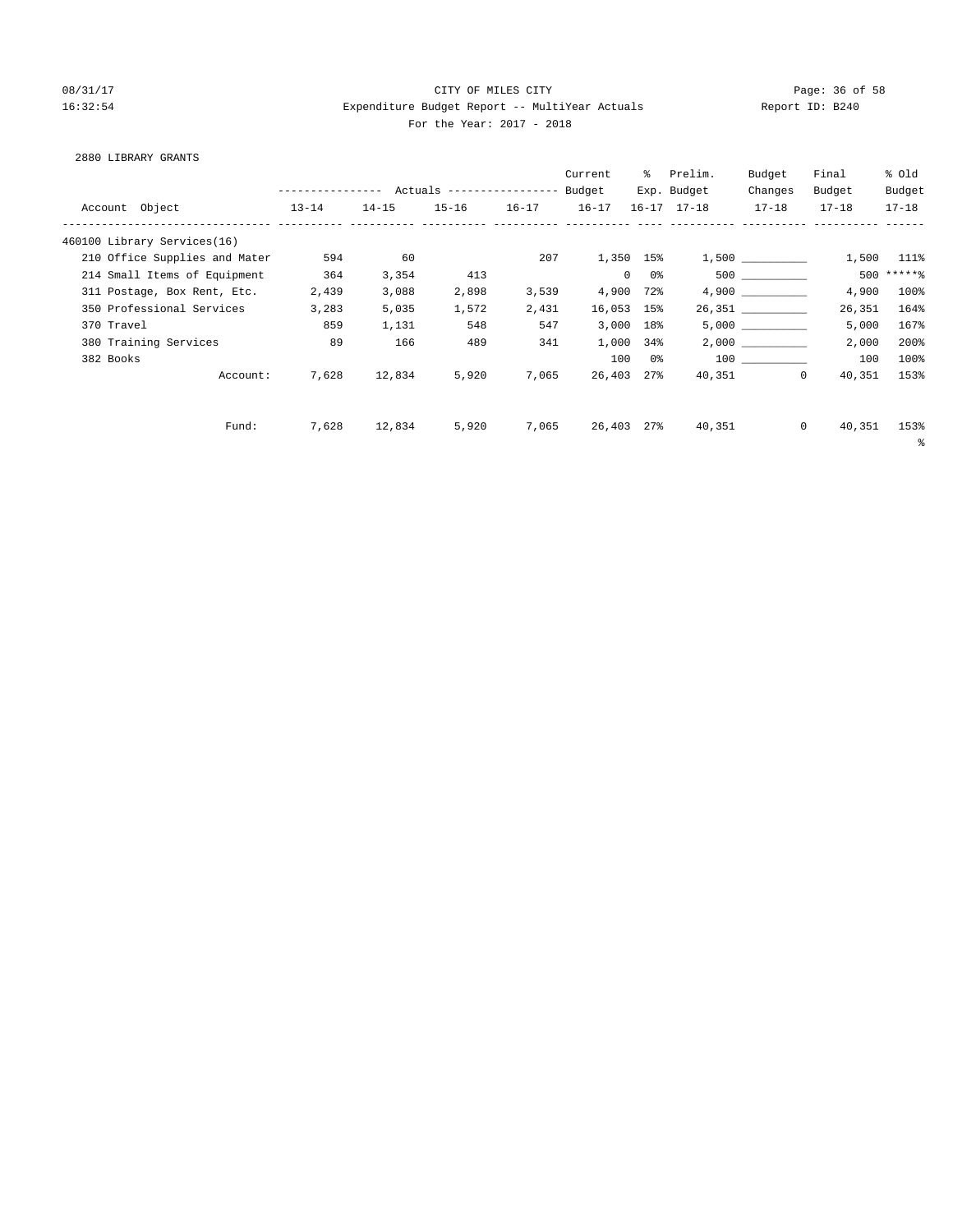CITY OF MILES CITY
Expenditure Budget Report -- MultiYear Actuals
For the Year: 2017 - 2018

08/31/17 16:32:54 Report ID: B240

2880 LIBRARY GRANTS

| Account Object | Actuals 13-14 | Actuals 14-15 | Actuals 15-16 | Actuals 16-17 | Current Budget 16-17 | % Exp. 16-17 | Prelim. Budget 17-18 | Budget Changes 17-18 | Final Budget 17-18 | % Old Budget 17-18 |
|---|---|---|---|---|---|---|---|---|---|---|
| 460100 Library Services(16) | | | | | | | | | | |
| 210 Office Supplies and Mater | 594 | 60 | | 207 | 1,350 | 15% | 1,500 | __________ | 1,500 | 111% |
| 214 Small Items of Equipment | 364 | 3,354 | 413 | | 0 | 0% | 500 | __________ | 500 | *****% |
| 311 Postage, Box Rent, Etc. | 2,439 | 3,088 | 2,898 | 3,539 | 4,900 | 72% | 4,900 | __________ | 4,900 | 100% |
| 350 Professional Services | 3,283 | 5,035 | 1,572 | 2,431 | 16,053 | 15% | 26,351 | __________ | 26,351 | 164% |
| 370 Travel | 859 | 1,131 | 548 | 547 | 3,000 | 18% | 5,000 | __________ | 5,000 | 167% |
| 380 Training Services | 89 | 166 | 489 | 341 | 1,000 | 34% | 2,000 | __________ | 2,000 | 200% |
| 382 Books | | | | | 100 | 0% | 100 | __________ | 100 | 100% |
| Account: | 7,628 | 12,834 | 5,920 | 7,065 | 26,403 | 27% | 40,351 | 0 | 40,351 | 153% |
| Fund: | 7,628 | 12,834 | 5,920 | 7,065 | 26,403 | 27% | 40,351 | 0 | 40,351 | 153% |

%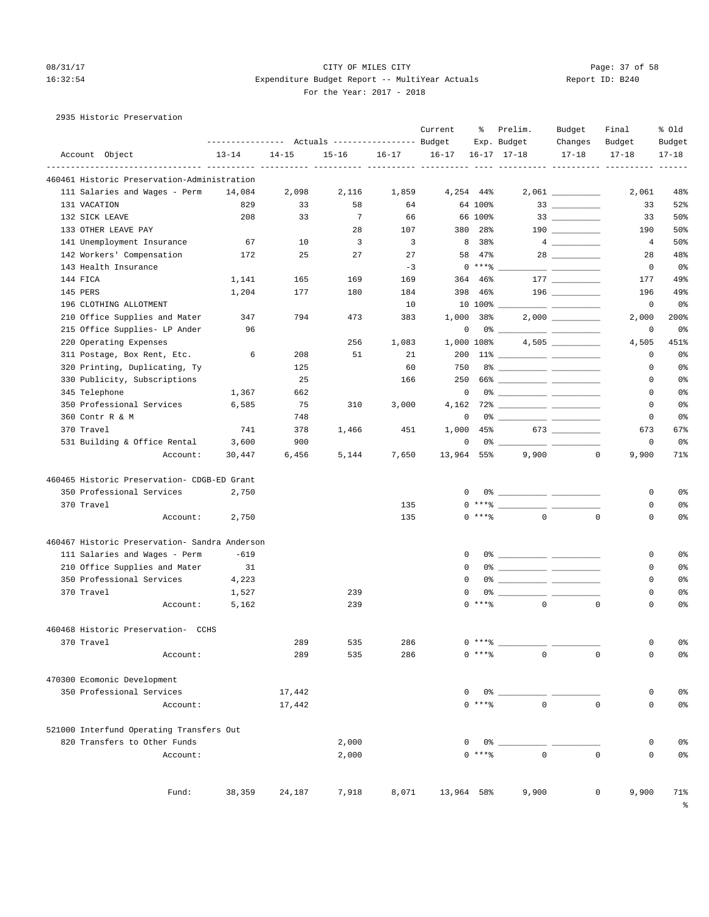CITY OF MILES CITY
Expenditure Budget Report -- MultiYear Actuals
For the Year: 2017 - 2018

08/31/17
16:32:54

Report ID: B240

2935 Historic Preservation

| Account Object | Actuals 13-14 | Actuals 14-15 | Actuals 15-16 | Actuals 16-17 | Current Budget 16-17 | % Exp. 16-17 | Prelim. Budget 17-18 | Budget Changes 17-18 | Final Budget 17-18 | % Old Budget 17-18 |
|---|---|---|---|---|---|---|---|---|---|---|
| **460461 Historic Preservation-Administration** | | | | | | | | | | |
| 111 Salaries and Wages - Perm | 14,084 | 2,098 | 2,116 | 1,859 | 4,254 | 44% | 2,061 | | 2,061 | 48% |
| 131 VACATION | 829 | 33 | 58 | 64 | 64 | 100% | 33 | | 33 | 52% |
| 132 SICK LEAVE | 208 | 33 | 7 | 66 | 66 | 100% | 33 | | 33 | 50% |
| 133 OTHER LEAVE PAY | | | 28 | 107 | 380 | 28% | 190 | | 190 | 50% |
| 141 Unemployment Insurance | 67 | 10 | 3 | 3 | 8 | 38% | 4 | | 4 | 50% |
| 142 Workers' Compensation | 172 | 25 | 27 | 27 | 58 | 47% | 28 | | 28 | 48% |
| 143 Health Insurance | | | | -3 | 0 | ***% | | | 0 | 0% |
| 144 FICA | 1,141 | 165 | 169 | 169 | 364 | 46% | 177 | | 177 | 49% |
| 145 PERS | 1,204 | 177 | 180 | 184 | 398 | 46% | 196 | | 196 | 49% |
| 196 CLOTHING ALLOTMENT | | | | 10 | 10 | 100% | | | 0 | 0% |
| 210 Office Supplies and Mater | 347 | 794 | 473 | 383 | 1,000 | 38% | 2,000 | | 2,000 | 200% |
| 215 Office Supplies- LP Ander | 96 | | | | 0 | 0% | | | 0 | 0% |
| 220 Operating Expenses | | | 256 | 1,083 | 1,000 | 108% | 4,505 | | 4,505 | 451% |
| 311 Postage, Box Rent, Etc. | 6 | 208 | 51 | 21 | 200 | 11% | | | 0 | 0% |
| 320 Printing, Duplicating, Ty | | 125 | | 60 | 750 | 8% | | | 0 | 0% |
| 330 Publicity, Subscriptions | | 25 | | 166 | 250 | 66% | | | 0 | 0% |
| 345 Telephone | 1,367 | 662 | | | 0 | 0% | | | 0 | 0% |
| 350 Professional Services | 6,585 | 75 | 310 | 3,000 | 4,162 | 72% | | | 0 | 0% |
| 360 Contr R & M | | 748 | | | 0 | 0% | | | 0 | 0% |
| 370 Travel | 741 | 378 | 1,466 | 451 | 1,000 | 45% | 673 | | 673 | 67% |
| 531 Building & Office Rental | 3,600 | 900 | | | 0 | 0% | | | 0 | 0% |
| Account: | 30,447 | 6,456 | 5,144 | 7,650 | 13,964 | 55% | 9,900 | 0 | 9,900 | 71% |
| **460465 Historic Preservation- CDGB-ED Grant** | | | | | | | | | | |
| 350 Professional Services | 2,750 | | | | 0 | 0% | | | 0 | 0% |
| 370 Travel | | | | 135 | 0 | ***% | | | 0 | 0% |
| Account: | 2,750 | | | 135 | 0 | ***% | 0 | 0 | 0 | 0% |
| **460467 Historic Preservation- Sandra Anderson** | | | | | | | | | | |
| 111 Salaries and Wages - Perm | -619 | | | | 0 | 0% | | | 0 | 0% |
| 210 Office Supplies and Mater | 31 | | | | 0 | 0% | | | 0 | 0% |
| 350 Professional Services | 4,223 | | | | 0 | 0% | | | 0 | 0% |
| 370 Travel | 1,527 | | 239 | | 0 | 0% | | | 0 | 0% |
| Account: | 5,162 | | 239 | | 0 | ***% | 0 | 0 | 0 | 0% |
| **460468 Historic Preservation- CCHS** | | | | | | | | | | |
| 370 Travel | | 289 | 535 | 286 | 0 | ***% | | | 0 | 0% |
| Account: | | 289 | 535 | 286 | 0 | ***% | 0 | 0 | 0 | 0% |
| **470300 Ecomonic Development** | | | | | | | | | | |
| 350 Professional Services | | 17,442 | | | 0 | 0% | | | 0 | 0% |
| Account: | | 17,442 | | | 0 | ***% | 0 | 0 | 0 | 0% |
| **521000 Interfund Operating Transfers Out** | | | | | | | | | | |
| 820 Transfers to Other Funds | | | 2,000 | | 0 | 0% | | | 0 | 0% |
| Account: | | | 2,000 | | 0 | ***% | 0 | 0 | 0 | 0% |
| Fund: | 38,359 | 24,187 | 7,918 | 8,071 | 13,964 | 58% | 9,900 | 0 | 9,900 | 71% |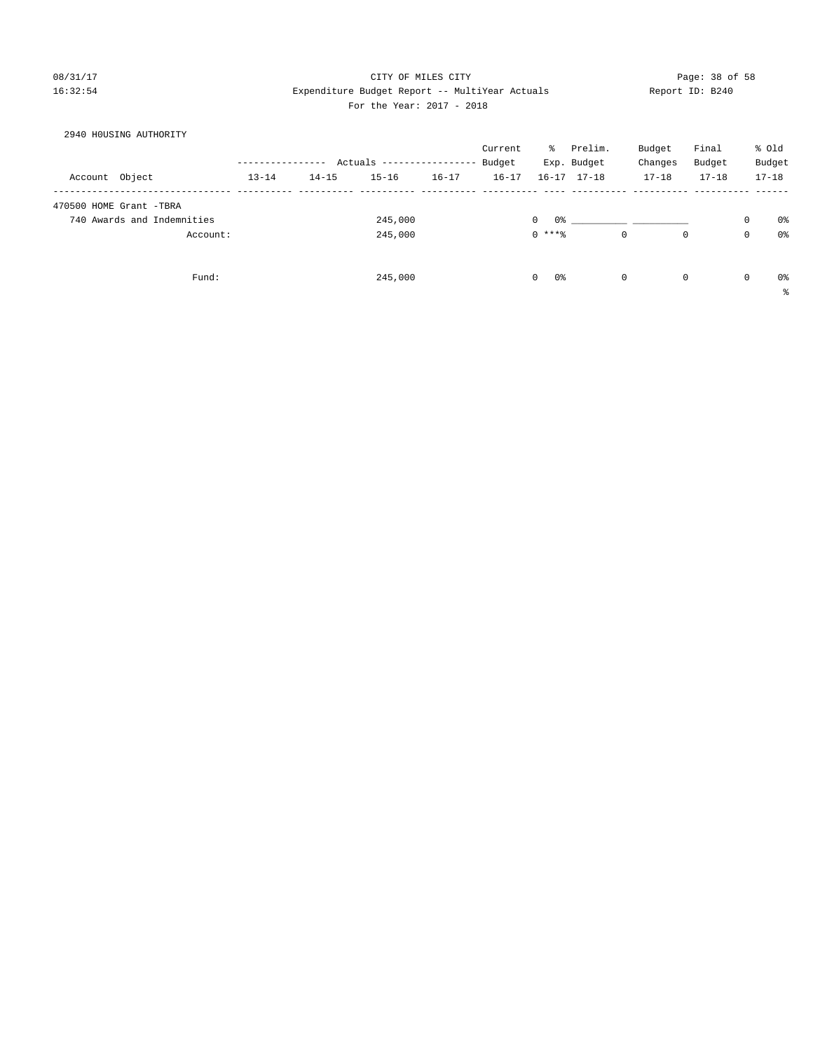08/31/17 CITY OF MILES CITY
16:32:54 Expenditure Budget Report -- MultiYear Actuals Report ID: B240
For the Year: 2017 - 2018

2940 H0USING AUTHORITY

| Account Object | Actuals 13-14 | Actuals 14-15 | Actuals 15-16 | Actuals 16-17 | Current Budget 16-17 | % Exp. 16-17 | Prelim. Budget 17-18 | Budget Changes 17-18 | Final Budget 17-18 | % Old Budget 17-18 |
|---|---|---|---|---|---|---|---|---|---|---|
| 470500 HOME Grant -TBRA | | | | | | | | | | |
| 740 Awards and Indemnities | | | 245,000 | | 0 | 0% | __________ | __________ | 0 | 0% |
| Account: | | | 245,000 | | 0 | ***% | 0 | 0 | 0 | 0% |
| Fund: | | | 245,000 | | 0 | 0% | 0 | 0 | 0 | 0% |

%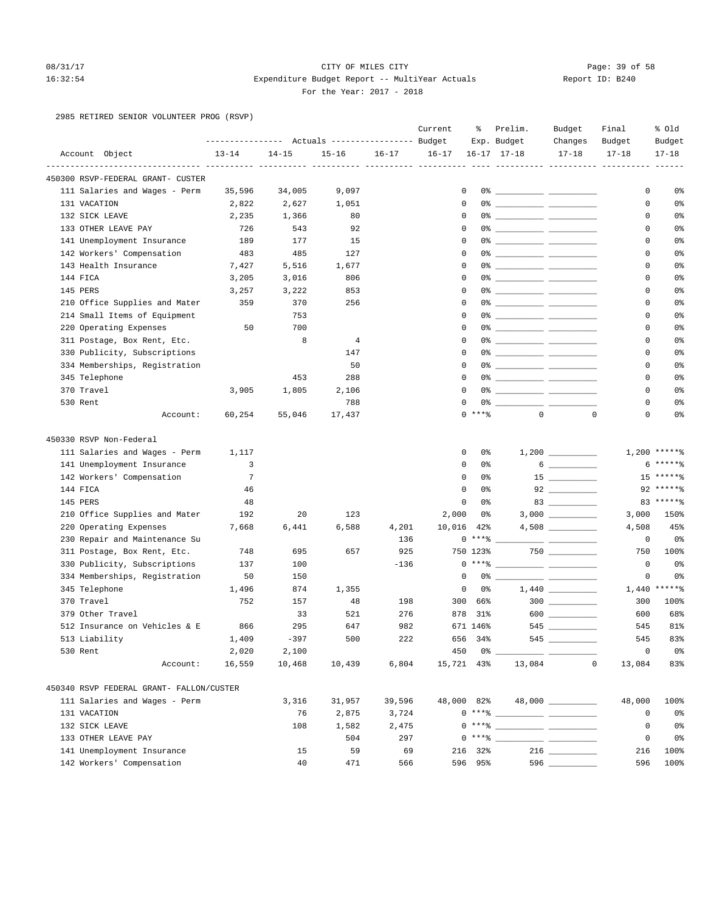CITY OF MILES CITY

Expenditure Budget Report -- MultiYear Actuals

For the Year: 2017 - 2018

2985 RETIRED SENIOR VOLUNTEER PROG (RSVP)

| Account Object | Actuals 13-14 | Actuals 14-15 | Actuals 15-16 | Actuals 16-17 | Current Budget 16-17 | % Exp. 16-17 | Prelim. Budget 17-18 | Budget Changes 17-18 | Final Budget 17-18 | % Old Budget 17-18 |
|---|---|---|---|---|---|---|---|---|---|---|
| **450300 RSVP-FEDERAL GRANT- CUSTER** | | | | | | | | | | |
| 111 Salaries and Wages - Perm | 35,596 | 34,005 | 9,097 | | 0 | 0% | | | 0 | 0% |
| 131 VACATION | 2,822 | 2,627 | 1,051 | | 0 | 0% | | | 0 | 0% |
| 132 SICK LEAVE | 2,235 | 1,366 | 80 | | 0 | 0% | | | 0 | 0% |
| 133 OTHER LEAVE PAY | 726 | 543 | 92 | | 0 | 0% | | | 0 | 0% |
| 141 Unemployment Insurance | 189 | 177 | 15 | | 0 | 0% | | | 0 | 0% |
| 142 Workers' Compensation | 483 | 485 | 127 | | 0 | 0% | | | 0 | 0% |
| 143 Health Insurance | 7,427 | 5,516 | 1,677 | | 0 | 0% | | | 0 | 0% |
| 144 FICA | 3,205 | 3,016 | 806 | | 0 | 0% | | | 0 | 0% |
| 145 PERS | 3,257 | 3,222 | 853 | | 0 | 0% | | | 0 | 0% |
| 210 Office Supplies and Mater | 359 | 370 | 256 | | 0 | 0% | | | 0 | 0% |
| 214 Small Items of Equipment | | 753 | | | 0 | 0% | | | 0 | 0% |
| 220 Operating Expenses | 50 | 700 | | | 0 | 0% | | | 0 | 0% |
| 311 Postage, Box Rent, Etc. | | 8 | 4 | | 0 | 0% | | | 0 | 0% |
| 330 Publicity, Subscriptions | | | 147 | | 0 | 0% | | | 0 | 0% |
| 334 Memberships, Registration | | | 50 | | 0 | 0% | | | 0 | 0% |
| 345 Telephone | | 453 | 288 | | 0 | 0% | | | 0 | 0% |
| 370 Travel | 3,905 | 1,805 | 2,106 | | 0 | 0% | | | 0 | 0% |
| 530 Rent | | | 788 | | 0 | 0% | | | 0 | 0% |
| Account: | 60,254 | 55,046 | 17,437 | | 0 | ***% | 0 | 0 | 0 | 0% |
| **450330 RSVP Non-Federal** | | | | | | | | | | |
| 111 Salaries and Wages - Perm | 1,117 | | | | 0 | 0% | 1,200 | | 1,200 | *****% |
| 141 Unemployment Insurance | 3 | | | | 0 | 0% | 6 | | 6 | *****% |
| 142 Workers' Compensation | 7 | | | | 0 | 0% | 15 | | 15 | *****% |
| 144 FICA | 46 | | | | 0 | 0% | 92 | | 92 | *****% |
| 145 PERS | 48 | | | | 0 | 0% | 83 | | 83 | *****% |
| 210 Office Supplies and Mater | 192 | 20 | 123 | | 2,000 | 0% | 3,000 | | 3,000 | 150% |
| 220 Operating Expenses | 7,668 | 6,441 | 6,588 | 4,201 | 10,016 | 42% | 4,508 | | 4,508 | 45% |
| 230 Repair and Maintenance Su | | | | 136 | 0 | ***% | | | 0 | 0% |
| 311 Postage, Box Rent, Etc. | 748 | 695 | 657 | 925 | 750 | 123% | 750 | | 750 | 100% |
| 330 Publicity, Subscriptions | 137 | 100 | | -136 | 0 | ***% | | | 0 | 0% |
| 334 Memberships, Registration | 50 | 150 | | | 0 | 0% | | | 0 | 0% |
| 345 Telephone | 1,496 | 874 | 1,355 | | 0 | 0% | 1,440 | | 1,440 | *****% |
| 370 Travel | 752 | 157 | 48 | 198 | 300 | 66% | 300 | | 300 | 100% |
| 379 Other Travel | | 33 | 521 | 276 | 878 | 31% | 600 | | 600 | 68% |
| 512 Insurance on Vehicles & E | 866 | 295 | 647 | 982 | 671 | 146% | 545 | | 545 | 81% |
| 513 Liability | 1,409 | -397 | 500 | 222 | 656 | 34% | 545 | | 545 | 83% |
| 530 Rent | 2,020 | 2,100 | | | 450 | 0% | | | 0 | 0% |
| Account: | 16,559 | 10,468 | 10,439 | 6,804 | 15,721 | 43% | 13,084 | 0 | 13,084 | 83% |
| **450340 RSVP FEDERAL GRANT- FALLON/CUSTER** | | | | | | | | | | |
| 111 Salaries and Wages - Perm | | 3,316 | 31,957 | 39,596 | 48,000 | 82% | 48,000 | | 48,000 | 100% |
| 131 VACATION | | 76 | 2,875 | 3,724 | 0 | ***% | | | 0 | 0% |
| 132 SICK LEAVE | | 108 | 1,582 | 2,475 | 0 | ***% | | | 0 | 0% |
| 133 OTHER LEAVE PAY | | | 504 | 297 | 0 | ***% | | | 0 | 0% |
| 141 Unemployment Insurance | | 15 | 59 | 69 | 216 | 32% | 216 | | 216 | 100% |
| 142 Workers' Compensation | | 40 | 471 | 566 | 596 | 95% | 596 | | 596 | 100% |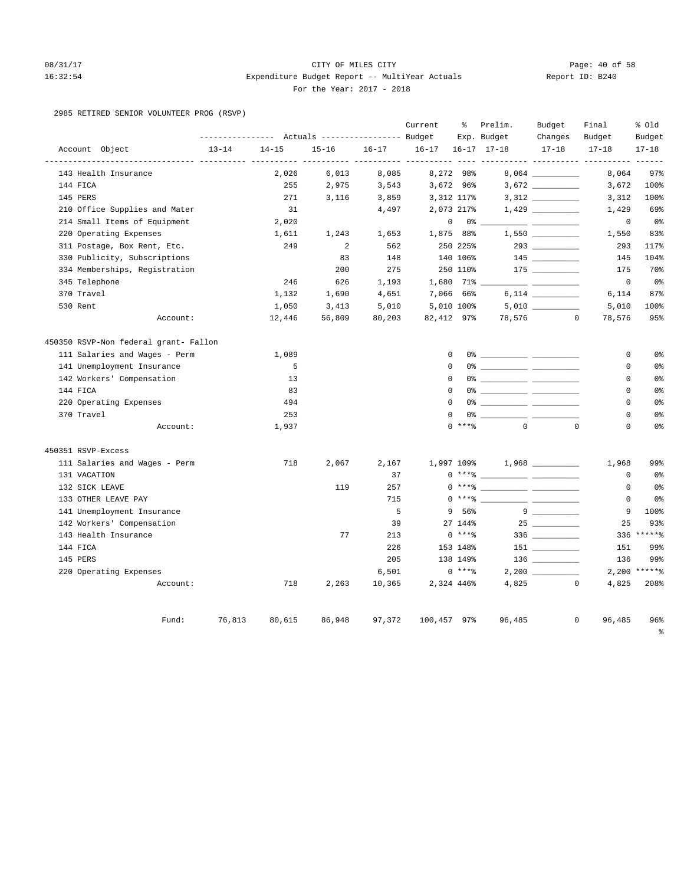CITY OF MILES CITY

Expenditure Budget Report -- MultiYear Actuals

For the Year: 2017 - 2018

2985 RETIRED SENIOR VOLUNTEER PROG (RSVP)

| Account Object | Actuals 13-14 | Actuals 14-15 | Actuals 15-16 | Actuals 16-17 | Current Budget 16-17 | % Exp. 16-17 | Prelim. Budget 17-18 | Budget Changes 17-18 | Final Budget 17-18 | % Old Budget 17-18 |
|---|---|---|---|---|---|---|---|---|---|---|
| 143 Health Insurance | | 2,026 | 6,013 | 8,085 | 8,272 | 98% | 8,064 | | 8,064 | 97% |
| 144 FICA | | 255 | 2,975 | 3,543 | 3,672 | 96% | 3,672 | | 3,672 | 100% |
| 145 PERS | | 271 | 3,116 | 3,859 | 3,312 | 117% | 3,312 | | 3,312 | 100% |
| 210 Office Supplies and Mater | | 31 | | 4,497 | 2,073 | 217% | 1,429 | | 1,429 | 69% |
| 214 Small Items of Equipment | | 2,020 | | | 0 | 0% | | | 0 | 0% |
| 220 Operating Expenses | | 1,611 | 1,243 | 1,653 | 1,875 | 88% | 1,550 | | 1,550 | 83% |
| 311 Postage, Box Rent, Etc. | | 249 | 2 | 562 | 250 | 225% | 293 | | 293 | 117% |
| 330 Publicity, Subscriptions | | | 83 | 148 | 140 | 106% | 145 | | 145 | 104% |
| 334 Memberships, Registration | | | 200 | 275 | 250 | 110% | 175 | | 175 | 70% |
| 345 Telephone | | 246 | 626 | 1,193 | 1,680 | 71% | | | 0 | 0% |
| 370 Travel | | 1,132 | 1,690 | 4,651 | 7,066 | 66% | 6,114 | | 6,114 | 87% |
| 530 Rent | | 1,050 | 3,413 | 5,010 | 5,010 | 100% | 5,010 | | 5,010 | 100% |
| Account: | | 12,446 | 56,809 | 80,203 | 82,412 | 97% | 78,576 | 0 | 78,576 | 95% |
| **450350 RSVP-Non federal grant- Fallon** | | | | | | | | | | |
| 111 Salaries and Wages - Perm | | 1,089 | | | 0 | 0% | | | 0 | 0% |
| 141 Unemployment Insurance | | 5 | | | 0 | 0% | | | 0 | 0% |
| 142 Workers' Compensation | | 13 | | | 0 | 0% | | | 0 | 0% |
| 144 FICA | | 83 | | | 0 | 0% | | | 0 | 0% |
| 220 Operating Expenses | | 494 | | | 0 | 0% | | | 0 | 0% |
| 370 Travel | | 253 | | | 0 | 0% | | | 0 | 0% |
| Account: | | 1,937 | | | 0 | ***% | 0 | 0 | 0 | 0% |
| **450351 RSVP-Excess** | | | | | | | | | | |
| 111 Salaries and Wages - Perm | | 718 | 2,067 | 2,167 | 1,997 | 109% | 1,968 | | 1,968 | 99% |
| 131 VACATION | | | | 37 | 0 | ***% | | | 0 | 0% |
| 132 SICK LEAVE | | | 119 | 257 | 0 | ***% | | | 0 | 0% |
| 133 OTHER LEAVE PAY | | | | 715 | 0 | ***% | | | 0 | 0% |
| 141 Unemployment Insurance | | | | 5 | 9 | 56% | 9 | | 9 | 100% |
| 142 Workers' Compensation | | | | 39 | 27 | 144% | 25 | | 25 | 93% |
| 143 Health Insurance | | | 77 | 213 | 0 | ***% | 336 | | 336 | *****% |
| 144 FICA | | | | 226 | 153 | 148% | 151 | | 151 | 99% |
| 145 PERS | | | | 205 | 138 | 149% | 136 | | 136 | 99% |
| 220 Operating Expenses | | | | 6,501 | 0 | ***% | 2,200 | | 2,200 | *****% |
| Account: | | 718 | 2,263 | 10,365 | 2,324 | 446% | 4,825 | 0 | 4,825 | 208% |
| Fund: | 76,813 | 80,615 | 86,948 | 97,372 | 100,457 | 97% | 96,485 | 0 | 96,485 | 96% |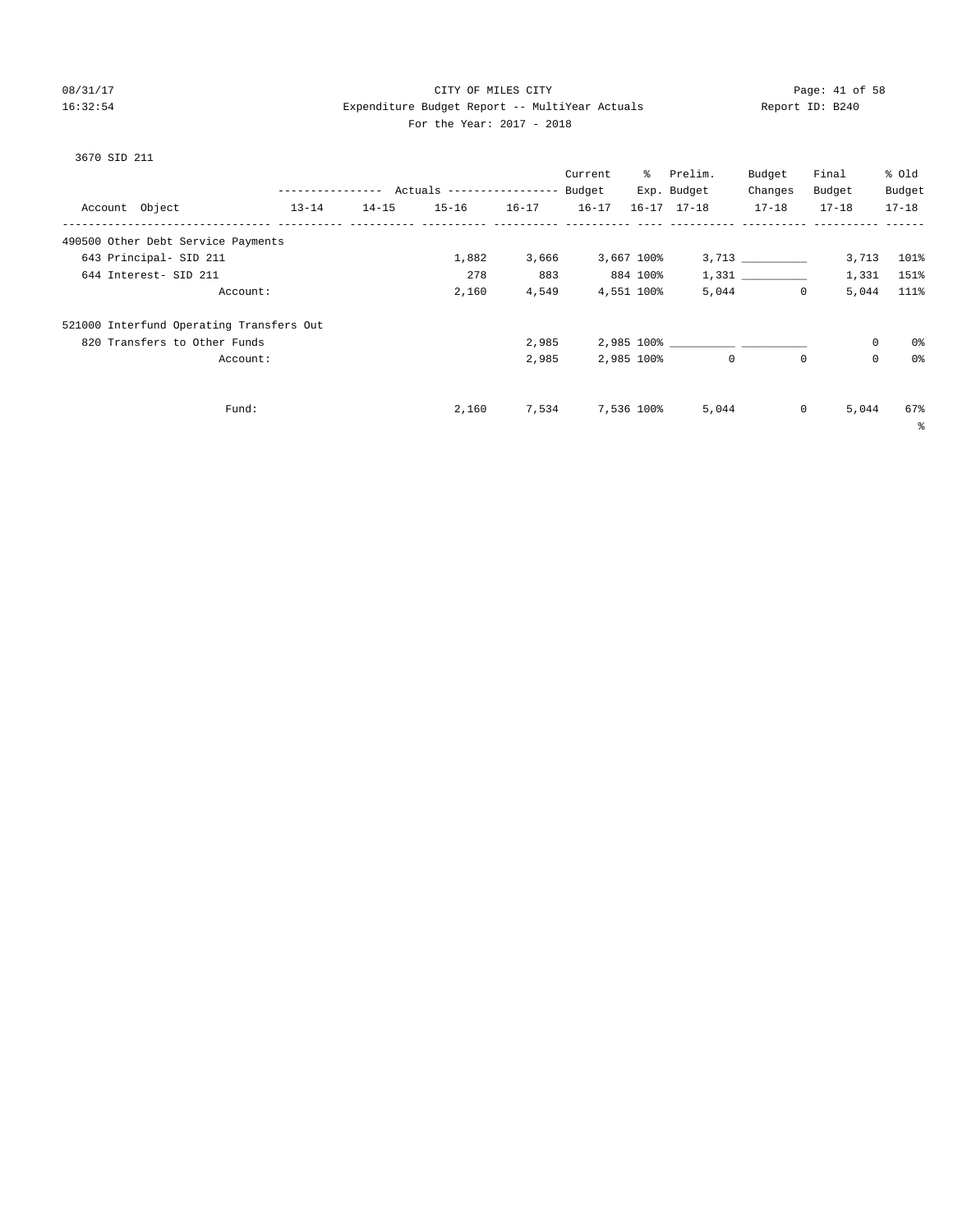CITY OF MILES CITY
Expenditure Budget Report -- MultiYear Actuals
For the Year: 2017 - 2018

08/31/17
16:32:54

Report ID: B240

3670 SID 211

| Account Object | Actuals 13-14 | Actuals 14-15 | Actuals 15-16 | Actuals 16-17 | Current Budget 16-17 | % Exp. 16-17 | Prelim. Budget 17-18 | Budget Changes 17-18 | Final Budget 17-18 | % Old Budget 17-18 |
|---|---|---|---|---|---|---|---|---|---|---|
| 490500 Other Debt Service Payments | | | | | | | | | | |
| 643 Principal- SID 211 | | | 1,882 | 3,666 | 3,667 | 100% | 3,713 | __________ | 3,713 | 101% |
| 644 Interest- SID 211 | | | 278 | 883 | 884 | 100% | 1,331 | __________ | 1,331 | 151% |
| Account: | | | 2,160 | 4,549 | 4,551 | 100% | 5,044 | 0 | 5,044 | 111% |
| 521000 Interfund Operating Transfers Out | | | | | | | | | | |
| 820 Transfers to Other Funds | | | | 2,985 | 2,985 | 100% | __________ | __________ | 0 | 0% |
| Account: | | | | 2,985 | 2,985 | 100% | 0 | 0 | 0 | 0% |
| Fund: | | | 2,160 | 7,534 | 7,536 | 100% | 5,044 | 0 | 5,044 | 67% |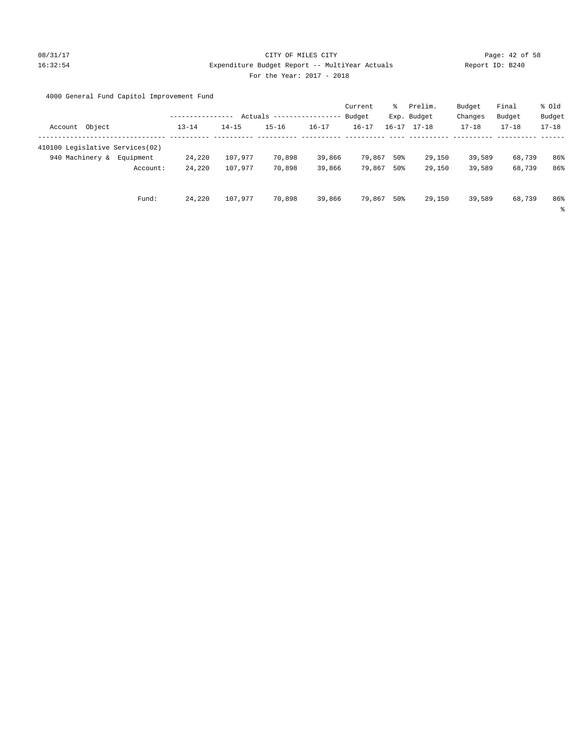CITY OF MILES CITY

Expenditure Budget Report -- MultiYear Actuals

For the Year: 2017 - 2018

4000 General Fund Capitol Improvement Fund

| Account Object | Actuals 13-14 | Actuals 14-15 | Actuals 15-16 | Actuals 16-17 | Current Budget 16-17 | % Exp. 16-17 | Prelim. Budget 17-18 | Budget Changes 17-18 | Final Budget 17-18 | % Old Budget 17-18 |
|---|---|---|---|---|---|---|---|---|---|---|
| 410100 Legislative Services(02) | | | | | | | | | | |
| 940 Machinery & Equipment | 24,220 | 107,977 | 70,898 | 39,866 | 79,867 | 50% | 29,150 | 39,589 | 68,739 | 86% |
| Account: | 24,220 | 107,977 | 70,898 | 39,866 | 79,867 | 50% | 29,150 | 39,589 | 68,739 | 86% |
| Fund: | 24,220 | 107,977 | 70,898 | 39,866 | 79,867 | 50% | 29,150 | 39,589 | 68,739 | 86% |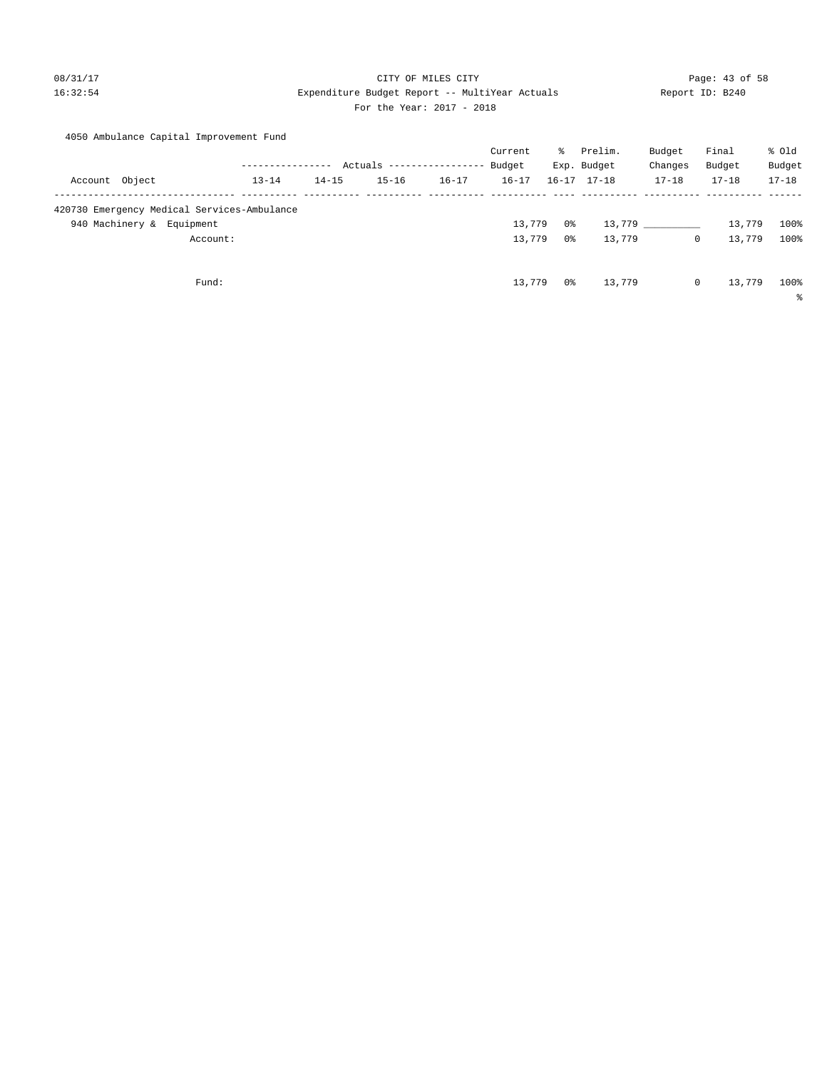CITY OF MILES CITY
Expenditure Budget Report -- MultiYear Actuals
For the Year: 2017 - 2018

08/31/17
16:32:54

Report ID: B240

4050 Ambulance Capital Improvement Fund

| Account Object | Actuals 13-14 | Actuals 14-15 | Actuals 15-16 | Actuals 16-17 | Current Budget 16-17 | % Exp. 16-17 | Prelim. Budget 17-18 | Budget Changes 17-18 | Final Budget 17-18 | % Old Budget 17-18 |
|---|---|---|---|---|---|---|---|---|---|---|
| 420730 Emergency Medical Services-Ambulance | | | | | | | | | | |
| 940 Machinery & Equipment | | | | | 13,779 | 0% | 13,779 | __________ | 13,779 | 100% |
| Account: | | | | | 13,779 | 0% | 13,779 | 0 | 13,779 | 100% |
| Fund: | | | | | 13,779 | 0% | 13,779 | 0 | 13,779 | 100% |

%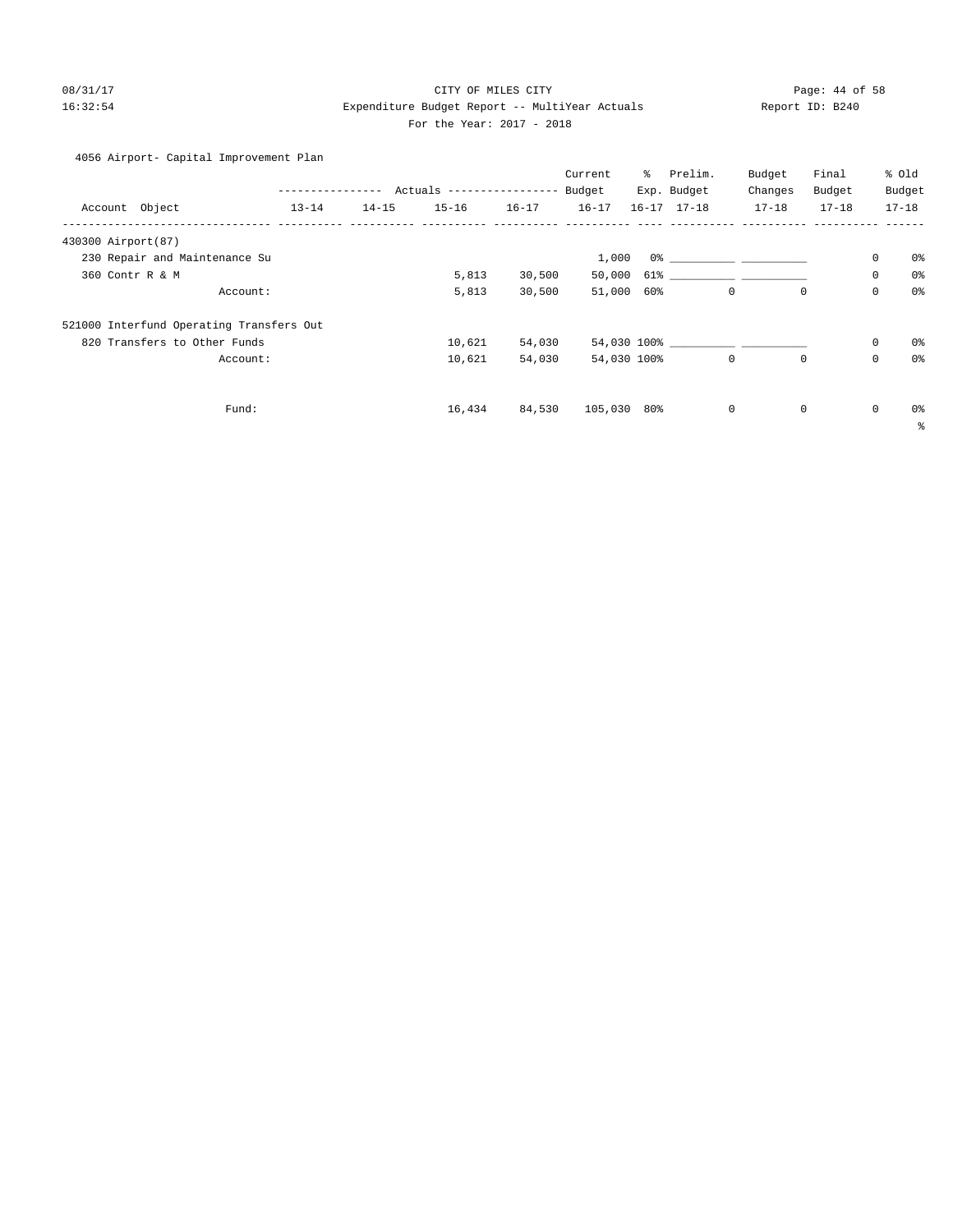CITY OF MILES CITY
Expenditure Budget Report -- MultiYear Actuals
For the Year: 2017 - 2018

08/31/17
16:32:54

Report ID: B240

4056 Airport- Capital Improvement Plan

| Account Object | Actuals 13-14 | Actuals 14-15 | Actuals 15-16 | Actuals 16-17 | Current Budget 16-17 | % Exp. 16-17 | Prelim. Budget 17-18 | Budget Changes 17-18 | Final Budget 17-18 | % Old Budget 17-18 |
|---|---|---|---|---|---|---|---|---|---|---|
| 430300 Airport(87) | | | | | | | | | | |
| 230 Repair and Maintenance Su | | | | | 1,000 | 0% | ___________ | ___________ | 0 | 0% |
| 360 Contr R & M | | | 5,813 | 30,500 | 50,000 | 61% | ___________ | ___________ | 0 | 0% |
| Account: | | | 5,813 | 30,500 | 51,000 | 60% | 0 | 0 | 0 | 0% |
| 521000 Interfund Operating Transfers Out | | | | | | | | | | |
| 820 Transfers to Other Funds | | | 10,621 | 54,030 | 54,030 | 100% | ___________ | ___________ | 0 | 0% |
| Account: | | | 10,621 | 54,030 | 54,030 | 100% | 0 | 0 | 0 | 0% |
| Fund: | | | 16,434 | 84,530 | 105,030 | 80% | 0 | 0 | 0 | 0% |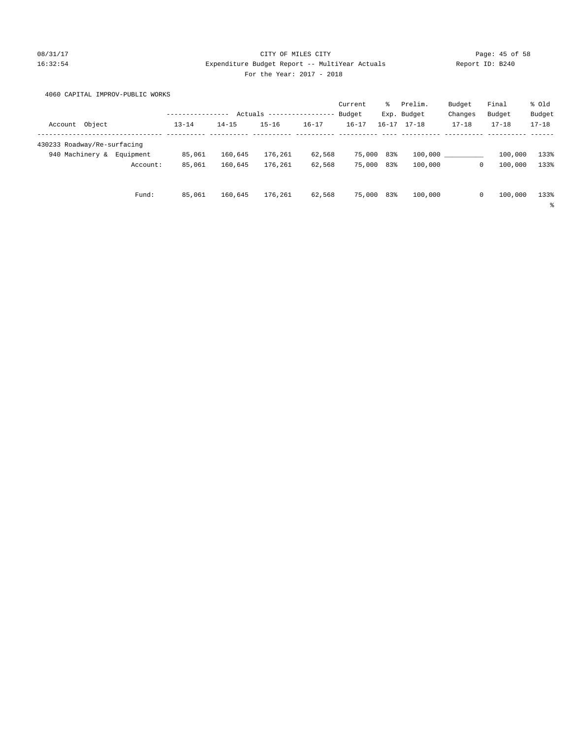CITY OF MILES CITY
Expenditure Budget Report -- MultiYear Actuals
For the Year: 2017 - 2018

08/31/17
16:32:54

Report ID: B240

4060 CAPITAL IMPROV-PUBLIC WORKS

| Account Object | Actuals 13-14 | Actuals 14-15 | Actuals 15-16 | Actuals 16-17 | Current Budget 16-17 | % Exp. 16-17 | Prelim. Budget 17-18 | Budget Changes 17-18 | Final Budget 17-18 | % Old Budget 17-18 |
|---|---|---|---|---|---|---|---|---|---|---|
| 430233 Roadway/Re-surfacing | | | | | | | | | | |
| 940 Machinery & Equipment | 85,061 | 160,645 | 176,261 | 62,568 | 75,000 | 83% | 100,000 | __________ | 100,000 | 133% |
| Account: | 85,061 | 160,645 | 176,261 | 62,568 | 75,000 | 83% | 100,000 | 0 | 100,000 | 133% |
| Fund: | 85,061 | 160,645 | 176,261 | 62,568 | 75,000 | 83% | 100,000 | 0 | 100,000 | 133% |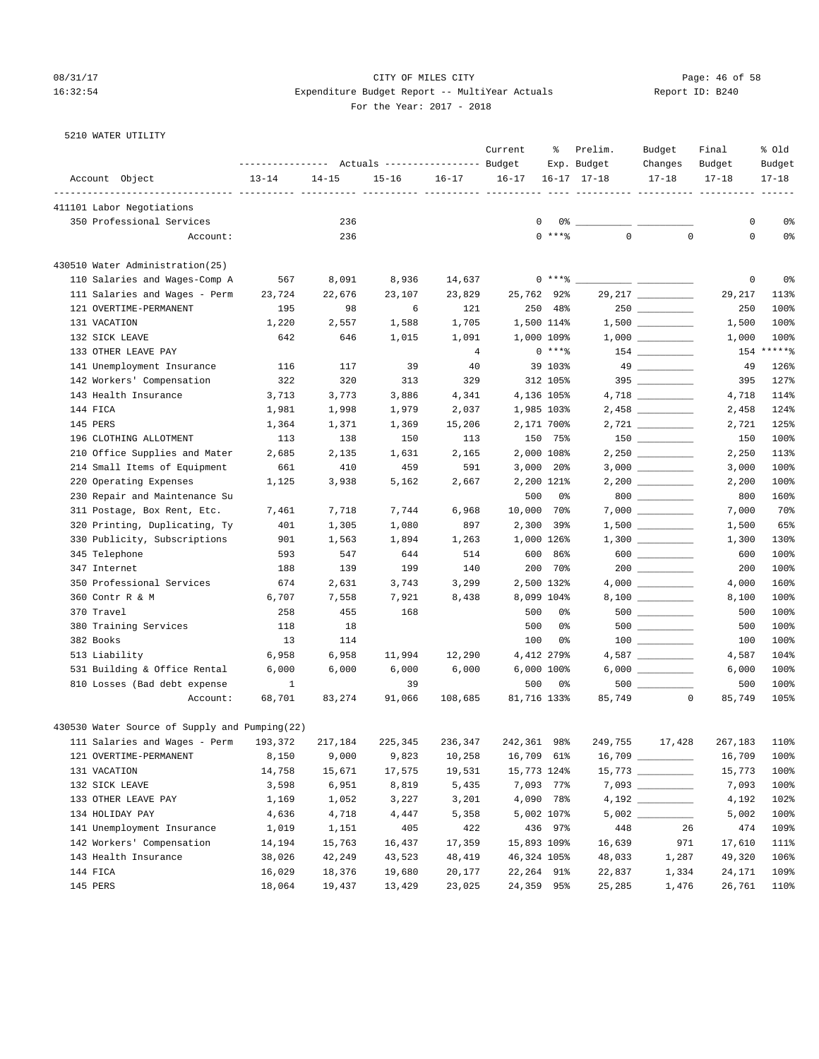CITY OF MILES CITY
Expenditure Budget Report -- MultiYear Actuals
For the Year: 2017 - 2018

5210 WATER UTILITY

| Account Object | Actuals 13-14 | Actuals 14-15 | Actuals 15-16 | Actuals 16-17 | Current Budget 16-17 | % Exp. 16-17 | Prelim. Budget 17-18 | Budget Changes 17-18 | Final Budget 17-18 | % Old Budget 17-18 |
|---|---|---|---|---|---|---|---|---|---|---|
| **411101 Labor Negotiations** | | | | | | | | | | |
| 350 Professional Services | | 236 | | | 0 | 0% | __________ | __________ | 0 | 0% |
| Account: | | 236 | | | 0 | ***% | 0 | 0 | 0 | 0% |
| **430510 Water Administration(25)** | | | | | | | | | | |
| 110 Salaries and Wages-Comp A | 567 | 8,091 | 8,936 | 14,637 | 0 | ***% | __________ | __________ | 0 | 0% |
| 111 Salaries and Wages - Perm | 23,724 | 22,676 | 23,107 | 23,829 | 25,762 | 92% | 29,217 | __________ | 29,217 | 113% |
| 121 OVERTIME-PERMANENT | 195 | 98 | 6 | 121 | 250 | 48% | 250 | __________ | 250 | 100% |
| 131 VACATION | 1,220 | 2,557 | 1,588 | 1,705 | 1,500 | 114% | 1,500 | __________ | 1,500 | 100% |
| 132 SICK LEAVE | 642 | 646 | 1,015 | 1,091 | 1,000 | 109% | 1,000 | __________ | 1,000 | 100% |
| 133 OTHER LEAVE PAY | | | | 4 | 0 | ***% | 154 | __________ | 154 | *****% |
| 141 Unemployment Insurance | 116 | 117 | 39 | 40 | 39 | 103% | 49 | __________ | 49 | 126% |
| 142 Workers' Compensation | 322 | 320 | 313 | 329 | 312 | 105% | 395 | __________ | 395 | 127% |
| 143 Health Insurance | 3,713 | 3,773 | 3,886 | 4,341 | 4,136 | 105% | 4,718 | __________ | 4,718 | 114% |
| 144 FICA | 1,981 | 1,998 | 1,979 | 2,037 | 1,985 | 103% | 2,458 | __________ | 2,458 | 124% |
| 145 PERS | 1,364 | 1,371 | 1,369 | 15,206 | 2,171 | 700% | 2,721 | __________ | 2,721 | 125% |
| 196 CLOTHING ALLOTMENT | 113 | 138 | 150 | 113 | 150 | 75% | 150 | __________ | 150 | 100% |
| 210 Office Supplies and Mater | 2,685 | 2,135 | 1,631 | 2,165 | 2,000 | 108% | 2,250 | __________ | 2,250 | 113% |
| 214 Small Items of Equipment | 661 | 410 | 459 | 591 | 3,000 | 20% | 3,000 | __________ | 3,000 | 100% |
| 220 Operating Expenses | 1,125 | 3,938 | 5,162 | 2,667 | 2,200 | 121% | 2,200 | __________ | 2,200 | 100% |
| 230 Repair and Maintenance Su | | | | | 500 | 0% | 800 | __________ | 800 | 160% |
| 311 Postage, Box Rent, Etc. | 7,461 | 7,718 | 7,744 | 6,968 | 10,000 | 70% | 7,000 | __________ | 7,000 | 70% |
| 320 Printing, Duplicating, Ty | 401 | 1,305 | 1,080 | 897 | 2,300 | 39% | 1,500 | __________ | 1,500 | 65% |
| 330 Publicity, Subscriptions | 901 | 1,563 | 1,894 | 1,263 | 1,000 | 126% | 1,300 | __________ | 1,300 | 130% |
| 345 Telephone | 593 | 547 | 644 | 514 | 600 | 86% | 600 | __________ | 600 | 100% |
| 347 Internet | 188 | 139 | 199 | 140 | 200 | 70% | 200 | __________ | 200 | 100% |
| 350 Professional Services | 674 | 2,631 | 3,743 | 3,299 | 2,500 | 132% | 4,000 | __________ | 4,000 | 160% |
| 360 Contr R & M | 6,707 | 7,558 | 7,921 | 8,438 | 8,099 | 104% | 8,100 | __________ | 8,100 | 100% |
| 370 Travel | 258 | 455 | 168 | | 500 | 0% | 500 | __________ | 500 | 100% |
| 380 Training Services | 118 | 18 | | | 500 | 0% | 500 | __________ | 500 | 100% |
| 382 Books | 13 | 114 | | | 100 | 0% | 100 | __________ | 100 | 100% |
| 513 Liability | 6,958 | 6,958 | 11,994 | 12,290 | 4,412 | 279% | 4,587 | __________ | 4,587 | 104% |
| 531 Building & Office Rental | 6,000 | 6,000 | 6,000 | 6,000 | 6,000 | 100% | 6,000 | __________ | 6,000 | 100% |
| 810 Losses (Bad debt expense | 1 | | 39 | | 500 | 0% | 500 | __________ | 500 | 100% |
| Account: | 68,701 | 83,274 | 91,066 | 108,685 | 81,716 | 133% | 85,749 | 0 | 85,749 | 105% |
| **430530 Water Source of Supply and Pumping(22)** | | | | | | | | | | |
| 111 Salaries and Wages - Perm | 193,372 | 217,184 | 225,345 | 236,347 | 242,361 | 98% | 249,755 | 17,428 | 267,183 | 110% |
| 121 OVERTIME-PERMANENT | 8,150 | 9,000 | 9,823 | 10,258 | 16,709 | 61% | 16,709 | __________ | 16,709 | 100% |
| 131 VACATION | 14,758 | 15,671 | 17,575 | 19,531 | 15,773 | 124% | 15,773 | __________ | 15,773 | 100% |
| 132 SICK LEAVE | 3,598 | 6,951 | 8,819 | 5,435 | 7,093 | 77% | 7,093 | __________ | 7,093 | 100% |
| 133 OTHER LEAVE PAY | 1,169 | 1,052 | 3,227 | 3,201 | 4,090 | 78% | 4,192 | __________ | 4,192 | 102% |
| 134 HOLIDAY PAY | 4,636 | 4,718 | 4,447 | 5,358 | 5,002 | 107% | 5,002 | __________ | 5,002 | 100% |
| 141 Unemployment Insurance | 1,019 | 1,151 | 405 | 422 | 436 | 97% | 448 | 26 | 474 | 109% |
| 142 Workers' Compensation | 14,194 | 15,763 | 16,437 | 17,359 | 15,893 | 109% | 16,639 | 971 | 17,610 | 111% |
| 143 Health Insurance | 38,026 | 42,249 | 43,523 | 48,419 | 46,324 | 105% | 48,033 | 1,287 | 49,320 | 106% |
| 144 FICA | 16,029 | 18,376 | 19,680 | 20,177 | 22,264 | 91% | 22,837 | 1,334 | 24,171 | 109% |
| 145 PERS | 18,064 | 19,437 | 13,429 | 23,025 | 24,359 | 95% | 25,285 | 1,476 | 26,761 | 110% |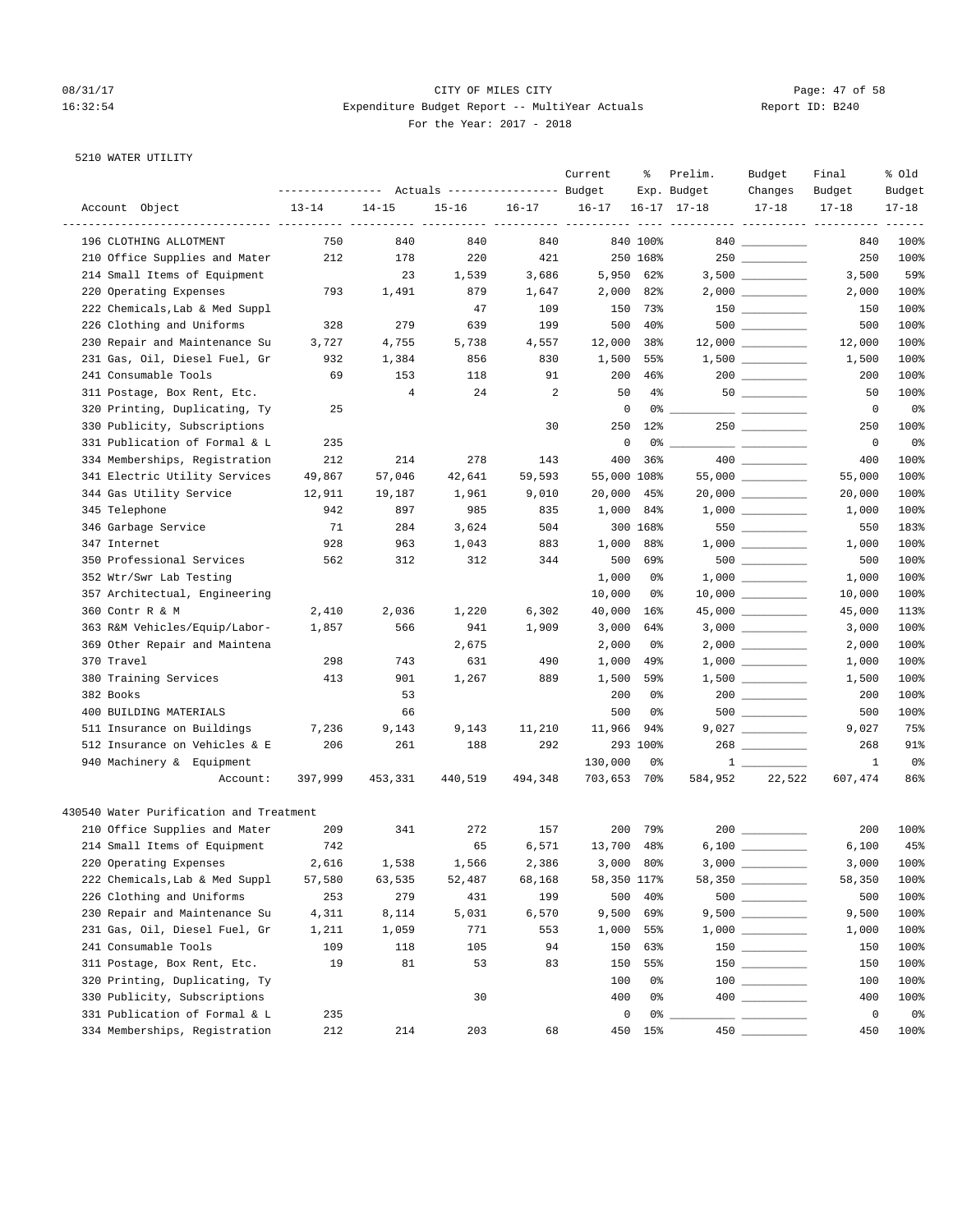CITY OF MILES CITY
Expenditure Budget Report -- MultiYear Actuals
For the Year: 2017 - 2018

08/31/17
16:32:54

Report ID: B240

5210 WATER UTILITY

| Account Object | Actuals 13-14 | Actuals 14-15 | Actuals 15-16 | Actuals 16-17 | Current Budget 16-17 | % Exp. 16-17 | Prelim. Budget 17-18 | Budget Changes 17-18 | Final Budget 17-18 | % Old Budget 17-18 |
|---|---|---|---|---|---|---|---|---|---|---|
| 196 CLOTHING ALLOTMENT | 750 | 840 | 840 | 840 | 840 | 100% | 840 | __________ | 840 | 100% |
| 210 Office Supplies and Mater | 212 | 178 | 220 | 421 | 250 | 168% | 250 | __________ | 250 | 100% |
| 214 Small Items of Equipment | | 23 | 1,539 | 3,686 | 5,950 | 62% | 3,500 | __________ | 3,500 | 59% |
| 220 Operating Expenses | 793 | 1,491 | 879 | 1,647 | 2,000 | 82% | 2,000 | __________ | 2,000 | 100% |
| 222 Chemicals,Lab & Med Suppl | | | 47 | 109 | 150 | 73% | 150 | __________ | 150 | 100% |
| 226 Clothing and Uniforms | 328 | 279 | 639 | 199 | 500 | 40% | 500 | __________ | 500 | 100% |
| 230 Repair and Maintenance Su | 3,727 | 4,755 | 5,738 | 4,557 | 12,000 | 38% | 12,000 | __________ | 12,000 | 100% |
| 231 Gas, Oil, Diesel Fuel, Gr | 932 | 1,384 | 856 | 830 | 1,500 | 55% | 1,500 | __________ | 1,500 | 100% |
| 241 Consumable Tools | 69 | 153 | 118 | 91 | 200 | 46% | 200 | __________ | 200 | 100% |
| 311 Postage, Box Rent, Etc. | | 4 | 24 | 2 | 50 | 4% | 50 | __________ | 50 | 100% |
| 320 Printing, Duplicating, Ty | 25 | | | | 0 | 0% | __________ | __________ | 0 | 0% |
| 330 Publicity, Subscriptions | | | | 30 | 250 | 12% | 250 | __________ | 250 | 100% |
| 331 Publication of Formal & L | 235 | | | | 0 | 0% | __________ | __________ | 0 | 0% |
| 334 Memberships, Registration | 212 | 214 | 278 | 143 | 400 | 36% | 400 | __________ | 400 | 100% |
| 341 Electric Utility Services | 49,867 | 57,046 | 42,641 | 59,593 | 55,000 | 108% | 55,000 | __________ | 55,000 | 100% |
| 344 Gas Utility Service | 12,911 | 19,187 | 1,961 | 9,010 | 20,000 | 45% | 20,000 | __________ | 20,000 | 100% |
| 345 Telephone | 942 | 897 | 985 | 835 | 1,000 | 84% | 1,000 | __________ | 1,000 | 100% |
| 346 Garbage Service | 71 | 284 | 3,624 | 504 | 300 | 168% | 550 | __________ | 550 | 183% |
| 347 Internet | 928 | 963 | 1,043 | 883 | 1,000 | 88% | 1,000 | __________ | 1,000 | 100% |
| 350 Professional Services | 562 | 312 | 312 | 344 | 500 | 69% | 500 | __________ | 500 | 100% |
| 352 Wtr/Swr Lab Testing | | | | | 1,000 | 0% | 1,000 | __________ | 1,000 | 100% |
| 357 Architectual, Engineering | | | | | 10,000 | 0% | 10,000 | __________ | 10,000 | 100% |
| 360 Contr R & M | 2,410 | 2,036 | 1,220 | 6,302 | 40,000 | 16% | 45,000 | __________ | 45,000 | 113% |
| 363 R&M Vehicles/Equip/Labor- | 1,857 | 566 | 941 | 1,909 | 3,000 | 64% | 3,000 | __________ | 3,000 | 100% |
| 369 Other Repair and Maintena | | | 2,675 | | 2,000 | 0% | 2,000 | __________ | 2,000 | 100% |
| 370 Travel | 298 | 743 | 631 | 490 | 1,000 | 49% | 1,000 | __________ | 1,000 | 100% |
| 380 Training Services | 413 | 901 | 1,267 | 889 | 1,500 | 59% | 1,500 | __________ | 1,500 | 100% |
| 382 Books | | 53 | | | 200 | 0% | 200 | __________ | 200 | 100% |
| 400 BUILDING MATERIALS | | 66 | | | 500 | 0% | 500 | __________ | 500 | 100% |
| 511 Insurance on Buildings | 7,236 | 9,143 | 9,143 | 11,210 | 11,966 | 94% | 9,027 | __________ | 9,027 | 75% |
| 512 Insurance on Vehicles & E | 206 | 261 | 188 | 292 | 293 | 100% | 268 | __________ | 268 | 91% |
| 940 Machinery & Equipment | | | | | 130,000 | 0% | 1 | __________ | 1 | 0% |
| Account: | 397,999 | 453,331 | 440,519 | 494,348 | 703,653 | 70% | 584,952 | 22,522 | 607,474 | 86% |

430540 Water Purification and Treatment

| Account Object | Actuals 13-14 | Actuals 14-15 | Actuals 15-16 | Actuals 16-17 | Current Budget 16-17 | % Exp. 16-17 | Prelim. Budget 17-18 | Budget Changes 17-18 | Final Budget 17-18 | % Old Budget 17-18 |
|---|---|---|---|---|---|---|---|---|---|---|
| 210 Office Supplies and Mater | 209 | 341 | 272 | 157 | 200 | 79% | 200 | __________ | 200 | 100% |
| 214 Small Items of Equipment | 742 | | 65 | 6,571 | 13,700 | 48% | 6,100 | __________ | 6,100 | 45% |
| 220 Operating Expenses | 2,616 | 1,538 | 1,566 | 2,386 | 3,000 | 80% | 3,000 | __________ | 3,000 | 100% |
| 222 Chemicals,Lab & Med Suppl | 57,580 | 63,535 | 52,487 | 68,168 | 58,350 | 117% | 58,350 | __________ | 58,350 | 100% |
| 226 Clothing and Uniforms | 253 | 279 | 431 | 199 | 500 | 40% | 500 | __________ | 500 | 100% |
| 230 Repair and Maintenance Su | 4,311 | 8,114 | 5,031 | 6,570 | 9,500 | 69% | 9,500 | __________ | 9,500 | 100% |
| 231 Gas, Oil, Diesel Fuel, Gr | 1,211 | 1,059 | 771 | 553 | 1,000 | 55% | 1,000 | __________ | 1,000 | 100% |
| 241 Consumable Tools | 109 | 118 | 105 | 94 | 150 | 63% | 150 | __________ | 150 | 100% |
| 311 Postage, Box Rent, Etc. | 19 | 81 | 53 | 83 | 150 | 55% | 150 | __________ | 150 | 100% |
| 320 Printing, Duplicating, Ty | | | | | 100 | 0% | 100 | __________ | 100 | 100% |
| 330 Publicity, Subscriptions | | | 30 | | 400 | 0% | 400 | __________ | 400 | 100% |
| 331 Publication of Formal & L | 235 | | | | 0 | 0% | __________ | __________ | 0 | 0% |
| 334 Memberships, Registration | 212 | 214 | 203 | 68 | 450 | 15% | 450 | __________ | 450 | 100% |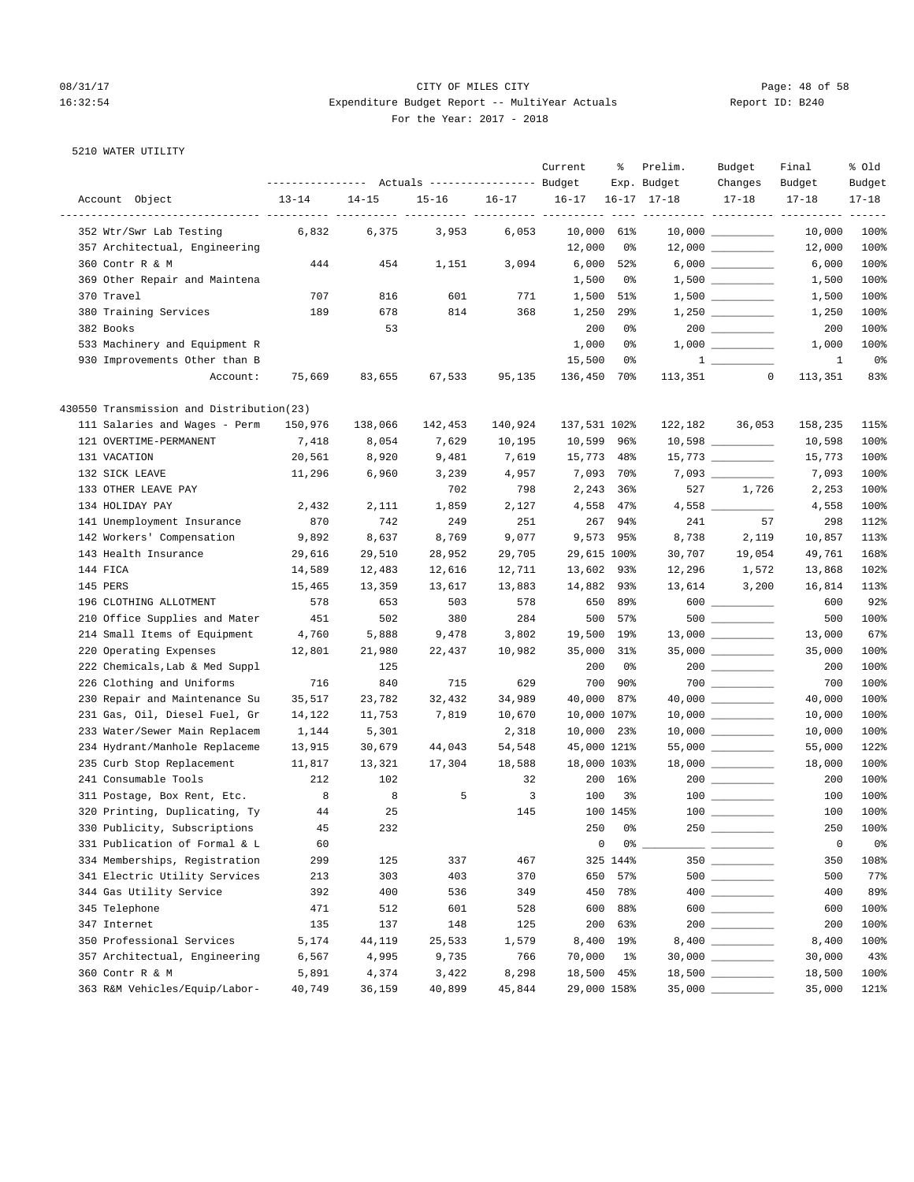CITY OF MILES CITY
Expenditure Budget Report -- MultiYear Actuals
For the Year: 2017 - 2018

5210 WATER UTILITY

| Account Object | Actuals 13-14 | Actuals 14-15 | Actuals 15-16 | Actuals 16-17 | Current Budget 16-17 | % Exp. 16-17 | Prelim. Budget 17-18 | Budget Changes 17-18 | Final Budget 17-18 | % Old Budget 17-18 |
|---|---|---|---|---|---|---|---|---|---|---|
| 352 Wtr/Swr Lab Testing | 6,832 | 6,375 | 3,953 | 6,053 | 10,000 | 61% | 10,000 | __________ | 10,000 | 100% |
| 357 Architectual, Engineering | | | | | 12,000 | 0% | 12,000 | __________ | 12,000 | 100% |
| 360 Contr R & M | 444 | 454 | 1,151 | 3,094 | 6,000 | 52% | 6,000 | __________ | 6,000 | 100% |
| 369 Other Repair and Maintena | | | | | 1,500 | 0% | 1,500 | __________ | 1,500 | 100% |
| 370 Travel | 707 | 816 | 601 | 771 | 1,500 | 51% | 1,500 | __________ | 1,500 | 100% |
| 380 Training Services | 189 | 678 | 814 | 368 | 1,250 | 29% | 1,250 | __________ | 1,250 | 100% |
| 382 Books | | 53 | | | 200 | 0% | 200 | __________ | 200 | 100% |
| 533 Machinery and Equipment R | | | | | 1,000 | 0% | 1,000 | __________ | 1,000 | 100% |
| 930 Improvements Other than B | | | | | 15,500 | 0% | 1 | __________ | 1 | 0% |
| Account: | 75,669 | 83,655 | 67,533 | 95,135 | 136,450 | 70% | 113,351 | 0 | 113,351 | 83% |
| **430550 Transmission and Distribution(23)** | | | | | | | | | | |
| 111 Salaries and Wages - Perm | 150,976 | 138,066 | 142,453 | 140,924 | 137,531 | 102% | 122,182 | 36,053 | 158,235 | 115% |
| 121 OVERTIME-PERMANENT | 7,418 | 8,054 | 7,629 | 10,195 | 10,599 | 96% | 10,598 | __________ | 10,598 | 100% |
| 131 VACATION | 20,561 | 8,920 | 9,481 | 7,619 | 15,773 | 48% | 15,773 | __________ | 15,773 | 100% |
| 132 SICK LEAVE | 11,296 | 6,960 | 3,239 | 4,957 | 7,093 | 70% | 7,093 | __________ | 7,093 | 100% |
| 133 OTHER LEAVE PAY | | | 702 | 798 | 2,243 | 36% | 527 | 1,726 | 2,253 | 100% |
| 134 HOLIDAY PAY | 2,432 | 2,111 | 1,859 | 2,127 | 4,558 | 47% | 4,558 | __________ | 4,558 | 100% |
| 141 Unemployment Insurance | 870 | 742 | 249 | 251 | 267 | 94% | 241 | 57 | 298 | 112% |
| 142 Workers' Compensation | 9,892 | 8,637 | 8,769 | 9,077 | 9,573 | 95% | 8,738 | 2,119 | 10,857 | 113% |
| 143 Health Insurance | 29,616 | 29,510 | 28,952 | 29,705 | 29,615 | 100% | 30,707 | 19,054 | 49,761 | 168% |
| 144 FICA | 14,589 | 12,483 | 12,616 | 12,711 | 13,602 | 93% | 12,296 | 1,572 | 13,868 | 102% |
| 145 PERS | 15,465 | 13,359 | 13,617 | 13,883 | 14,882 | 93% | 13,614 | 3,200 | 16,814 | 113% |
| 196 CLOTHING ALLOTMENT | 578 | 653 | 503 | 578 | 650 | 89% | 600 | __________ | 600 | 92% |
| 210 Office Supplies and Mater | 451 | 502 | 380 | 284 | 500 | 57% | 500 | __________ | 500 | 100% |
| 214 Small Items of Equipment | 4,760 | 5,888 | 9,478 | 3,802 | 19,500 | 19% | 13,000 | __________ | 13,000 | 67% |
| 220 Operating Expenses | 12,801 | 21,980 | 22,437 | 10,982 | 35,000 | 31% | 35,000 | __________ | 35,000 | 100% |
| 222 Chemicals,Lab & Med Suppl | | 125 | | | 200 | 0% | 200 | __________ | 200 | 100% |
| 226 Clothing and Uniforms | 716 | 840 | 715 | 629 | 700 | 90% | 700 | __________ | 700 | 100% |
| 230 Repair and Maintenance Su | 35,517 | 23,782 | 32,432 | 34,989 | 40,000 | 87% | 40,000 | __________ | 40,000 | 100% |
| 231 Gas, Oil, Diesel Fuel, Gr | 14,122 | 11,753 | 7,819 | 10,670 | 10,000 | 107% | 10,000 | __________ | 10,000 | 100% |
| 233 Water/Sewer Main Replacem | 1,144 | 5,301 | | 2,318 | 10,000 | 23% | 10,000 | __________ | 10,000 | 100% |
| 234 Hydrant/Manhole Replaceme | 13,915 | 30,679 | 44,043 | 54,548 | 45,000 | 121% | 55,000 | __________ | 55,000 | 122% |
| 235 Curb Stop Replacement | 11,817 | 13,321 | 17,304 | 18,588 | 18,000 | 103% | 18,000 | __________ | 18,000 | 100% |
| 241 Consumable Tools | 212 | 102 | | 32 | 200 | 16% | 200 | __________ | 200 | 100% |
| 311 Postage, Box Rent, Etc. | 8 | 8 | 5 | 3 | 100 | 3% | 100 | __________ | 100 | 100% |
| 320 Printing, Duplicating, Ty | 44 | 25 | | 145 | 100 | 145% | 100 | __________ | 100 | 100% |
| 330 Publicity, Subscriptions | 45 | 232 | | | 250 | 0% | 250 | __________ | 250 | 100% |
| 331 Publication of Formal & L | 60 | | | | 0 | 0% | __________ | __________ | 0 | 0% |
| 334 Memberships, Registration | 299 | 125 | 337 | 467 | 325 | 144% | 350 | __________ | 350 | 108% |
| 341 Electric Utility Services | 213 | 303 | 403 | 370 | 650 | 57% | 500 | __________ | 500 | 77% |
| 344 Gas Utility Service | 392 | 400 | 536 | 349 | 450 | 78% | 400 | __________ | 400 | 89% |
| 345 Telephone | 471 | 512 | 601 | 528 | 600 | 88% | 600 | __________ | 600 | 100% |
| 347 Internet | 135 | 137 | 148 | 125 | 200 | 63% | 200 | __________ | 200 | 100% |
| 350 Professional Services | 5,174 | 44,119 | 25,533 | 1,579 | 8,400 | 19% | 8,400 | __________ | 8,400 | 100% |
| 357 Architectual, Engineering | 6,567 | 4,995 | 9,735 | 766 | 70,000 | 1% | 30,000 | __________ | 30,000 | 43% |
| 360 Contr R & M | 5,891 | 4,374 | 3,422 | 8,298 | 18,500 | 45% | 18,500 | __________ | 18,500 | 100% |
| 363 R&M Vehicles/Equip/Labor- | 40,749 | 36,159 | 40,899 | 45,844 | 29,000 | 158% | 35,000 | __________ | 35,000 | 121% |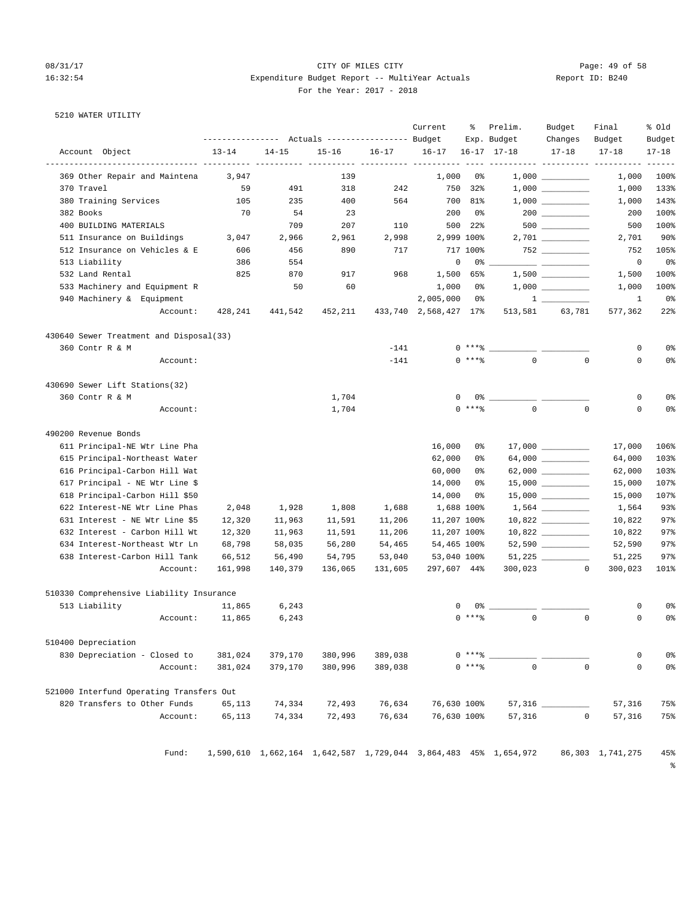CITY OF MILES CITY

Expenditure Budget Report -- MultiYear Actuals

For the Year: 2017 - 2018

08/31/17 16:32:54 Report ID: B240

5210 WATER UTILITY

| Account Object | 13-14 | 14-15 | 15-16 | 16-17 | Current Budget 16-17 | % Exp. 16-17 | Prelim. Budget 17-18 | Budget Changes 17-18 | Final Budget 17-18 | % Old Budget 17-18 |
|---|---|---|---|---|---|---|---|---|---|---|
| 369 Other Repair and Maintena | 3,947 | | 139 | | 1,000 | 0% | 1,000 | | 1,000 | 100% |
| 370 Travel | 59 | 491 | 318 | 242 | 750 | 32% | 1,000 | | 1,000 | 133% |
| 380 Training Services | 105 | 235 | 400 | 564 | 700 | 81% | 1,000 | | 1,000 | 143% |
| 382 Books | 70 | 54 | 23 | | 200 | 0% | 200 | | 200 | 100% |
| 400 BUILDING MATERIALS | | 709 | 207 | 110 | 500 | 22% | 500 | | 500 | 100% |
| 511 Insurance on Buildings | 3,047 | 2,966 | 2,961 | 2,998 | 2,999 | 100% | 2,701 | | 2,701 | 90% |
| 512 Insurance on Vehicles & E | 606 | 456 | 890 | 717 | 717 | 100% | 752 | | 752 | 105% |
| 513 Liability | 386 | 554 | | | 0 | 0% | | | 0 | 0% |
| 532 Land Rental | 825 | 870 | 917 | 968 | 1,500 | 65% | 1,500 | | 1,500 | 100% |
| 533 Machinery and Equipment R | | 50 | 60 | | 1,000 | 0% | 1,000 | | 1,000 | 100% |
| 940 Machinery & Equipment | | | | | 2,005,000 | 0% | 1 | | 1 | 0% |
| Account: | 428,241 | 441,542 | 452,211 | 433,740 | 2,568,427 | 17% | 513,581 | 63,781 | 577,362 | 22% |
| **430640 Sewer Treatment and Disposal(33)** | | | | | | | | | | |
| 360 Contr R & M | | | | -141 | 0 | *** % | | | 0 | 0% |
| Account: | | | | -141 | 0 | *** % | 0 | 0 | 0 | 0% |
| **430690 Sewer Lift Stations(32)** | | | | | | | | | | |
| 360 Contr R & M | | | 1,704 | | 0 | 0% | | | 0 | 0% |
| Account: | | | 1,704 | | 0 | *** % | 0 | 0 | 0 | 0% |
| **490200 Revenue Bonds** | | | | | | | | | | |
| 611 Principal-NE Wtr Line Pha | | | | | 16,000 | 0% | 17,000 | | 17,000 | 106% |
| 615 Principal-Northeast Water | | | | | 62,000 | 0% | 64,000 | | 64,000 | 103% |
| 616 Principal-Carbon Hill Wat | | | | | 60,000 | 0% | 62,000 | | 62,000 | 103% |
| 617 Principal - NE Wtr Line $ | | | | | 14,000 | 0% | 15,000 | | 15,000 | 107% |
| 618 Principal-Carbon Hill $50 | | | | | 14,000 | 0% | 15,000 | | 15,000 | 107% |
| 622 Interest-NE Wtr Line Phas | 2,048 | 1,928 | 1,808 | 1,688 | 1,688 | 100% | 1,564 | | 1,564 | 93% |
| 631 Interest - NE Wtr Line $5 | 12,320 | 11,963 | 11,591 | 11,206 | 11,207 | 100% | 10,822 | | 10,822 | 97% |
| 632 Interest - Carbon Hill Wt | 12,320 | 11,963 | 11,591 | 11,206 | 11,207 | 100% | 10,822 | | 10,822 | 97% |
| 634 Interest-Northeast Wtr Ln | 68,798 | 58,035 | 56,280 | 54,465 | 54,465 | 100% | 52,590 | | 52,590 | 97% |
| 638 Interest-Carbon Hill Tank | 66,512 | 56,490 | 54,795 | 53,040 | 53,040 | 100% | 51,225 | | 51,225 | 97% |
| Account: | 161,998 | 140,379 | 136,065 | 131,605 | 297,607 | 44% | 300,023 | 0 | 300,023 | 101% |
| **510330 Comprehensive Liability Insurance** | | | | | | | | | | |
| 513 Liability | 11,865 | 6,243 | | | 0 | 0% | | | 0 | 0% |
| Account: | 11,865 | 6,243 | | | 0 | *** % | 0 | 0 | 0 | 0% |
| **510400 Depreciation** | | | | | | | | | | |
| 830 Depreciation - Closed to | 381,024 | 379,170 | 380,996 | 389,038 | 0 | *** % | | | 0 | 0% |
| Account: | 381,024 | 379,170 | 380,996 | 389,038 | 0 | *** % | 0 | 0 | 0 | 0% |
| **521000 Interfund Operating Transfers Out** | | | | | | | | | | |
| 820 Transfers to Other Funds | 65,113 | 74,334 | 72,493 | 76,634 | 76,630 | 100% | 57,316 | | 57,316 | 75% |
| Account: | 65,113 | 74,334 | 72,493 | 76,634 | 76,630 | 100% | 57,316 | 0 | 57,316 | 75% |
| Fund: | 1,590,610 | 1,662,164 | 1,642,587 | 1,729,044 | 3,864,483 | 45% | 1,654,972 | 86,303 | 1,741,275 | 45% |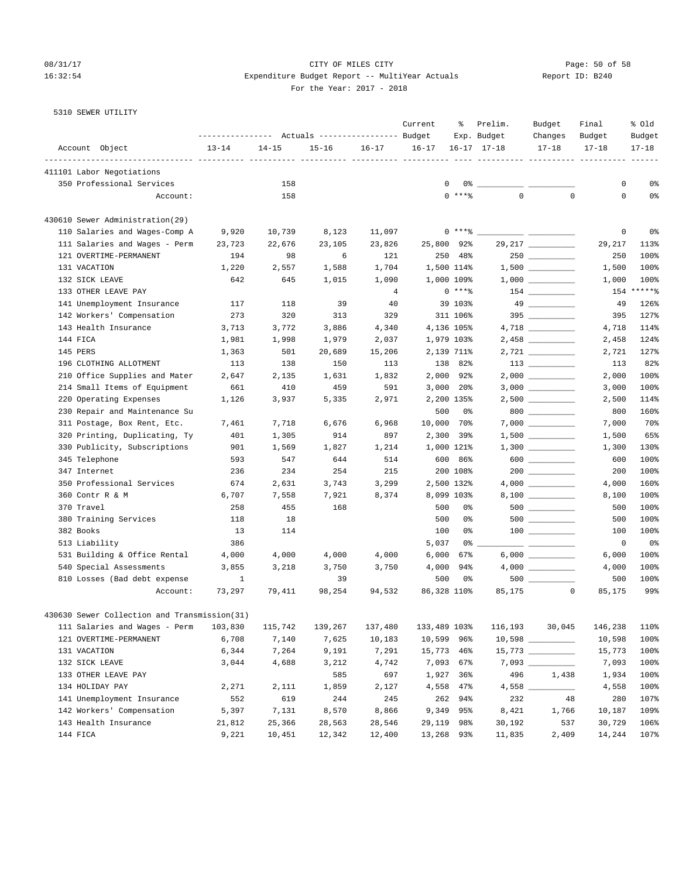CITY OF MILES CITY
Expenditure Budget Report -- MultiYear Actuals
For the Year: 2017 - 2018

5310 SEWER UTILITY

| Account Object | Actuals 13-14 | Actuals 14-15 | Actuals 15-16 | Actuals 16-17 | Current Budget 16-17 | % Exp. 16-17 | Prelim. Budget 17-18 | Budget Changes 17-18 | Final Budget 17-18 | % Old Budget 17-18 |
|---|---|---|---|---|---|---|---|---|---|---|
| **411101 Labor Negotiations** | | | | | | | | | | |
| 350 Professional Services | | 158 | | | 0 | 0% | | | 0 | 0% |
| Account: | | 158 | | | 0 | ***% | 0 | 0 | 0 | 0% |
| **430610 Sewer Administration(29)** | | | | | | | | | | |
| 110 Salaries and Wages-Comp A | 9,920 | 10,739 | 8,123 | 11,097 | 0 | ***% | | | 0 | 0% |
| 111 Salaries and Wages - Perm | 23,723 | 22,676 | 23,105 | 23,826 | 25,800 | 92% | 29,217 | | 29,217 | 113% |
| 121 OVERTIME-PERMANENT | 194 | 98 | 6 | 121 | 250 | 48% | 250 | | 250 | 100% |
| 131 VACATION | 1,220 | 2,557 | 1,588 | 1,704 | 1,500 | 114% | 1,500 | | 1,500 | 100% |
| 132 SICK LEAVE | 642 | 645 | 1,015 | 1,090 | 1,000 | 109% | 1,000 | | 1,000 | 100% |
| 133 OTHER LEAVE PAY | | | | 4 | 0 | ***% | 154 | | 154 | *****% |
| 141 Unemployment Insurance | 117 | 118 | 39 | 40 | 39 | 103% | 49 | | 49 | 126% |
| 142 Workers' Compensation | 273 | 320 | 313 | 329 | 311 | 106% | 395 | | 395 | 127% |
| 143 Health Insurance | 3,713 | 3,772 | 3,886 | 4,340 | 4,136 | 105% | 4,718 | | 4,718 | 114% |
| 144 FICA | 1,981 | 1,998 | 1,979 | 2,037 | 1,979 | 103% | 2,458 | | 2,458 | 124% |
| 145 PERS | 1,363 | 501 | 20,689 | 15,206 | 2,139 | 711% | 2,721 | | 2,721 | 127% |
| 196 CLOTHING ALLOTMENT | 113 | 138 | 150 | 113 | 138 | 82% | 113 | | 113 | 82% |
| 210 Office Supplies and Mater | 2,647 | 2,135 | 1,631 | 1,832 | 2,000 | 92% | 2,000 | | 2,000 | 100% |
| 214 Small Items of Equipment | 661 | 410 | 459 | 591 | 3,000 | 20% | 3,000 | | 3,000 | 100% |
| 220 Operating Expenses | 1,126 | 3,937 | 5,335 | 2,971 | 2,200 | 135% | 2,500 | | 2,500 | 114% |
| 230 Repair and Maintenance Su | | | | | 500 | 0% | 800 | | 800 | 160% |
| 311 Postage, Box Rent, Etc. | 7,461 | 7,718 | 6,676 | 6,968 | 10,000 | 70% | 7,000 | | 7,000 | 70% |
| 320 Printing, Duplicating, Ty | 401 | 1,305 | 914 | 897 | 2,300 | 39% | 1,500 | | 1,500 | 65% |
| 330 Publicity, Subscriptions | 901 | 1,569 | 1,827 | 1,214 | 1,000 | 121% | 1,300 | | 1,300 | 130% |
| 345 Telephone | 593 | 547 | 644 | 514 | 600 | 86% | 600 | | 600 | 100% |
| 347 Internet | 236 | 234 | 254 | 215 | 200 | 108% | 200 | | 200 | 100% |
| 350 Professional Services | 674 | 2,631 | 3,743 | 3,299 | 2,500 | 132% | 4,000 | | 4,000 | 160% |
| 360 Contr R & M | 6,707 | 7,558 | 7,921 | 8,374 | 8,099 | 103% | 8,100 | | 8,100 | 100% |
| 370 Travel | 258 | 455 | 168 | | 500 | 0% | 500 | | 500 | 100% |
| 380 Training Services | 118 | 18 | | | 500 | 0% | 500 | | 500 | 100% |
| 382 Books | 13 | 114 | | | 100 | 0% | 100 | | 100 | 100% |
| 513 Liability | 386 | | | | 5,037 | 0% | | | 0 | 0% |
| 531 Building & Office Rental | 4,000 | 4,000 | 4,000 | 4,000 | 6,000 | 67% | 6,000 | | 6,000 | 100% |
| 540 Special Assessments | 3,855 | 3,218 | 3,750 | 3,750 | 4,000 | 94% | 4,000 | | 4,000 | 100% |
| 810 Losses (Bad debt expense | 1 | | 39 | | 500 | 0% | 500 | | 500 | 100% |
| Account: | 73,297 | 79,411 | 98,254 | 94,532 | 86,328 | 110% | 85,175 | 0 | 85,175 | 99% |
| **430630 Sewer Collection and Transmission(31)** | | | | | | | | | | |
| 111 Salaries and Wages - Perm | 103,830 | 115,742 | 139,267 | 137,480 | 133,489 | 103% | 116,193 | 30,045 | 146,238 | 110% |
| 121 OVERTIME-PERMANENT | 6,708 | 7,140 | 7,625 | 10,183 | 10,599 | 96% | 10,598 | | 10,598 | 100% |
| 131 VACATION | 6,344 | 7,264 | 9,191 | 7,291 | 15,773 | 46% | 15,773 | | 15,773 | 100% |
| 132 SICK LEAVE | 3,044 | 4,688 | 3,212 | 4,742 | 7,093 | 67% | 7,093 | | 7,093 | 100% |
| 133 OTHER LEAVE PAY | | | 585 | 697 | 1,927 | 36% | 496 | 1,438 | 1,934 | 100% |
| 134 HOLIDAY PAY | 2,271 | 2,111 | 1,859 | 2,127 | 4,558 | 47% | 4,558 | | 4,558 | 100% |
| 141 Unemployment Insurance | 552 | 619 | 244 | 245 | 262 | 94% | 232 | 48 | 280 | 107% |
| 142 Workers' Compensation | 5,397 | 7,131 | 8,570 | 8,866 | 9,349 | 95% | 8,421 | 1,766 | 10,187 | 109% |
| 143 Health Insurance | 21,812 | 25,366 | 28,563 | 28,546 | 29,119 | 98% | 30,192 | 537 | 30,729 | 106% |
| 144 FICA | 9,221 | 10,451 | 12,342 | 12,400 | 13,268 | 93% | 11,835 | 2,409 | 14,244 | 107% |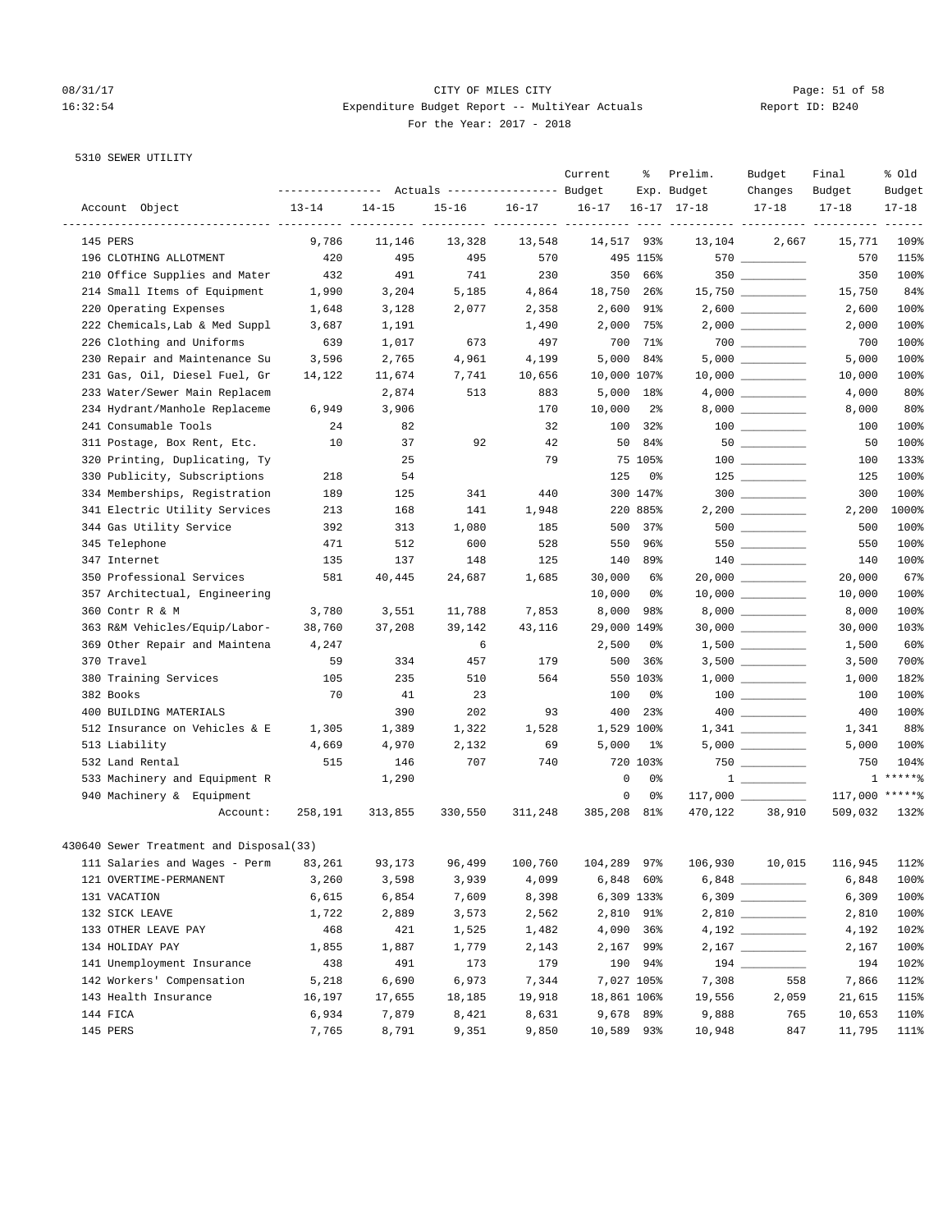08/31/17 CITY OF MILES CITY
16:32:54 Expenditure Budget Report -- MultiYear Actuals Report ID: B240
For the Year: 2017 - 2018

5310 SEWER UTILITY

| Account Object | Actuals 13-14 | Actuals 14-15 | Actuals 15-16 | Actuals 16-17 | Current Budget 16-17 | % Exp. 16-17 | Prelim. Budget 17-18 | Budget Changes 17-18 | Final Budget 17-18 | % Old Budget 17-18 |
|---|---|---|---|---|---|---|---|---|---|---|
| 145 PERS | 9,786 | 11,146 | 13,328 | 13,548 | 14,517 | 93% | 13,104 | 2,667 | 15,771 | 109% |
| 196 CLOTHING ALLOTMENT | 420 | 495 | 495 | 570 | 495 | 115% | 570 | __________ | 570 | 115% |
| 210 Office Supplies and Mater | 432 | 491 | 741 | 230 | 350 | 66% | 350 | __________ | 350 | 100% |
| 214 Small Items of Equipment | 1,990 | 3,204 | 5,185 | 4,864 | 18,750 | 26% | 15,750 | __________ | 15,750 | 84% |
| 220 Operating Expenses | 1,648 | 3,128 | 2,077 | 2,358 | 2,600 | 91% | 2,600 | __________ | 2,600 | 100% |
| 222 Chemicals,Lab & Med Suppl | 3,687 | 1,191 | | 1,490 | 2,000 | 75% | 2,000 | __________ | 2,000 | 100% |
| 226 Clothing and Uniforms | 639 | 1,017 | 673 | 497 | 700 | 71% | 700 | __________ | 700 | 100% |
| 230 Repair and Maintenance Su | 3,596 | 2,765 | 4,961 | 4,199 | 5,000 | 84% | 5,000 | __________ | 5,000 | 100% |
| 231 Gas, Oil, Diesel Fuel, Gr | 14,122 | 11,674 | 7,741 | 10,656 | 10,000 | 107% | 10,000 | __________ | 10,000 | 100% |
| 233 Water/Sewer Main Replacem | | 2,874 | 513 | 883 | 5,000 | 18% | 4,000 | __________ | 4,000 | 80% |
| 234 Hydrant/Manhole Replaceme | 6,949 | 3,906 | | 170 | 10,000 | 2% | 8,000 | __________ | 8,000 | 80% |
| 241 Consumable Tools | 24 | 82 | | 32 | 100 | 32% | 100 | __________ | 100 | 100% |
| 311 Postage, Box Rent, Etc. | 10 | 37 | 92 | 42 | 50 | 84% | 50 | __________ | 50 | 100% |
| 320 Printing, Duplicating, Ty | | 25 | | 79 | 75 | 105% | 100 | __________ | 100 | 133% |
| 330 Publicity, Subscriptions | 218 | 54 | | | 125 | 0% | 125 | __________ | 125 | 100% |
| 334 Memberships, Registration | 189 | 125 | 341 | 440 | 300 | 147% | 300 | __________ | 300 | 100% |
| 341 Electric Utility Services | 213 | 168 | 141 | 1,948 | 220 | 885% | 2,200 | __________ | 2,200 | 1000% |
| 344 Gas Utility Service | 392 | 313 | 1,080 | 185 | 500 | 37% | 500 | __________ | 500 | 100% |
| 345 Telephone | 471 | 512 | 600 | 528 | 550 | 96% | 550 | __________ | 550 | 100% |
| 347 Internet | 135 | 137 | 148 | 125 | 140 | 89% | 140 | __________ | 140 | 100% |
| 350 Professional Services | 581 | 40,445 | 24,687 | 1,685 | 30,000 | 6% | 20,000 | __________ | 20,000 | 67% |
| 357 Architectual, Engineering | | | | | 10,000 | 0% | 10,000 | __________ | 10,000 | 100% |
| 360 Contr R & M | 3,780 | 3,551 | 11,788 | 7,853 | 8,000 | 98% | 8,000 | __________ | 8,000 | 100% |
| 363 R&M Vehicles/Equip/Labor- | 38,760 | 37,208 | 39,142 | 43,116 | 29,000 | 149% | 30,000 | __________ | 30,000 | 103% |
| 369 Other Repair and Maintena | 4,247 | | 6 | | 2,500 | 0% | 1,500 | __________ | 1,500 | 60% |
| 370 Travel | 59 | 334 | 457 | 179 | 500 | 36% | 3,500 | __________ | 3,500 | 700% |
| 380 Training Services | 105 | 235 | 510 | 564 | 550 | 103% | 1,000 | __________ | 1,000 | 182% |
| 382 Books | 70 | 41 | 23 | | 100 | 0% | 100 | __________ | 100 | 100% |
| 400 BUILDING MATERIALS | | 390 | 202 | 93 | 400 | 23% | 400 | __________ | 400 | 100% |
| 512 Insurance on Vehicles & E | 1,305 | 1,389 | 1,322 | 1,528 | 1,529 | 100% | 1,341 | __________ | 1,341 | 88% |
| 513 Liability | 4,669 | 4,970 | 2,132 | 69 | 5,000 | 1% | 5,000 | __________ | 5,000 | 100% |
| 532 Land Rental | 515 | 146 | 707 | 740 | 720 | 103% | 750 | __________ | 750 | 104% |
| 533 Machinery and Equipment R | | 1,290 | | | 0 | 0% | 1 | __________ | 1 | *****% |
| 940 Machinery & Equipment | | | | | 0 | 0% | 117,000 | __________ | 117,000 | *****% |
| Account: | 258,191 | 313,855 | 330,550 | 311,248 | 385,208 | 81% | 470,122 | 38,910 | 509,032 | 132% |

430640 Sewer Treatment and Disposal(33)

| Account Object | Actuals 13-14 | Actuals 14-15 | Actuals 15-16 | Actuals 16-17 | Current Budget 16-17 | % Exp. 16-17 | Prelim. Budget 17-18 | Budget Changes 17-18 | Final Budget 17-18 | % Old Budget 17-18 |
|---|---|---|---|---|---|---|---|---|---|---|
| 111 Salaries and Wages - Perm | 83,261 | 93,173 | 96,499 | 100,760 | 104,289 | 97% | 106,930 | 10,015 | 116,945 | 112% |
| 121 OVERTIME-PERMANENT | 3,260 | 3,598 | 3,939 | 4,099 | 6,848 | 60% | 6,848 | __________ | 6,848 | 100% |
| 131 VACATION | 6,615 | 6,854 | 7,609 | 8,398 | 6,309 | 133% | 6,309 | __________ | 6,309 | 100% |
| 132 SICK LEAVE | 1,722 | 2,889 | 3,573 | 2,562 | 2,810 | 91% | 2,810 | __________ | 2,810 | 100% |
| 133 OTHER LEAVE PAY | 468 | 421 | 1,525 | 1,482 | 4,090 | 36% | 4,192 | __________ | 4,192 | 102% |
| 134 HOLIDAY PAY | 1,855 | 1,887 | 1,779 | 2,143 | 2,167 | 99% | 2,167 | __________ | 2,167 | 100% |
| 141 Unemployment Insurance | 438 | 491 | 173 | 179 | 190 | 94% | 194 | __________ | 194 | 102% |
| 142 Workers' Compensation | 5,218 | 6,690 | 6,973 | 7,344 | 7,027 | 105% | 7,308 | 558 | 7,866 | 112% |
| 143 Health Insurance | 16,197 | 17,655 | 18,185 | 19,918 | 18,861 | 106% | 19,556 | 2,059 | 21,615 | 115% |
| 144 FICA | 6,934 | 7,879 | 8,421 | 8,631 | 9,678 | 89% | 9,888 | 765 | 10,653 | 110% |
| 145 PERS | 7,765 | 8,791 | 9,351 | 9,850 | 10,589 | 93% | 10,948 | 847 | 11,795 | 111% |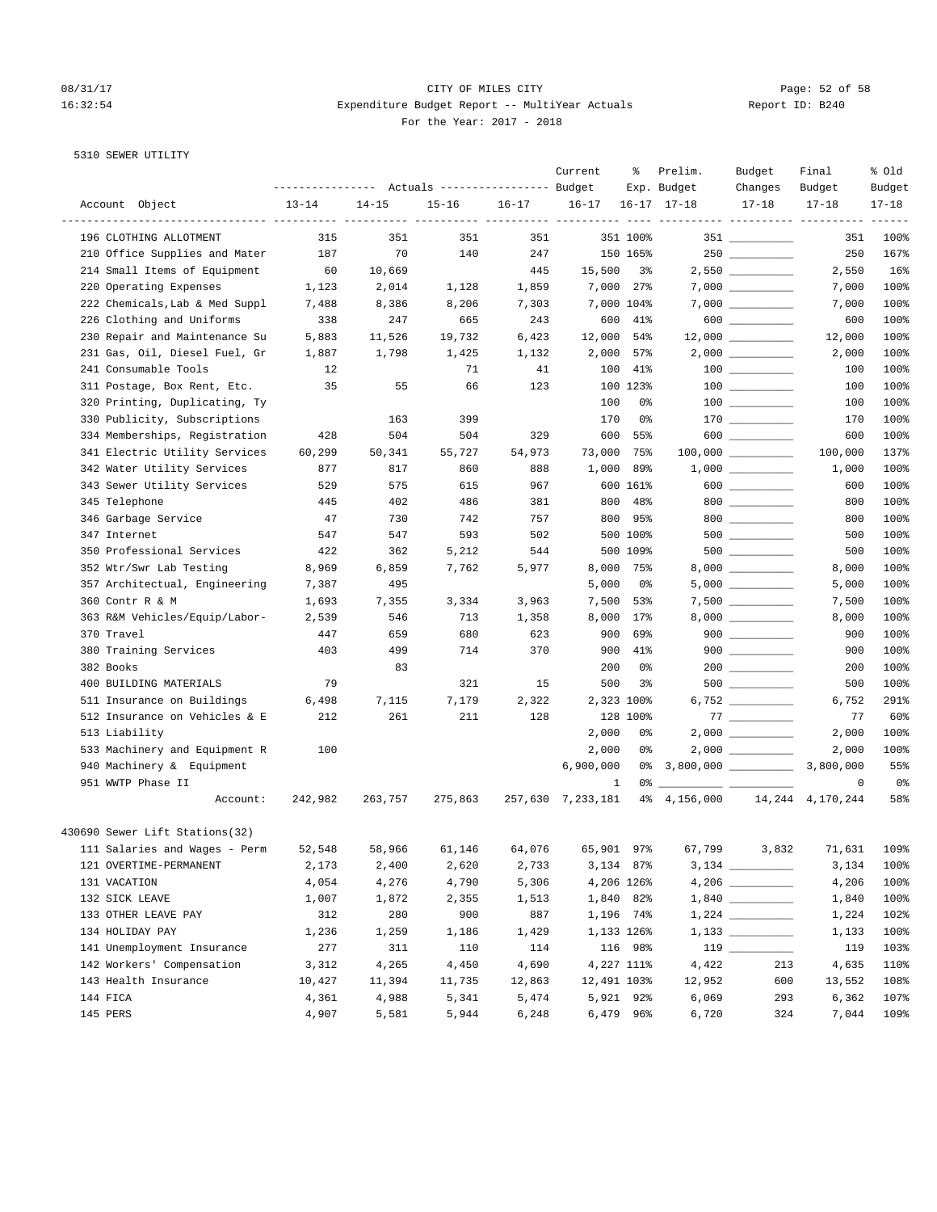CITY OF MILES CITY
Expenditure Budget Report -- MultiYear Actuals
For the Year: 2017 - 2018

Report ID: B240

08/31/17
16:32:54

5310 SEWER UTILITY

| Account Object | Actuals 13-14 | Actuals 14-15 | Actuals 15-16 | Actuals 16-17 | Current Budget 16-17 | % Exp. 16-17 | Prelim. Budget 17-18 | Budget Changes 17-18 | Final Budget 17-18 | % Old Budget 17-18 |
|---|---|---|---|---|---|---|---|---|---|---|
| 196 CLOTHING ALLOTMENT | 315 | 351 | 351 | 351 | 351 | 100% | 351 | __________ | 351 | 100% |
| 210 Office Supplies and Mater | 187 | 70 | 140 | 247 | 150 | 165% | 250 | __________ | 250 | 167% |
| 214 Small Items of Equipment | 60 | 10,669 | | 445 | 15,500 | 3% | 2,550 | __________ | 2,550 | 16% |
| 220 Operating Expenses | 1,123 | 2,014 | 1,128 | 1,859 | 7,000 | 27% | 7,000 | __________ | 7,000 | 100% |
| 222 Chemicals,Lab & Med Suppl | 7,488 | 8,386 | 8,206 | 7,303 | 7,000 | 104% | 7,000 | __________ | 7,000 | 100% |
| 226 Clothing and Uniforms | 338 | 247 | 665 | 243 | 600 | 41% | 600 | __________ | 600 | 100% |
| 230 Repair and Maintenance Su | 5,883 | 11,526 | 19,732 | 6,423 | 12,000 | 54% | 12,000 | __________ | 12,000 | 100% |
| 231 Gas, Oil, Diesel Fuel, Gr | 1,887 | 1,798 | 1,425 | 1,132 | 2,000 | 57% | 2,000 | __________ | 2,000 | 100% |
| 241 Consumable Tools | 12 | | 71 | 41 | 100 | 41% | 100 | __________ | 100 | 100% |
| 311 Postage, Box Rent, Etc. | 35 | 55 | 66 | 123 | 100 | 123% | 100 | __________ | 100 | 100% |
| 320 Printing, Duplicating, Ty | | | | | 100 | 0% | 100 | __________ | 100 | 100% |
| 330 Publicity, Subscriptions | | 163 | 399 | | 170 | 0% | 170 | __________ | 170 | 100% |
| 334 Memberships, Registration | 428 | 504 | 504 | 329 | 600 | 55% | 600 | __________ | 600 | 100% |
| 341 Electric Utility Services | 60,299 | 50,341 | 55,727 | 54,973 | 73,000 | 75% | 100,000 | __________ | 100,000 | 137% |
| 342 Water Utility Services | 877 | 817 | 860 | 888 | 1,000 | 89% | 1,000 | __________ | 1,000 | 100% |
| 343 Sewer Utility Services | 529 | 575 | 615 | 967 | 600 | 161% | 600 | __________ | 600 | 100% |
| 345 Telephone | 445 | 402 | 486 | 381 | 800 | 48% | 800 | __________ | 800 | 100% |
| 346 Garbage Service | 47 | 730 | 742 | 757 | 800 | 95% | 800 | __________ | 800 | 100% |
| 347 Internet | 547 | 547 | 593 | 502 | 500 | 100% | 500 | __________ | 500 | 100% |
| 350 Professional Services | 422 | 362 | 5,212 | 544 | 500 | 109% | 500 | __________ | 500 | 100% |
| 352 Wtr/Swr Lab Testing | 8,969 | 6,859 | 7,762 | 5,977 | 8,000 | 75% | 8,000 | __________ | 8,000 | 100% |
| 357 Architectual, Engineering | 7,387 | 495 | | | 5,000 | 0% | 5,000 | __________ | 5,000 | 100% |
| 360 Contr R & M | 1,693 | 7,355 | 3,334 | 3,963 | 7,500 | 53% | 7,500 | __________ | 7,500 | 100% |
| 363 R&M Vehicles/Equip/Labor- | 2,539 | 546 | 713 | 1,358 | 8,000 | 17% | 8,000 | __________ | 8,000 | 100% |
| 370 Travel | 447 | 659 | 680 | 623 | 900 | 69% | 900 | __________ | 900 | 100% |
| 380 Training Services | 403 | 499 | 714 | 370 | 900 | 41% | 900 | __________ | 900 | 100% |
| 382 Books | | 83 | | | 200 | 0% | 200 | __________ | 200 | 100% |
| 400 BUILDING MATERIALS | 79 | | 321 | 15 | 500 | 3% | 500 | __________ | 500 | 100% |
| 511 Insurance on Buildings | 6,498 | 7,115 | 7,179 | 2,322 | 2,323 | 100% | 6,752 | __________ | 6,752 | 291% |
| 512 Insurance on Vehicles & E | 212 | 261 | 211 | 128 | 128 | 100% | 77 | __________ | 77 | 60% |
| 513 Liability | | | | | 2,000 | 0% | 2,000 | __________ | 2,000 | 100% |
| 533 Machinery and Equipment R | 100 | | | | 2,000 | 0% | 2,000 | __________ | 2,000 | 100% |
| 940 Machinery & Equipment | | | | | 6,900,000 | 0% | 3,800,000 | __________ | 3,800,000 | 55% |
| 951 WWTP Phase II | | | | | 1 | 0% | __________ | __________ | 0 | 0% |
| Account: | 242,982 | 263,757 | 275,863 | 257,630 | 7,233,181 | 4% | 4,156,000 | 14,244 | 4,170,244 | 58% |

430690 Sewer Lift Stations(32)

| Account Object | Actuals 13-14 | Actuals 14-15 | Actuals 15-16 | Actuals 16-17 | Current Budget 16-17 | % Exp. 16-17 | Prelim. Budget 17-18 | Budget Changes 17-18 | Final Budget 17-18 | % Old Budget 17-18 |
|---|---|---|---|---|---|---|---|---|---|---|
| 111 Salaries and Wages - Perm | 52,548 | 58,966 | 61,146 | 64,076 | 65,901 | 97% | 67,799 | 3,832 | 71,631 | 109% |
| 121 OVERTIME-PERMANENT | 2,173 | 2,400 | 2,620 | 2,733 | 3,134 | 87% | 3,134 | __________ | 3,134 | 100% |
| 131 VACATION | 4,054 | 4,276 | 4,790 | 5,306 | 4,206 | 126% | 4,206 | __________ | 4,206 | 100% |
| 132 SICK LEAVE | 1,007 | 1,872 | 2,355 | 1,513 | 1,840 | 82% | 1,840 | __________ | 1,840 | 100% |
| 133 OTHER LEAVE PAY | 312 | 280 | 900 | 887 | 1,196 | 74% | 1,224 | __________ | 1,224 | 102% |
| 134 HOLIDAY PAY | 1,236 | 1,259 | 1,186 | 1,429 | 1,133 | 126% | 1,133 | __________ | 1,133 | 100% |
| 141 Unemployment Insurance | 277 | 311 | 110 | 114 | 116 | 98% | 119 | __________ | 119 | 103% |
| 142 Workers' Compensation | 3,312 | 4,265 | 4,450 | 4,690 | 4,227 | 111% | 4,422 | 213 | 4,635 | 110% |
| 143 Health Insurance | 10,427 | 11,394 | 11,735 | 12,863 | 12,491 | 103% | 12,952 | 600 | 13,552 | 108% |
| 144 FICA | 4,361 | 4,988 | 5,341 | 5,474 | 5,921 | 92% | 6,069 | 293 | 6,362 | 107% |
| 145 PERS | 4,907 | 5,581 | 5,944 | 6,248 | 6,479 | 96% | 6,720 | 324 | 7,044 | 109% |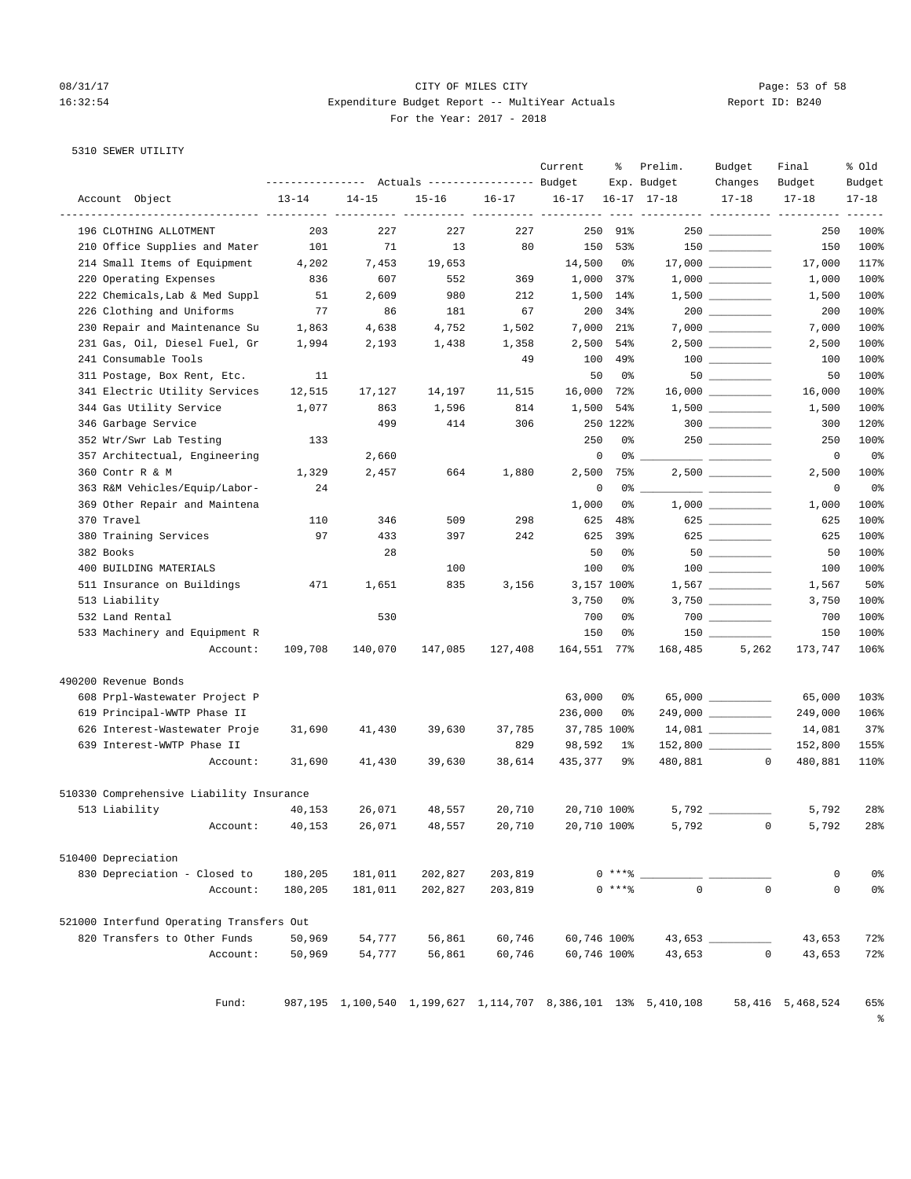08/31/17 CITY OF MILES CITY
16:32:54 Expenditure Budget Report -- MultiYear Actuals Report ID: B240
For the Year: 2017 - 2018

5310 SEWER UTILITY

| Account Object | Actuals 13-14 | Actuals 14-15 | Actuals 15-16 | Actuals 16-17 | Current Budget 16-17 | % Exp. 16-17 | Prelim. Budget 17-18 | Budget Changes 17-18 | Final Budget 17-18 | % Old Budget 17-18 |
|---|---|---|---|---|---|---|---|---|---|---|
| 196 CLOTHING ALLOTMENT | 203 | 227 | 227 | 227 | 250 | 91% | 250 | __________ | 250 | 100% |
| 210 Office Supplies and Mater | 101 | 71 | 13 | 80 | 150 | 53% | 150 | __________ | 150 | 100% |
| 214 Small Items of Equipment | 4,202 | 7,453 | 19,653 | | 14,500 | 0% | 17,000 | __________ | 17,000 | 117% |
| 220 Operating Expenses | 836 | 607 | 552 | 369 | 1,000 | 37% | 1,000 | __________ | 1,000 | 100% |
| 222 Chemicals,Lab & Med Suppl | 51 | 2,609 | 980 | 212 | 1,500 | 14% | 1,500 | __________ | 1,500 | 100% |
| 226 Clothing and Uniforms | 77 | 86 | 181 | 67 | 200 | 34% | 200 | __________ | 200 | 100% |
| 230 Repair and Maintenance Su | 1,863 | 4,638 | 4,752 | 1,502 | 7,000 | 21% | 7,000 | __________ | 7,000 | 100% |
| 231 Gas, Oil, Diesel Fuel, Gr | 1,994 | 2,193 | 1,438 | 1,358 | 2,500 | 54% | 2,500 | __________ | 2,500 | 100% |
| 241 Consumable Tools | | | | 49 | 100 | 49% | 100 | __________ | 100 | 100% |
| 311 Postage, Box Rent, Etc. | 11 | | | | 50 | 0% | 50 | __________ | 50 | 100% |
| 341 Electric Utility Services | 12,515 | 17,127 | 14,197 | 11,515 | 16,000 | 72% | 16,000 | __________ | 16,000 | 100% |
| 344 Gas Utility Service | 1,077 | 863 | 1,596 | 814 | 1,500 | 54% | 1,500 | __________ | 1,500 | 100% |
| 346 Garbage Service | | 499 | 414 | 306 | 250 | 122% | 300 | __________ | 300 | 120% |
| 352 Wtr/Swr Lab Testing | 133 | | | | 250 | 0% | 250 | __________ | 250 | 100% |
| 357 Architectual, Engineering | | 2,660 | | | 0 | 0% | __________ | __________ | 0 | 0% |
| 360 Contr R & M | 1,329 | 2,457 | 664 | 1,880 | 2,500 | 75% | 2,500 | __________ | 2,500 | 100% |
| 363 R&M Vehicles/Equip/Labor- | 24 | | | | 0 | 0% | __________ | __________ | 0 | 0% |
| 369 Other Repair and Maintena | | | | | 1,000 | 0% | 1,000 | __________ | 1,000 | 100% |
| 370 Travel | 110 | 346 | 509 | 298 | 625 | 48% | 625 | __________ | 625 | 100% |
| 380 Training Services | 97 | 433 | 397 | 242 | 625 | 39% | 625 | __________ | 625 | 100% |
| 382 Books | | 28 | | | 50 | 0% | 50 | __________ | 50 | 100% |
| 400 BUILDING MATERIALS | | | 100 | | 100 | 0% | 100 | __________ | 100 | 100% |
| 511 Insurance on Buildings | 471 | 1,651 | 835 | 3,156 | 3,157 | 100% | 1,567 | __________ | 1,567 | 50% |
| 513 Liability | | | | | 3,750 | 0% | 3,750 | __________ | 3,750 | 100% |
| 532 Land Rental | | 530 | | | 700 | 0% | 700 | __________ | 700 | 100% |
| 533 Machinery and Equipment R | | | | | 150 | 0% | 150 | __________ | 150 | 100% |
| Account: | 109,708 | 140,070 | 147,085 | 127,408 | 164,551 | 77% | 168,485 | 5,262 | 173,747 | 106% |
| **490200 Revenue Bonds** | | | | | | | | | | |
| 608 Prpl-Wastewater Project P | | | | | 63,000 | 0% | 65,000 | __________ | 65,000 | 103% |
| 619 Principal-WWTP Phase II | | | | | 236,000 | 0% | 249,000 | __________ | 249,000 | 106% |
| 626 Interest-Wastewater Proje | 31,690 | 41,430 | 39,630 | 37,785 | 37,785 | 100% | 14,081 | __________ | 14,081 | 37% |
| 639 Interest-WWTP Phase II | | | | 829 | 98,592 | 1% | 152,800 | __________ | 152,800 | 155% |
| Account: | 31,690 | 41,430 | 39,630 | 38,614 | 435,377 | 9% | 480,881 | 0 | 480,881 | 110% |
| **510330 Comprehensive Liability Insurance** | | | | | | | | | | |
| 513 Liability | 40,153 | 26,071 | 48,557 | 20,710 | 20,710 | 100% | 5,792 | __________ | 5,792 | 28% |
| Account: | 40,153 | 26,071 | 48,557 | 20,710 | 20,710 | 100% | 5,792 | 0 | 5,792 | 28% |
| **510400 Depreciation** | | | | | | | | | | |
| 830 Depreciation - Closed to | 180,205 | 181,011 | 202,827 | 203,819 | 0 | ***% | __________ | __________ | 0 | 0% |
| Account: | 180,205 | 181,011 | 202,827 | 203,819 | 0 | ***% | 0 | 0 | 0 | 0% |
| **521000 Interfund Operating Transfers Out** | | | | | | | | | | |
| 820 Transfers to Other Funds | 50,969 | 54,777 | 56,861 | 60,746 | 60,746 | 100% | 43,653 | __________ | 43,653 | 72% |
| Account: | 50,969 | 54,777 | 56,861 | 60,746 | 60,746 | 100% | 43,653 | 0 | 43,653 | 72% |
| Fund: | 987,195 | 1,100,540 | 1,199,627 | 1,114,707 | 8,386,101 | 13% | 5,410,108 | 58,416 | 5,468,524 | 65% |

%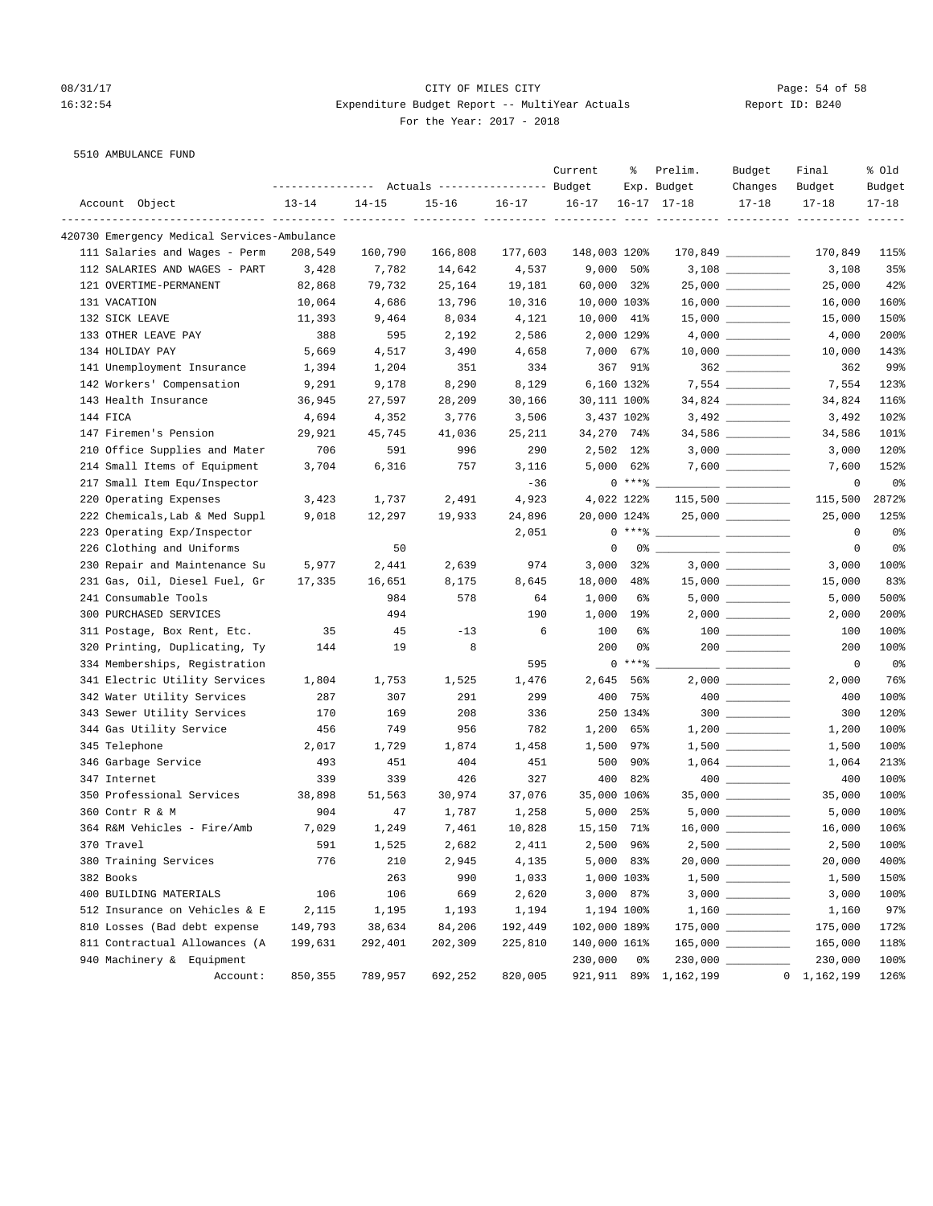CITY OF MILES CITY
Expenditure Budget Report -- MultiYear Actuals
For the Year: 2017 - 2018

5510 AMBULANCE FUND

| Account Object | Actuals 13-14 | Actuals 14-15 | Actuals 15-16 | Actuals 16-17 | Current Budget 16-17 | % Exp. 16-17 | Prelim. Budget 17-18 | Budget Changes 17-18 | Final Budget 17-18 | % Old Budget 17-18 |
|---|---|---|---|---|---|---|---|---|---|---|
| 420730 Emergency Medical Services-Ambulance | | | | | | | | | | |
| 111 Salaries and Wages - Perm | 208,549 | 160,790 | 166,808 | 177,603 | 148,003 | 120% | 170,849 | | 170,849 | 115% |
| 112 SALARIES AND WAGES - PART | 3,428 | 7,782 | 14,642 | 4,537 | 9,000 | 50% | 3,108 | | 3,108 | 35% |
| 121 OVERTIME-PERMANENT | 82,868 | 79,732 | 25,164 | 19,181 | 60,000 | 32% | 25,000 | | 25,000 | 42% |
| 131 VACATION | 10,064 | 4,686 | 13,796 | 10,316 | 10,000 | 103% | 16,000 | | 16,000 | 160% |
| 132 SICK LEAVE | 11,393 | 9,464 | 8,034 | 4,121 | 10,000 | 41% | 15,000 | | 15,000 | 150% |
| 133 OTHER LEAVE PAY | 388 | 595 | 2,192 | 2,586 | 2,000 | 129% | 4,000 | | 4,000 | 200% |
| 134 HOLIDAY PAY | 5,669 | 4,517 | 3,490 | 4,658 | 7,000 | 67% | 10,000 | | 10,000 | 143% |
| 141 Unemployment Insurance | 1,394 | 1,204 | 351 | 334 | 367 | 91% | 362 | | 362 | 99% |
| 142 Workers' Compensation | 9,291 | 9,178 | 8,290 | 8,129 | 6,160 | 132% | 7,554 | | 7,554 | 123% |
| 143 Health Insurance | 36,945 | 27,597 | 28,209 | 30,166 | 30,111 | 100% | 34,824 | | 34,824 | 116% |
| 144 FICA | 4,694 | 4,352 | 3,776 | 3,506 | 3,437 | 102% | 3,492 | | 3,492 | 102% |
| 147 Firemen's Pension | 29,921 | 45,745 | 41,036 | 25,211 | 34,270 | 74% | 34,586 | | 34,586 | 101% |
| 210 Office Supplies and Mater | 706 | 591 | 996 | 290 | 2,502 | 12% | 3,000 | | 3,000 | 120% |
| 214 Small Items of Equipment | 3,704 | 6,316 | 757 | 3,116 | 5,000 | 62% | 7,600 | | 7,600 | 152% |
| 217 Small Item Equ/Inspector | | | | -36 | 0 | *** | | | 0 | 0% |
| 220 Operating Expenses | 3,423 | 1,737 | 2,491 | 4,923 | 4,022 | 122% | 115,500 | | 115,500 | 2872% |
| 222 Chemicals,Lab & Med Suppl | 9,018 | 12,297 | 19,933 | 24,896 | 20,000 | 124% | 25,000 | | 25,000 | 125% |
| 223 Operating Exp/Inspector | | | | 2,051 | 0 | *** | | | 0 | 0% |
| 226 Clothing and Uniforms | | 50 | | | 0 | 0% | | | 0 | 0% |
| 230 Repair and Maintenance Su | 5,977 | 2,441 | 2,639 | 974 | 3,000 | 32% | 3,000 | | 3,000 | 100% |
| 231 Gas, Oil, Diesel Fuel, Gr | 17,335 | 16,651 | 8,175 | 8,645 | 18,000 | 48% | 15,000 | | 15,000 | 83% |
| 241 Consumable Tools | | 984 | 578 | 64 | 1,000 | 6% | 5,000 | | 5,000 | 500% |
| 300 PURCHASED SERVICES | | 494 | | 190 | 1,000 | 19% | 2,000 | | 2,000 | 200% |
| 311 Postage, Box Rent, Etc. | 35 | 45 | -13 | 6 | 100 | 6% | 100 | | 100 | 100% |
| 320 Printing, Duplicating, Ty | 144 | 19 | 8 | | 200 | 0% | 200 | | 200 | 100% |
| 334 Memberships, Registration | | | | 595 | 0 | *** | | | 0 | 0% |
| 341 Electric Utility Services | 1,804 | 1,753 | 1,525 | 1,476 | 2,645 | 56% | 2,000 | | 2,000 | 76% |
| 342 Water Utility Services | 287 | 307 | 291 | 299 | 400 | 75% | 400 | | 400 | 100% |
| 343 Sewer Utility Services | 170 | 169 | 208 | 336 | 250 | 134% | 300 | | 300 | 120% |
| 344 Gas Utility Service | 456 | 749 | 956 | 782 | 1,200 | 65% | 1,200 | | 1,200 | 100% |
| 345 Telephone | 2,017 | 1,729 | 1,874 | 1,458 | 1,500 | 97% | 1,500 | | 1,500 | 100% |
| 346 Garbage Service | 493 | 451 | 404 | 451 | 500 | 90% | 1,064 | | 1,064 | 213% |
| 347 Internet | 339 | 339 | 426 | 327 | 400 | 82% | 400 | | 400 | 100% |
| 350 Professional Services | 38,898 | 51,563 | 30,974 | 37,076 | 35,000 | 106% | 35,000 | | 35,000 | 100% |
| 360 Contr R & M | 904 | 47 | 1,787 | 1,258 | 5,000 | 25% | 5,000 | | 5,000 | 100% |
| 364 R&M Vehicles - Fire/Amb | 7,029 | 1,249 | 7,461 | 10,828 | 15,150 | 71% | 16,000 | | 16,000 | 106% |
| 370 Travel | 591 | 1,525 | 2,682 | 2,411 | 2,500 | 96% | 2,500 | | 2,500 | 100% |
| 380 Training Services | 776 | 210 | 2,945 | 4,135 | 5,000 | 83% | 20,000 | | 20,000 | 400% |
| 382 Books | | 263 | 990 | 1,033 | 1,000 | 103% | 1,500 | | 1,500 | 150% |
| 400 BUILDING MATERIALS | 106 | 106 | 669 | 2,620 | 3,000 | 87% | 3,000 | | 3,000 | 100% |
| 512 Insurance on Vehicles & E | 2,115 | 1,195 | 1,193 | 1,194 | 1,194 | 100% | 1,160 | | 1,160 | 97% |
| 810 Losses (Bad debt expense | 149,793 | 38,634 | 84,206 | 192,449 | 102,000 | 189% | 175,000 | | 175,000 | 172% |
| 811 Contractual Allowances (A | 199,631 | 292,401 | 202,309 | 225,810 | 140,000 | 161% | 165,000 | | 165,000 | 118% |
| 940 Machinery & Equipment | | | | | 230,000 | 0% | 230,000 | | 230,000 | 100% |
| Account: | 850,355 | 789,957 | 692,252 | 820,005 | 921,911 | 89% | 1,162,199 | 0 | 1,162,199 | 126% |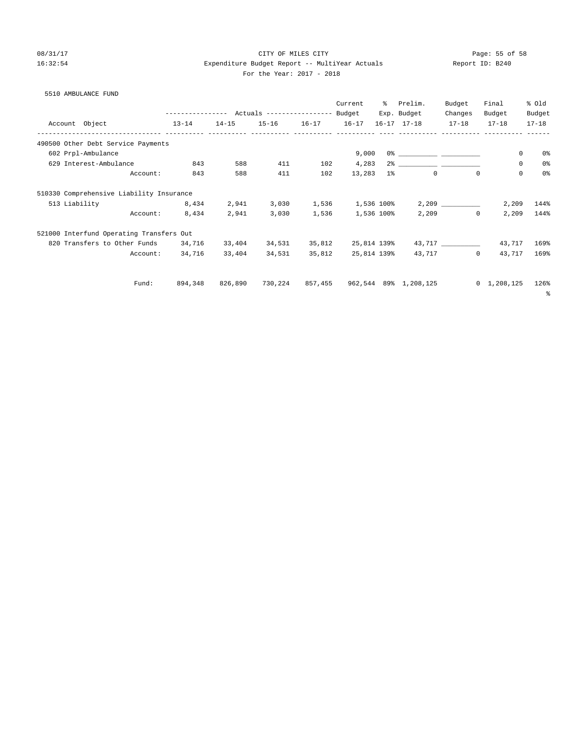CITY OF MILES CITY

Expenditure Budget Report -- MultiYear Actuals

For the Year: 2017 - 2018

5510 AMBULANCE FUND

| Account Object | Actuals 13-14 | Actuals 14-15 | Actuals 15-16 | Actuals 16-17 | Current Budget 16-17 | % Exp. 16-17 | Prelim. Budget 17-18 | Budget Changes 17-18 | Final Budget 17-18 | % Old Budget 17-18 |
|---|---|---|---|---|---|---|---|---|---|---|
| 490500 Other Debt Service Payments | | | | | | | | | | |
| 602 Prpl-Ambulance | | | | | 9,000 | 0% | __________ | __________ | 0 | 0% |
| 629 Interest-Ambulance | 843 | 588 | 411 | 102 | 4,283 | 2% | __________ | __________ | 0 | 0% |
| Account: | 843 | 588 | 411 | 102 | 13,283 | 1% | 0 | 0 | 0 | 0% |
| 510330 Comprehensive Liability Insurance | | | | | | | | | | |
| 513 Liability | 8,434 | 2,941 | 3,030 | 1,536 | 1,536 | 100% | 2,209 | __________ | 2,209 | 144% |
| Account: | 8,434 | 2,941 | 3,030 | 1,536 | 1,536 | 100% | 2,209 | 0 | 2,209 | 144% |
| 521000 Interfund Operating Transfers Out | | | | | | | | | | |
| 820 Transfers to Other Funds | 34,716 | 33,404 | 34,531 | 35,812 | 25,814 | 139% | 43,717 | __________ | 43,717 | 169% |
| Account: | 34,716 | 33,404 | 34,531 | 35,812 | 25,814 | 139% | 43,717 | 0 | 43,717 | 169% |
| Fund: | 894,348 | 826,890 | 730,224 | 857,455 | 962,544 | 89% | 1,208,125 | 0 | 1,208,125 | 126% |

%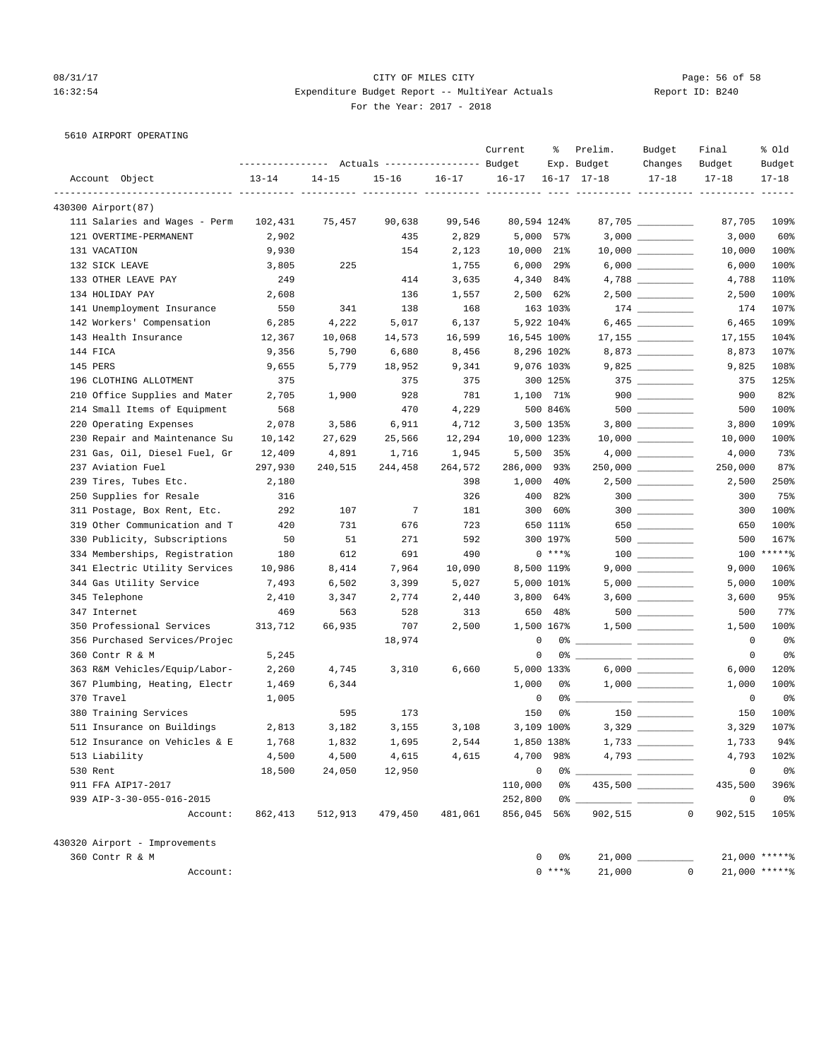CITY OF MILES CITY
Expenditure Budget Report -- MultiYear Actuals
For the Year: 2017 - 2018

5610 AIRPORT OPERATING

| Account Object | Actuals 13-14 | Actuals 14-15 | Actuals 15-16 | Actuals 16-17 | Current Budget 16-17 | % Exp. 16-17 | Prelim. Budget 17-18 | Budget Changes 17-18 | Final Budget 17-18 | % Old Budget 17-18 |
|---|---|---|---|---|---|---|---|---|---|---|
| **430300 Airport(87)** | | | | | | | | | | |
| 111 Salaries and Wages - Perm | 102,431 | 75,457 | 90,638 | 99,546 | 80,594 | 124% | 87,705 | __________ | 87,705 | 109% |
| 121 OVERTIME-PERMANENT | 2,902 | | 435 | 2,829 | 5,000 | 57% | 3,000 | __________ | 3,000 | 60% |
| 131 VACATION | 9,930 | | 154 | 2,123 | 10,000 | 21% | 10,000 | __________ | 10,000 | 100% |
| 132 SICK LEAVE | 3,805 | 225 | | 1,755 | 6,000 | 29% | 6,000 | __________ | 6,000 | 100% |
| 133 OTHER LEAVE PAY | 249 | | 414 | 3,635 | 4,340 | 84% | 4,788 | __________ | 4,788 | 110% |
| 134 HOLIDAY PAY | 2,608 | | 136 | 1,557 | 2,500 | 62% | 2,500 | __________ | 2,500 | 100% |
| 141 Unemployment Insurance | 550 | 341 | 138 | 168 | 163 | 103% | 174 | __________ | 174 | 107% |
| 142 Workers' Compensation | 6,285 | 4,222 | 5,017 | 6,137 | 5,922 | 104% | 6,465 | __________ | 6,465 | 109% |
| 143 Health Insurance | 12,367 | 10,068 | 14,573 | 16,599 | 16,545 | 100% | 17,155 | __________ | 17,155 | 104% |
| 144 FICA | 9,356 | 5,790 | 6,680 | 8,456 | 8,296 | 102% | 8,873 | __________ | 8,873 | 107% |
| 145 PERS | 9,655 | 5,779 | 18,952 | 9,341 | 9,076 | 103% | 9,825 | __________ | 9,825 | 108% |
| 196 CLOTHING ALLOTMENT | 375 | | 375 | 375 | 300 | 125% | 375 | __________ | 375 | 125% |
| 210 Office Supplies and Mater | 2,705 | 1,900 | 928 | 781 | 1,100 | 71% | 900 | __________ | 900 | 82% |
| 214 Small Items of Equipment | 568 | | 470 | 4,229 | 500 | 846% | 500 | __________ | 500 | 100% |
| 220 Operating Expenses | 2,078 | 3,586 | 6,911 | 4,712 | 3,500 | 135% | 3,800 | __________ | 3,800 | 109% |
| 230 Repair and Maintenance Su | 10,142 | 27,629 | 25,566 | 12,294 | 10,000 | 123% | 10,000 | __________ | 10,000 | 100% |
| 231 Gas, Oil, Diesel Fuel, Gr | 12,409 | 4,891 | 1,716 | 1,945 | 5,500 | 35% | 4,000 | __________ | 4,000 | 73% |
| 237 Aviation Fuel | 297,930 | 240,515 | 244,458 | 264,572 | 286,000 | 93% | 250,000 | __________ | 250,000 | 87% |
| 239 Tires, Tubes Etc. | 2,180 | | | 398 | 1,000 | 40% | 2,500 | __________ | 2,500 | 250% |
| 250 Supplies for Resale | 316 | | | 326 | 400 | 82% | 300 | __________ | 300 | 75% |
| 311 Postage, Box Rent, Etc. | 292 | 107 | 7 | 181 | 300 | 60% | 300 | __________ | 300 | 100% |
| 319 Other Communication and T | 420 | 731 | 676 | 723 | 650 | 111% | 650 | __________ | 650 | 100% |
| 330 Publicity, Subscriptions | 50 | 51 | 271 | 592 | 300 | 197% | 500 | __________ | 500 | 167% |
| 334 Memberships, Registration | 180 | 612 | 691 | 490 | 0 | ***% | 100 | __________ | 100 | *****% |
| 341 Electric Utility Services | 10,986 | 8,414 | 7,964 | 10,090 | 8,500 | 119% | 9,000 | __________ | 9,000 | 106% |
| 344 Gas Utility Service | 7,493 | 6,502 | 3,399 | 5,027 | 5,000 | 101% | 5,000 | __________ | 5,000 | 100% |
| 345 Telephone | 2,410 | 3,347 | 2,774 | 2,440 | 3,800 | 64% | 3,600 | __________ | 3,600 | 95% |
| 347 Internet | 469 | 563 | 528 | 313 | 650 | 48% | 500 | __________ | 500 | 77% |
| 350 Professional Services | 313,712 | 66,935 | 707 | 2,500 | 1,500 | 167% | 1,500 | __________ | 1,500 | 100% |
| 356 Purchased Services/Projec | | | 18,974 | | 0 | 0% | __________ | __________ | 0 | 0% |
| 360 Contr R & M | 5,245 | | | | 0 | 0% | __________ | __________ | 0 | 0% |
| 363 R&M Vehicles/Equip/Labor- | 2,260 | 4,745 | 3,310 | 6,660 | 5,000 | 133% | 6,000 | __________ | 6,000 | 120% |
| 367 Plumbing, Heating, Electr | 1,469 | 6,344 | | | 1,000 | 0% | 1,000 | __________ | 1,000 | 100% |
| 370 Travel | 1,005 | | | | 0 | 0% | __________ | __________ | 0 | 0% |
| 380 Training Services | | 595 | 173 | | 150 | 0% | 150 | __________ | 150 | 100% |
| 511 Insurance on Buildings | 2,813 | 3,182 | 3,155 | 3,108 | 3,109 | 100% | 3,329 | __________ | 3,329 | 107% |
| 512 Insurance on Vehicles & E | 1,768 | 1,832 | 1,695 | 2,544 | 1,850 | 138% | 1,733 | __________ | 1,733 | 94% |
| 513 Liability | 4,500 | 4,500 | 4,615 | 4,615 | 4,700 | 98% | 4,793 | __________ | 4,793 | 102% |
| 530 Rent | 18,500 | 24,050 | 12,950 | | 0 | 0% | __________ | __________ | 0 | 0% |
| 911 FFA AIP17-2017 | | | | | 110,000 | 0% | 435,500 | __________ | 435,500 | 396% |
| 939 AIP-3-30-055-016-2015 | | | | | 252,800 | 0% | __________ | __________ | 0 | 0% |
| Account: | 862,413 | 512,913 | 479,450 | 481,061 | 856,045 | 56% | 902,515 | 0 | 902,515 | 105% |
| **430320 Airport - Improvements** | | | | | | | | | | |
| 360 Contr R & M | | | | | 0 | 0% | 21,000 | __________ | 21,000 | *****% |
| Account: | | | | | 0 | ***% | 21,000 | 0 | 21,000 | *****% |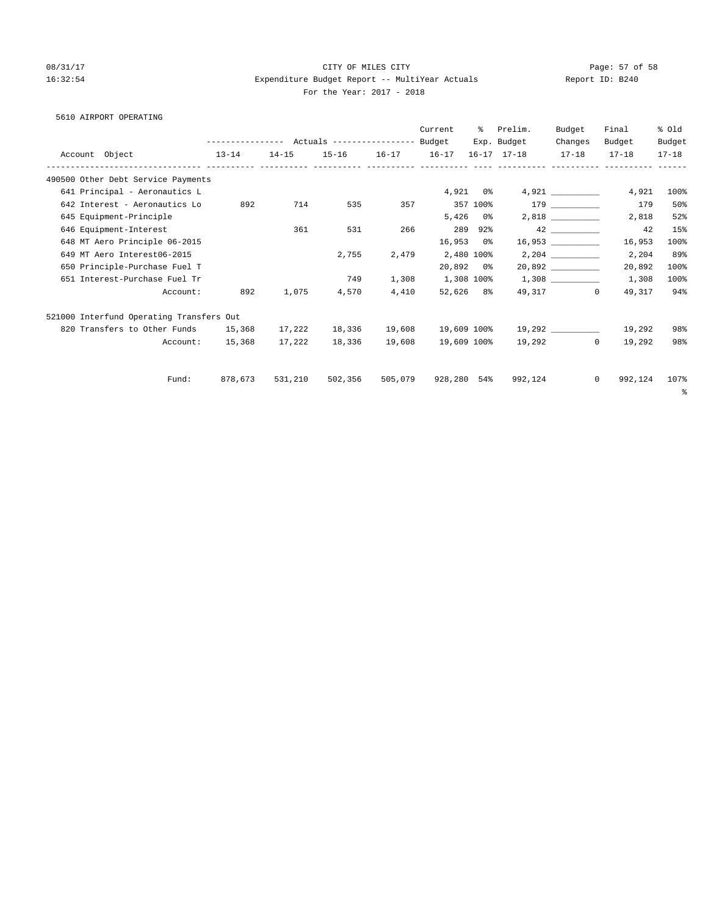CITY OF MILES CITY
Expenditure Budget Report -- MultiYear Actuals
For the Year: 2017 - 2018

5610 AIRPORT OPERATING

| Account Object | Actuals 13-14 | Actuals 14-15 | Actuals 15-16 | Actuals 16-17 | Current Budget 16-17 | % Exp. 16-17 | Prelim. Budget 17-18 | Budget Changes 17-18 | Final Budget 17-18 | % Old Budget 17-18 |
|---|---|---|---|---|---|---|---|---|---|---|
| **490500 Other Debt Service Payments** | | | | | | | | | | |
| 641 Principal - Aeronautics L | | | | | 4,921 | 0% | 4,921 | __________ | 4,921 | 100% |
| 642 Interest - Aeronautics Lo | 892 | 714 | 535 | 357 | 357 | 100% | 179 | __________ | 179 | 50% |
| 645 Equipment-Principle | | | | | 5,426 | 0% | 2,818 | __________ | 2,818 | 52% |
| 646 Equipment-Interest | | 361 | 531 | 266 | 289 | 92% | 42 | __________ | 42 | 15% |
| 648 MT Aero Principle 06-2015 | | | | | 16,953 | 0% | 16,953 | __________ | 16,953 | 100% |
| 649 MT Aero Interest06-2015 | | | 2,755 | 2,479 | 2,480 | 100% | 2,204 | __________ | 2,204 | 89% |
| 650 Principle-Purchase Fuel T | | | | | 20,892 | 0% | 20,892 | __________ | 20,892 | 100% |
| 651 Interest-Purchase Fuel Tr | | | 749 | 1,308 | 1,308 | 100% | 1,308 | __________ | 1,308 | 100% |
| Account: | 892 | 1,075 | 4,570 | 4,410 | 52,626 | 8% | 49,317 | 0 | 49,317 | 94% |
| **521000 Interfund Operating Transfers Out** | | | | | | | | | | |
| 820 Transfers to Other Funds | 15,368 | 17,222 | 18,336 | 19,608 | 19,609 | 100% | 19,292 | __________ | 19,292 | 98% |
| Account: | 15,368 | 17,222 | 18,336 | 19,608 | 19,609 | 100% | 19,292 | 0 | 19,292 | 98% |
| Fund: | 878,673 | 531,210 | 502,356 | 505,079 | 928,280 | 54% | 992,124 | 0 | 992,124 | 107% |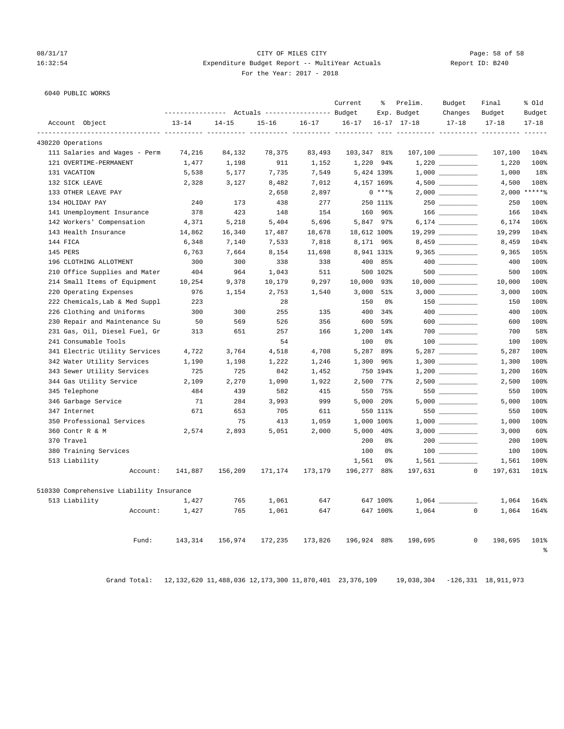CITY OF MILES CITY

Expenditure Budget Report -- MultiYear Actuals

For the Year: 2017 - 2018

08/31/17 16:32:54 Report ID: B240

6040 PUBLIC WORKS

| Account Object | Actuals 13-14 | Actuals 14-15 | Actuals 15-16 | Actuals 16-17 | Current Budget 16-17 | % Exp. 16-17 | Prelim. Budget 17-18 | Budget Changes 17-18 | Final Budget 17-18 | % Old Budget 17-18 |
|---|---|---|---|---|---|---|---|---|---|---|
| 430220 Operations | | | | | | | | | | |
| 111 Salaries and Wages - Perm | 74,216 | 84,132 | 78,375 | 83,493 | 103,347 | 81% | 107,100 | __________ | 107,100 | 104% |
| 121 OVERTIME-PERMANENT | 1,477 | 1,198 | 911 | 1,152 | 1,220 | 94% | 1,220 | __________ | 1,220 | 100% |
| 131 VACATION | 5,538 | 5,177 | 7,735 | 7,549 | 5,424 | 139% | 1,000 | __________ | 1,000 | 18% |
| 132 SICK LEAVE | 2,328 | 3,127 | 8,482 | 7,012 | 4,157 | 169% | 4,500 | __________ | 4,500 | 108% |
| 133 OTHER LEAVE PAY | | | 2,658 | 2,897 | 0 | ***% | 2,000 | __________ | 2,000 | *****% |
| 134 HOLIDAY PAY | 240 | 173 | 438 | 277 | 250 | 111% | 250 | __________ | 250 | 100% |
| 141 Unemployment Insurance | 378 | 423 | 148 | 154 | 160 | 96% | 166 | __________ | 166 | 104% |
| 142 Workers' Compensation | 4,371 | 5,218 | 5,404 | 5,696 | 5,847 | 97% | 6,174 | __________ | 6,174 | 106% |
| 143 Health Insurance | 14,862 | 16,340 | 17,487 | 18,678 | 18,612 | 100% | 19,299 | __________ | 19,299 | 104% |
| 144 FICA | 6,348 | 7,140 | 7,533 | 7,818 | 8,171 | 96% | 8,459 | __________ | 8,459 | 104% |
| 145 PERS | 6,763 | 7,664 | 8,154 | 11,698 | 8,941 | 131% | 9,365 | __________ | 9,365 | 105% |
| 196 CLOTHING ALLOTMENT | 300 | 300 | 338 | 338 | 400 | 85% | 400 | __________ | 400 | 100% |
| 210 Office Supplies and Mater | 404 | 964 | 1,043 | 511 | 500 | 102% | 500 | __________ | 500 | 100% |
| 214 Small Items of Equipment | 10,254 | 9,378 | 10,179 | 9,297 | 10,000 | 93% | 10,000 | __________ | 10,000 | 100% |
| 220 Operating Expenses | 976 | 1,154 | 2,753 | 1,540 | 3,000 | 51% | 3,000 | __________ | 3,000 | 100% |
| 222 Chemicals,Lab & Med Suppl | 223 | | 28 | | 150 | 0% | 150 | __________ | 150 | 100% |
| 226 Clothing and Uniforms | 300 | 300 | 255 | 135 | 400 | 34% | 400 | __________ | 400 | 100% |
| 230 Repair and Maintenance Su | 50 | 569 | 526 | 356 | 600 | 59% | 600 | __________ | 600 | 100% |
| 231 Gas, Oil, Diesel Fuel, Gr | 313 | 651 | 257 | 166 | 1,200 | 14% | 700 | __________ | 700 | 58% |
| 241 Consumable Tools | | | 54 | | 100 | 0% | 100 | __________ | 100 | 100% |
| 341 Electric Utility Services | 4,722 | 3,764 | 4,518 | 4,708 | 5,287 | 89% | 5,287 | __________ | 5,287 | 100% |
| 342 Water Utility Services | 1,190 | 1,198 | 1,222 | 1,246 | 1,300 | 96% | 1,300 | __________ | 1,300 | 100% |
| 343 Sewer Utility Services | 725 | 725 | 842 | 1,452 | 750 | 194% | 1,200 | __________ | 1,200 | 160% |
| 344 Gas Utility Service | 2,109 | 2,270 | 1,090 | 1,922 | 2,500 | 77% | 2,500 | __________ | 2,500 | 100% |
| 345 Telephone | 484 | 439 | 582 | 415 | 550 | 75% | 550 | __________ | 550 | 100% |
| 346 Garbage Service | 71 | 284 | 3,993 | 999 | 5,000 | 20% | 5,000 | __________ | 5,000 | 100% |
| 347 Internet | 671 | 653 | 705 | 611 | 550 | 111% | 550 | __________ | 550 | 100% |
| 350 Professional Services | | 75 | 413 | 1,059 | 1,000 | 106% | 1,000 | __________ | 1,000 | 100% |
| 360 Contr R & M | 2,574 | 2,893 | 5,051 | 2,000 | 5,000 | 40% | 3,000 | __________ | 3,000 | 60% |
| 370 Travel | | | | | 200 | 0% | 200 | __________ | 200 | 100% |
| 380 Training Services | | | | | 100 | 0% | 100 | __________ | 100 | 100% |
| 513 Liability | | | | | 1,561 | 0% | 1,561 | __________ | 1,561 | 100% |
| Account: | 141,887 | 156,209 | 171,174 | 173,179 | 196,277 | 88% | 197,631 | 0 | 197,631 | 101% |
| 510330 Comprehensive Liability Insurance | | | | | | | | | | |
| 513 Liability | 1,427 | 765 | 1,061 | 647 | 647 | 100% | 1,064 | __________ | 1,064 | 164% |
| Account: | 1,427 | 765 | 1,061 | 647 | 647 | 100% | 1,064 | 0 | 1,064 | 164% |
| Fund: | 143,314 | 156,974 | 172,235 | 173,826 | 196,924 | 88% | 198,695 | 0 | 198,695 | 101% % |
| Grand Total: | 12,132,620 | 11,488,036 | 12,173,300 | 11,870,401 | 23,376,109 | | 19,038,304 | -126,331 | 18,911,973 | |